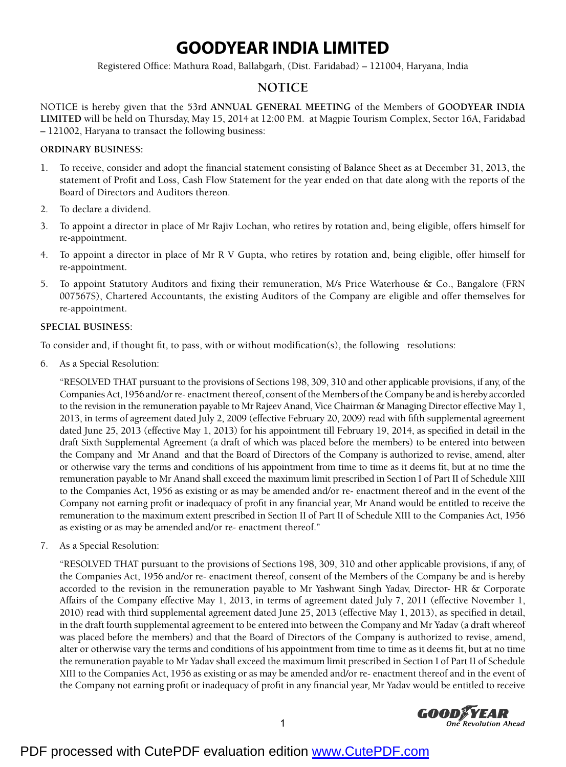# GOODYEAR INDIA LIMITED

Registered Office: Mathura Road, Ballabgarh, (Dist. Faridabad) – 121004, Haryana, India

## NOTICE

NOTICE is hereby given that the 53rd **ANNUAL GENERAL MEETING** of the Members of **GOODYEAR INDIA LIMITED** will be held on Thursday, May 15, 2014 at 12:00 P.M. at Magpie Tourism Complex, Sector 16A, Faridabad – 121002, Haryana to transact the following business:

**ORDINARY BUSINESS:**

1. To receive, consider and adopt the financial statement consisting of Balance Sheet as at December 31, 2013, the statement of Profit and Loss, Cash Flow Statement for the year ended on that date along with the reports of the Board of Directors and Auditors thereon.
2. To declare a dividend.
3. To appoint a director in place of Mr Rajiv Lochan, who retires by rotation and, being eligible, offers himself for re-appointment.
4. To appoint a director in place of Mr R V Gupta, who retires by rotation and, being eligible, offer himself for re-appointment.
5. To appoint Statutory Auditors and fixing their remuneration, M/s Price Waterhouse & Co., Bangalore (FRN 007567S), Chartered Accountants, the existing Auditors of the Company are eligible and offer themselves for re-appointment.

**SPECIAL BUSINESS:**

To consider and, if thought fit, to pass, with or without modification(s), the following resolutions:

6. As a Special Resolution:

   "RESOLVED THAT pursuant to the provisions of Sections 198, 309, 310 and other applicable provisions, if any, of the Companies Act, 1956 and/or re- enactment thereof, consent of the Members of the Company be and is hereby accorded to the revision in the remuneration payable to Mr Rajeev Anand, Vice Chairman & Managing Director effective May 1, 2013, in terms of agreement dated July 2, 2009 (effective February 20, 2009) read with fifth supplemental agreement dated June 25, 2013 (effective May 1, 2013) for his appointment till February 19, 2014, as specified in detail in the draft Sixth Supplemental Agreement (a draft of which was placed before the members) to be entered into between the Company and Mr Anand and that the Board of Directors of the Company is authorized to revise, amend, alter or otherwise vary the terms and conditions of his appointment from time to time as it deems fit, but at no time the remuneration payable to Mr Anand shall exceed the maximum limit prescribed in Section I of Part II of Schedule XIII to the Companies Act, 1956 as existing or as may be amended and/or re- enactment thereof and in the event of the Company not earning profit or inadequacy of profit in any financial year, Mr Anand would be entitled to receive the remuneration to the maximum extent prescribed in Section II of Part II of Schedule XIII to the Companies Act, 1956 as existing or as may be amended and/or re- enactment thereof."

7. As a Special Resolution:

   "RESOLVED THAT pursuant to the provisions of Sections 198, 309, 310 and other applicable provisions, if any, of the Companies Act, 1956 and/or re- enactment thereof, consent of the Members of the Company be and is hereby accorded to the revision in the remuneration payable to Mr Yashwant Singh Yadav, Director- HR & Corporate Affairs of the Company effective May 1, 2013, in terms of agreement dated July 7, 2011 (effective November 1, 2010) read with third supplemental agreement dated June 25, 2013 (effective May 1, 2013), as specified in detail, in the draft fourth supplemental agreement to be entered into between the Company and Mr Yadav (a draft whereof was placed before the members) and that the Board of Directors of the Company is authorized to revise, amend, alter or otherwise vary the terms and conditions of his appointment from time to time as it deems fit, but at no time the remuneration payable to Mr Yadav shall exceed the maximum limit prescribed in Section I of Part II of Schedule XIII to the Companies Act, 1956 as existing or as may be amended and/or re- enactment thereof and in the event of the Company not earning profit or inadequacy of profit in any financial year, Mr Yadav would be entitled to receive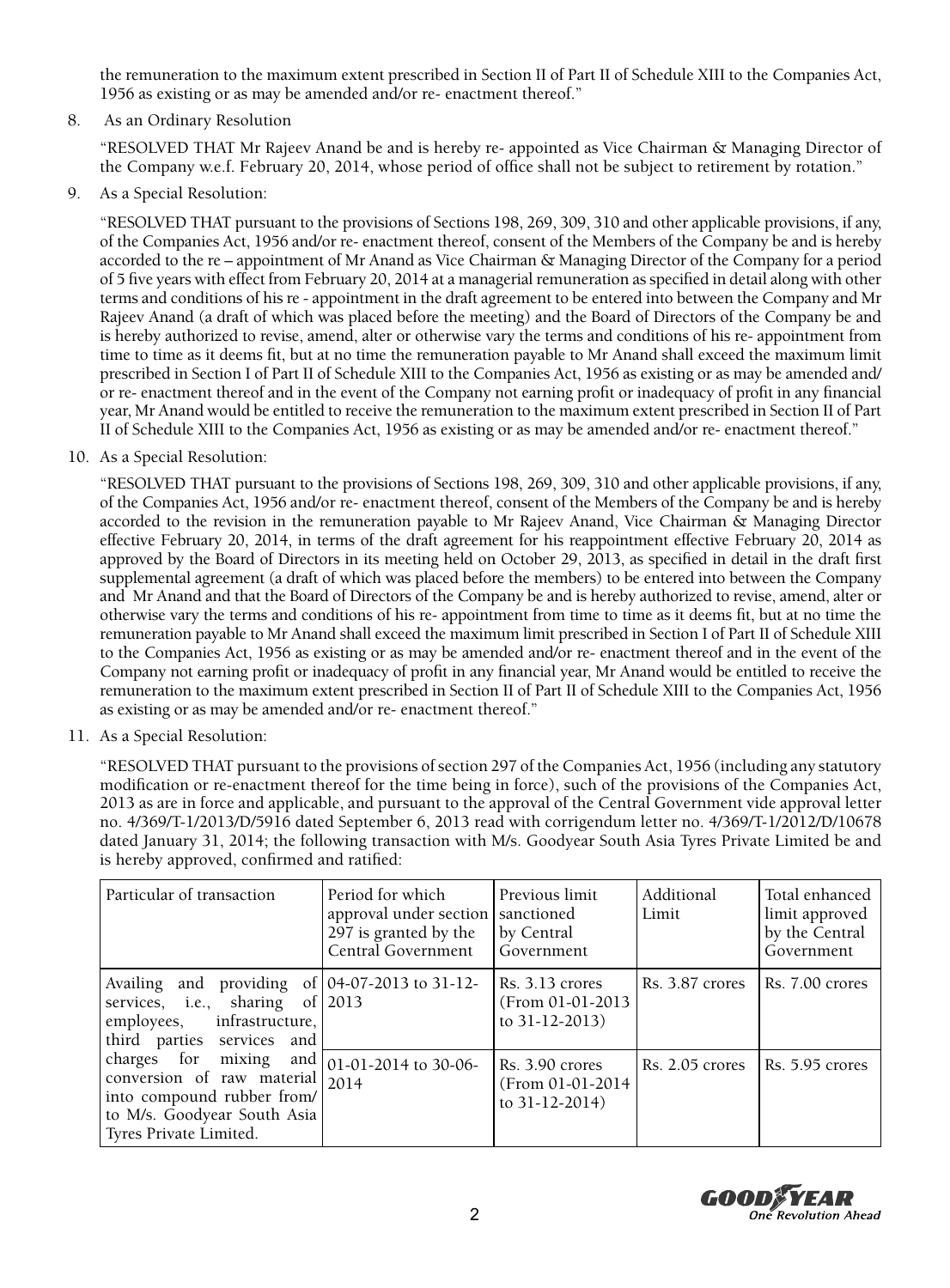the remuneration to the maximum extent prescribed in Section II of Part II of Schedule XIII to the Companies Act, 1956 as existing or as may be amended and/or re- enactment thereof."

8. As an Ordinary Resolution

   "RESOLVED THAT Mr Rajeev Anand be and is hereby re- appointed as Vice Chairman & Managing Director of the Company w.e.f. February 20, 2014, whose period of office shall not be subject to retirement by rotation."

9. As a Special Resolution:

   "RESOLVED THAT pursuant to the provisions of Sections 198, 269, 309, 310 and other applicable provisions, if any, of the Companies Act, 1956 and/or re- enactment thereof, consent of the Members of the Company be and is hereby accorded to the re – appointment of Mr Anand as Vice Chairman & Managing Director of the Company for a period of 5 five years with effect from February 20, 2014 at a managerial remuneration as specified in detail along with other terms and conditions of his re - appointment in the draft agreement to be entered into between the Company and Mr Rajeev Anand (a draft of which was placed before the meeting) and the Board of Directors of the Company be and is hereby authorized to revise, amend, alter or otherwise vary the terms and conditions of his re- appointment from time to time as it deems fit, but at no time the remuneration payable to Mr Anand shall exceed the maximum limit prescribed in Section I of Part II of Schedule XIII to the Companies Act, 1956 as existing or as may be amended and/ or re- enactment thereof and in the event of the Company not earning profit or inadequacy of profit in any financial year, Mr Anand would be entitled to receive the remuneration to the maximum extent prescribed in Section II of Part II of Schedule XIII to the Companies Act, 1956 as existing or as may be amended and/or re- enactment thereof."

10. As a Special Resolution:

    "RESOLVED THAT pursuant to the provisions of Sections 198, 269, 309, 310 and other applicable provisions, if any, of the Companies Act, 1956 and/or re- enactment thereof, consent of the Members of the Company be and is hereby accorded to the revision in the remuneration payable to Mr Rajeev Anand, Vice Chairman & Managing Director effective February 20, 2014, in terms of the draft agreement for his reappointment effective February 20, 2014 as approved by the Board of Directors in its meeting held on October 29, 2013, as specified in detail in the draft first supplemental agreement (a draft of which was placed before the members) to be entered into between the Company and Mr Anand and that the Board of Directors of the Company be and is hereby authorized to revise, amend, alter or otherwise vary the terms and conditions of his re- appointment from time to time as it deems fit, but at no time the remuneration payable to Mr Anand shall exceed the maximum limit prescribed in Section I of Part II of Schedule XIII to the Companies Act, 1956 as existing or as may be amended and/or re- enactment thereof and in the event of the Company not earning profit or inadequacy of profit in any financial year, Mr Anand would be entitled to receive the remuneration to the maximum extent prescribed in Section II of Part II of Schedule XIII to the Companies Act, 1956 as existing or as may be amended and/or re- enactment thereof."

11. As a Special Resolution:

    "RESOLVED THAT pursuant to the provisions of section 297 of the Companies Act, 1956 (including any statutory modification or re-enactment thereof for the time being in force), such of the provisions of the Companies Act, 2013 as are in force and applicable, and pursuant to the approval of the Central Government vide approval letter no. 4/369/T-1/2013/D/5916 dated September 6, 2013 read with corrigendum letter no. 4/369/T-1/2012/D/10678 dated January 31, 2014; the following transaction with M/s. Goodyear South Asia Tyres Private Limited be and is hereby approved, confirmed and ratified:

| Particular of transaction | Period for which approval under section 297 is granted by the Central Government | Previous limit sanctioned by Central Government | Additional Limit | Total enhanced limit approved by the Central Government |
|---|---|---|---|---|
| Availing and providing of services, i.e., sharing of employees, infrastructure, third parties services and charges for mixing and conversion of raw material into compound rubber from/ to M/s. Goodyear South Asia Tyres Private Limited. | 04-07-2013 to 31-12-2013 | Rs. 3.13 crores (From 01-01-2013 to 31-12-2013) | Rs. 3.87 crores | Rs. 7.00 crores |
| | 01-01-2014 to 30-06-2014 | Rs. 3.90 crores (From 01-01-2014 to 31-12-2014) | Rs. 2.05 crores | Rs. 5.95 crores |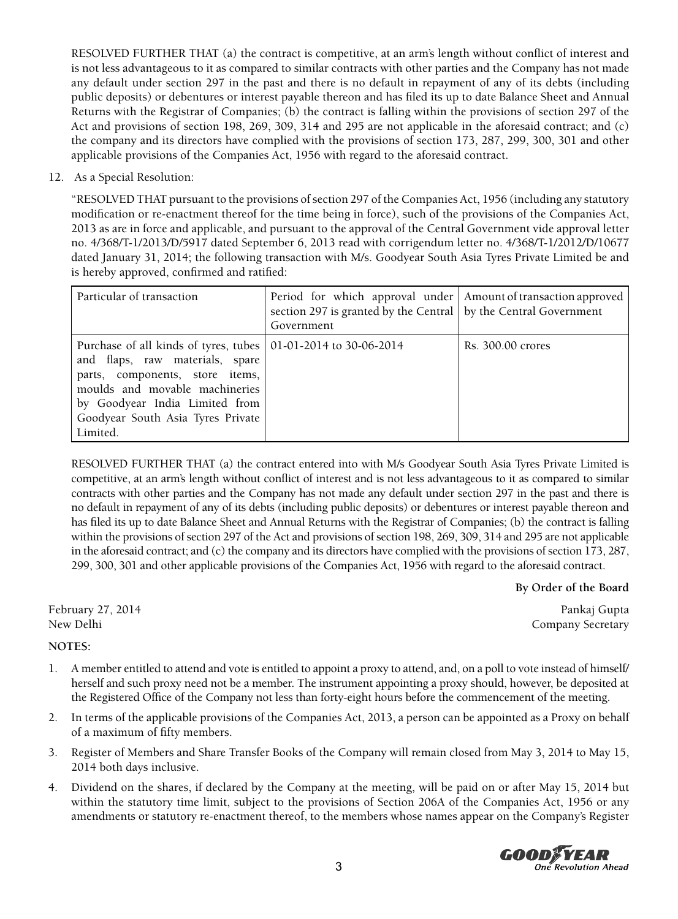RESOLVED FURTHER THAT (a) the contract is competitive, at an arm's length without conflict of interest and is not less advantageous to it as compared to similar contracts with other parties and the Company has not made any default under section 297 in the past and there is no default in repayment of any of its debts (including public deposits) or debentures or interest payable thereon and has filed its up to date Balance Sheet and Annual Returns with the Registrar of Companies; (b) the contract is falling within the provisions of section 297 of the Act and provisions of section 198, 269, 309, 314 and 295 are not applicable in the aforesaid contract; and (c) the company and its directors have complied with the provisions of section 173, 287, 299, 300, 301 and other applicable provisions of the Companies Act, 1956 with regard to the aforesaid contract.

12. As a Special Resolution:

"RESOLVED THAT pursuant to the provisions of section 297 of the Companies Act, 1956 (including any statutory modification or re-enactment thereof for the time being in force), such of the provisions of the Companies Act, 2013 as are in force and applicable, and pursuant to the approval of the Central Government vide approval letter no. 4/368/T-1/2013/D/5917 dated September 6, 2013 read with corrigendum letter no. 4/368/T-1/2012/D/10677 dated January 31, 2014; the following transaction with M/s. Goodyear South Asia Tyres Private Limited be and is hereby approved, confirmed and ratified:

| Particular of transaction | Period for which approval under section 297 is granted by the Central Government | Amount of transaction approved by the Central Government |
|---|---|---|
| Purchase of all kinds of tyres, tubes and flaps, raw materials, spare parts, components, store items, moulds and movable machineries by Goodyear India Limited from Goodyear South Asia Tyres Private Limited. | 01-01-2014 to 30-06-2014 | Rs. 300.00 crores |

RESOLVED FURTHER THAT (a) the contract entered into with M/s Goodyear South Asia Tyres Private Limited is competitive, at an arm's length without conflict of interest and is not less advantageous to it as compared to similar contracts with other parties and the Company has not made any default under section 297 in the past and there is no default in repayment of any of its debts (including public deposits) or debentures or interest payable thereon and has filed its up to date Balance Sheet and Annual Returns with the Registrar of Companies; (b) the contract is falling within the provisions of section 297 of the Act and provisions of section 198, 269, 309, 314 and 295 are not applicable in the aforesaid contract; and (c) the company and its directors have complied with the provisions of section 173, 287, 299, 300, 301 and other applicable provisions of the Companies Act, 1956 with regard to the aforesaid contract.

**By Order of the Board**

February 27, 2014
New Delhi

Pankaj Gupta
Company Secretary

**NOTES:**

1. A member entitled to attend and vote is entitled to appoint a proxy to attend, and, on a poll to vote instead of himself/herself and such proxy need not be a member. The instrument appointing a proxy should, however, be deposited at the Registered Office of the Company not less than forty-eight hours before the commencement of the meeting.
2. In terms of the applicable provisions of the Companies Act, 2013, a person can be appointed as a Proxy on behalf of a maximum of fifty members.
3. Register of Members and Share Transfer Books of the Company will remain closed from May 3, 2014 to May 15, 2014 both days inclusive.
4. Dividend on the shares, if declared by the Company at the meeting, will be paid on or after May 15, 2014 but within the statutory time limit, subject to the provisions of Section 206A of the Companies Act, 1956 or any amendments or statutory re-enactment thereof, to the members whose names appear on the Company's Register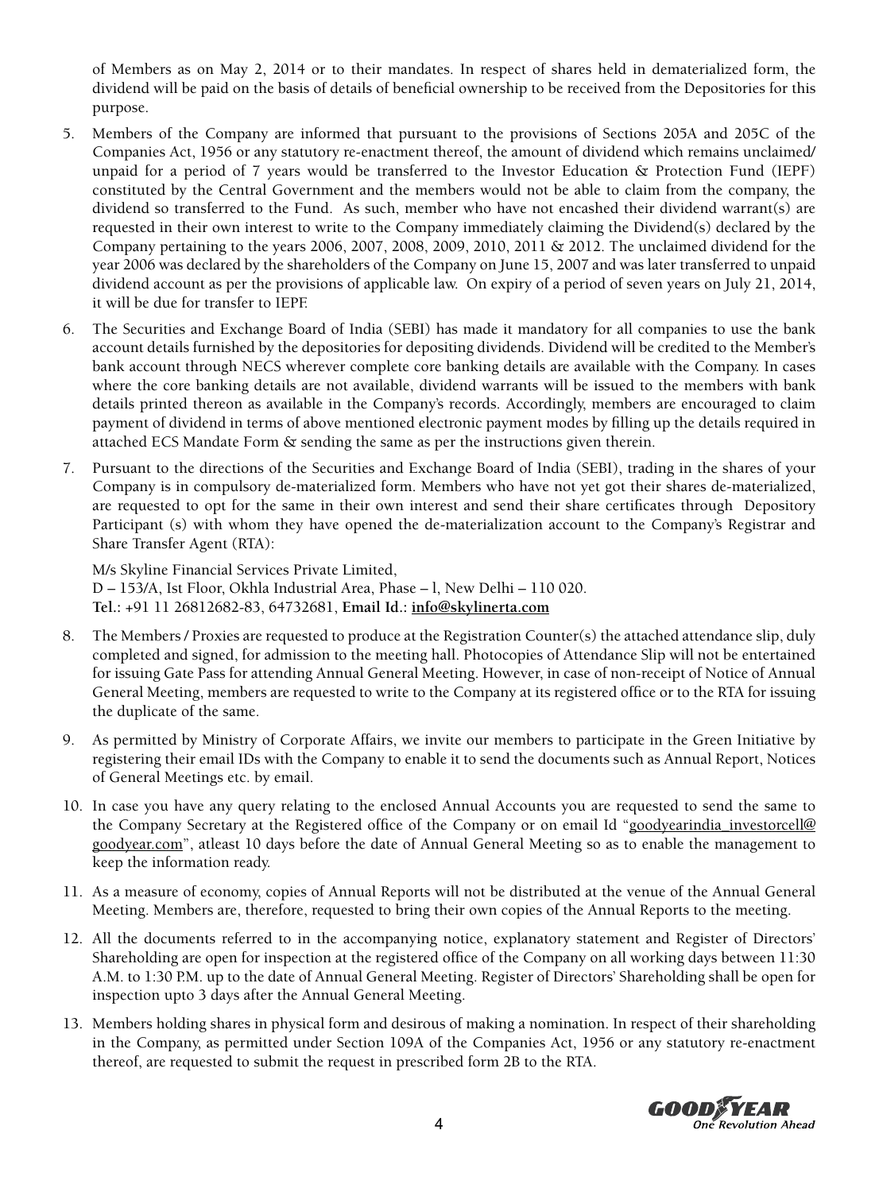of Members as on May 2, 2014 or to their mandates. In respect of shares held in dematerialized form, the dividend will be paid on the basis of details of beneficial ownership to be received from the Depositories for this purpose.

5. Members of the Company are informed that pursuant to the provisions of Sections 205A and 205C of the Companies Act, 1956 or any statutory re-enactment thereof, the amount of dividend which remains unclaimed/ unpaid for a period of 7 years would be transferred to the Investor Education & Protection Fund (IEPF) constituted by the Central Government and the members would not be able to claim from the company, the dividend so transferred to the Fund. As such, member who have not encashed their dividend warrant(s) are requested in their own interest to write to the Company immediately claiming the Dividend(s) declared by the Company pertaining to the years 2006, 2007, 2008, 2009, 2010, 2011 & 2012. The unclaimed dividend for the year 2006 was declared by the shareholders of the Company on June 15, 2007 and was later transferred to unpaid dividend account as per the provisions of applicable law. On expiry of a period of seven years on July 21, 2014, it will be due for transfer to IEPF.

6. The Securities and Exchange Board of India (SEBI) has made it mandatory for all companies to use the bank account details furnished by the depositories for depositing dividends. Dividend will be credited to the Member's bank account through NECS wherever complete core banking details are available with the Company. In cases where the core banking details are not available, dividend warrants will be issued to the members with bank details printed thereon as available in the Company's records. Accordingly, members are encouraged to claim payment of dividend in terms of above mentioned electronic payment modes by filling up the details required in attached ECS Mandate Form & sending the same as per the instructions given therein.

7. Pursuant to the directions of the Securities and Exchange Board of India (SEBI), trading in the shares of your Company is in compulsory de-materialized form. Members who have not yet got their shares de-materialized, are requested to opt for the same in their own interest and send their share certificates through Depository Participant (s) with whom they have opened the de-materialization account to the Company's Registrar and Share Transfer Agent (RTA):

   M/s Skyline Financial Services Private Limited,
   D – 153/A, Ist Floor, Okhla Industrial Area, Phase – l, New Delhi – 110 020.
   **Tel.:** +91 11 26812682-83, 64732681, **Email Id.: info@skylinerta.com**

8. The Members / Proxies are requested to produce at the Registration Counter(s) the attached attendance slip, duly completed and signed, for admission to the meeting hall. Photocopies of Attendance Slip will not be entertained for issuing Gate Pass for attending Annual General Meeting. However, in case of non-receipt of Notice of Annual General Meeting, members are requested to write to the Company at its registered office or to the RTA for issuing the duplicate of the same.

9. As permitted by Ministry of Corporate Affairs, we invite our members to participate in the Green Initiative by registering their email IDs with the Company to enable it to send the documents such as Annual Report, Notices of General Meetings etc. by email.

10. In case you have any query relating to the enclosed Annual Accounts you are requested to send the same to the Company Secretary at the Registered office of the Company or on email Id "goodyearindia_investorcell@goodyear.com", atleast 10 days before the date of Annual General Meeting so as to enable the management to keep the information ready.

11. As a measure of economy, copies of Annual Reports will not be distributed at the venue of the Annual General Meeting. Members are, therefore, requested to bring their own copies of the Annual Reports to the meeting.

12. All the documents referred to in the accompanying notice, explanatory statement and Register of Directors' Shareholding are open for inspection at the registered office of the Company on all working days between 11:30 A.M. to 1:30 P.M. up to the date of Annual General Meeting. Register of Directors' Shareholding shall be open for inspection upto 3 days after the Annual General Meeting.

13. Members holding shares in physical form and desirous of making a nomination. In respect of their shareholding in the Company, as permitted under Section 109A of the Companies Act, 1956 or any statutory re-enactment thereof, are requested to submit the request in prescribed form 2B to the RTA.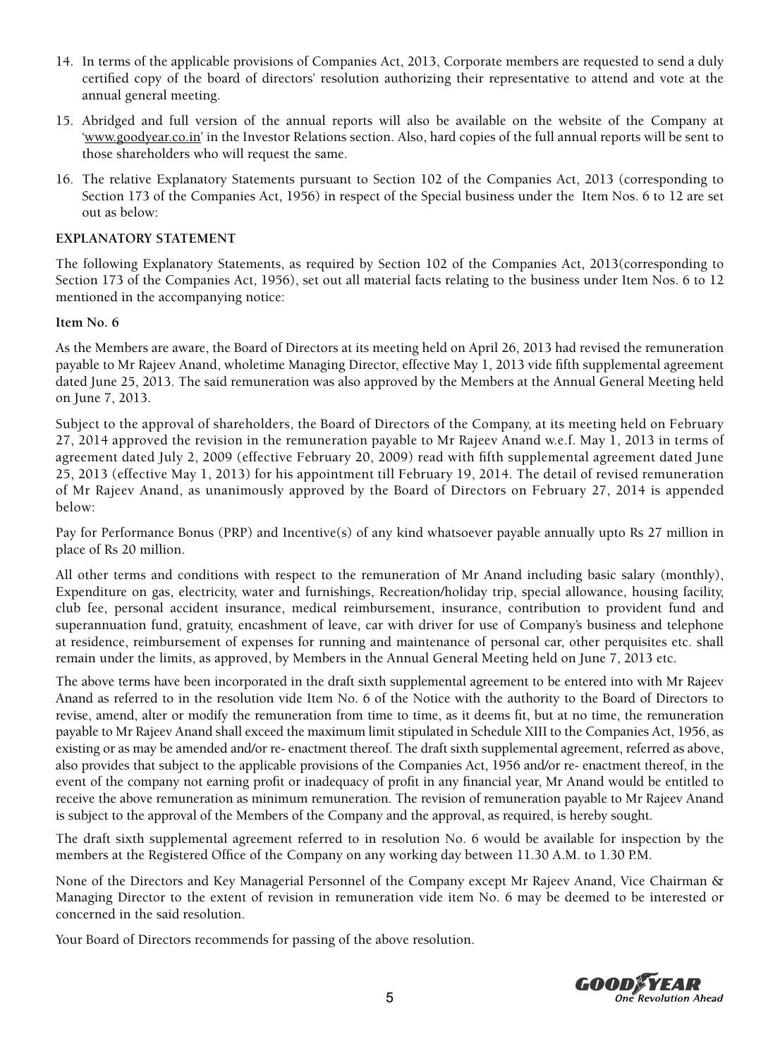14. In terms of the applicable provisions of Companies Act, 2013, Corporate members are requested to send a duly certified copy of the board of directors' resolution authorizing their representative to attend and vote at the annual general meeting.

15. Abridged and full version of the annual reports will also be available on the website of the Company at 'www.goodyear.co.in' in the Investor Relations section. Also, hard copies of the full annual reports will be sent to those shareholders who will request the same.

16. The relative Explanatory Statements pursuant to Section 102 of the Companies Act, 2013 (corresponding to Section 173 of the Companies Act, 1956) in respect of the Special business under the Item Nos. 6 to 12 are set out as below:

**EXPLANATORY STATEMENT**

The following Explanatory Statements, as required by Section 102 of the Companies Act, 2013(corresponding to Section 173 of the Companies Act, 1956), set out all material facts relating to the business under Item Nos. 6 to 12 mentioned in the accompanying notice:

**Item No. 6**

As the Members are aware, the Board of Directors at its meeting held on April 26, 2013 had revised the remuneration payable to Mr Rajeev Anand, wholetime Managing Director, effective May 1, 2013 vide fifth supplemental agreement dated June 25, 2013. The said remuneration was also approved by the Members at the Annual General Meeting held on June 7, 2013.

Subject to the approval of shareholders, the Board of Directors of the Company, at its meeting held on February 27, 2014 approved the revision in the remuneration payable to Mr Rajeev Anand w.e.f. May 1, 2013 in terms of agreement dated July 2, 2009 (effective February 20, 2009) read with fifth supplemental agreement dated June 25, 2013 (effective May 1, 2013) for his appointment till February 19, 2014. The detail of revised remuneration of Mr Rajeev Anand, as unanimously approved by the Board of Directors on February 27, 2014 is appended below:

Pay for Performance Bonus (PRP) and Incentive(s) of any kind whatsoever payable annually upto Rs 27 million in place of Rs 20 million.

All other terms and conditions with respect to the remuneration of Mr Anand including basic salary (monthly), Expenditure on gas, electricity, water and furnishings, Recreation/holiday trip, special allowance, housing facility, club fee, personal accident insurance, medical reimbursement, insurance, contribution to provident fund and superannuation fund, gratuity, encashment of leave, car with driver for use of Company's business and telephone at residence, reimbursement of expenses for running and maintenance of personal car, other perquisites etc. shall remain under the limits, as approved, by Members in the Annual General Meeting held on June 7, 2013 etc.

The above terms have been incorporated in the draft sixth supplemental agreement to be entered into with Mr Rajeev Anand as referred to in the resolution vide Item No. 6 of the Notice with the authority to the Board of Directors to revise, amend, alter or modify the remuneration from time to time, as it deems fit, but at no time, the remuneration payable to Mr Rajeev Anand shall exceed the maximum limit stipulated in Schedule XIII to the Companies Act, 1956, as existing or as may be amended and/or re- enactment thereof. The draft sixth supplemental agreement, referred as above, also provides that subject to the applicable provisions of the Companies Act, 1956 and/or re- enactment thereof, in the event of the company not earning profit or inadequacy of profit in any financial year, Mr Anand would be entitled to receive the above remuneration as minimum remuneration. The revision of remuneration payable to Mr Rajeev Anand is subject to the approval of the Members of the Company and the approval, as required, is hereby sought.

The draft sixth supplemental agreement referred to in resolution No. 6 would be available for inspection by the members at the Registered Office of the Company on any working day between 11.30 A.M. to 1.30 P.M.

None of the Directors and Key Managerial Personnel of the Company except Mr Rajeev Anand, Vice Chairman & Managing Director to the extent of revision in remuneration vide item No. 6 may be deemed to be interested or concerned in the said resolution.

Your Board of Directors recommends for passing of the above resolution.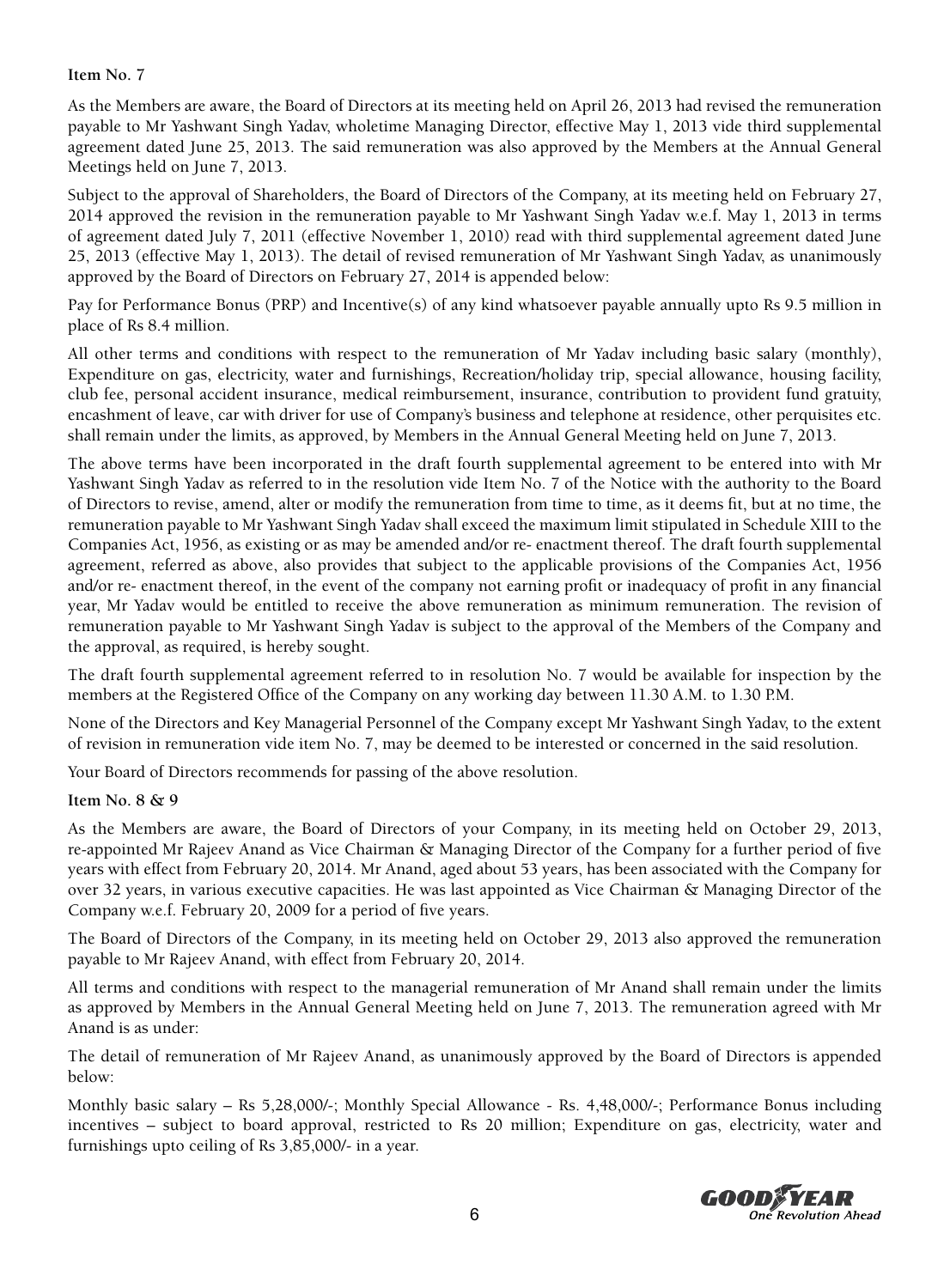**Item No. 7**

As the Members are aware, the Board of Directors at its meeting held on April 26, 2013 had revised the remuneration payable to Mr Yashwant Singh Yadav, wholetime Managing Director, effective May 1, 2013 vide third supplemental agreement dated June 25, 2013. The said remuneration was also approved by the Members at the Annual General Meetings held on June 7, 2013.

Subject to the approval of Shareholders, the Board of Directors of the Company, at its meeting held on February 27, 2014 approved the revision in the remuneration payable to Mr Yashwant Singh Yadav w.e.f. May 1, 2013 in terms of agreement dated July 7, 2011 (effective November 1, 2010) read with third supplemental agreement dated June 25, 2013 (effective May 1, 2013). The detail of revised remuneration of Mr Yashwant Singh Yadav, as unanimously approved by the Board of Directors on February 27, 2014 is appended below:

Pay for Performance Bonus (PRP) and Incentive(s) of any kind whatsoever payable annually upto Rs 9.5 million in place of Rs 8.4 million.

All other terms and conditions with respect to the remuneration of Mr Yadav including basic salary (monthly), Expenditure on gas, electricity, water and furnishings, Recreation/holiday trip, special allowance, housing facility, club fee, personal accident insurance, medical reimbursement, insurance, contribution to provident fund gratuity, encashment of leave, car with driver for use of Company's business and telephone at residence, other perquisites etc. shall remain under the limits, as approved, by Members in the Annual General Meeting held on June 7, 2013.

The above terms have been incorporated in the draft fourth supplemental agreement to be entered into with Mr Yashwant Singh Yadav as referred to in the resolution vide Item No. 7 of the Notice with the authority to the Board of Directors to revise, amend, alter or modify the remuneration from time to time, as it deems fit, but at no time, the remuneration payable to Mr Yashwant Singh Yadav shall exceed the maximum limit stipulated in Schedule XIII to the Companies Act, 1956, as existing or as may be amended and/or re- enactment thereof. The draft fourth supplemental agreement, referred as above, also provides that subject to the applicable provisions of the Companies Act, 1956 and/or re- enactment thereof, in the event of the company not earning profit or inadequacy of profit in any financial year, Mr Yadav would be entitled to receive the above remuneration as minimum remuneration. The revision of remuneration payable to Mr Yashwant Singh Yadav is subject to the approval of the Members of the Company and the approval, as required, is hereby sought.

The draft fourth supplemental agreement referred to in resolution No. 7 would be available for inspection by the members at the Registered Office of the Company on any working day between 11.30 A.M. to 1.30 P.M.

None of the Directors and Key Managerial Personnel of the Company except Mr Yashwant Singh Yadav, to the extent of revision in remuneration vide item No. 7, may be deemed to be interested or concerned in the said resolution.

Your Board of Directors recommends for passing of the above resolution.

**Item No. 8 & 9**

As the Members are aware, the Board of Directors of your Company, in its meeting held on October 29, 2013, re-appointed Mr Rajeev Anand as Vice Chairman & Managing Director of the Company for a further period of five years with effect from February 20, 2014. Mr Anand, aged about 53 years, has been associated with the Company for over 32 years, in various executive capacities. He was last appointed as Vice Chairman & Managing Director of the Company w.e.f. February 20, 2009 for a period of five years.

The Board of Directors of the Company, in its meeting held on October 29, 2013 also approved the remuneration payable to Mr Rajeev Anand, with effect from February 20, 2014.

All terms and conditions with respect to the managerial remuneration of Mr Anand shall remain under the limits as approved by Members in the Annual General Meeting held on June 7, 2013. The remuneration agreed with Mr Anand is as under:

The detail of remuneration of Mr Rajeev Anand, as unanimously approved by the Board of Directors is appended below:

Monthly basic salary – Rs 5,28,000/-; Monthly Special Allowance - Rs. 4,48,000/-; Performance Bonus including incentives – subject to board approval, restricted to Rs 20 million; Expenditure on gas, electricity, water and furnishings upto ceiling of Rs 3,85,000/- in a year.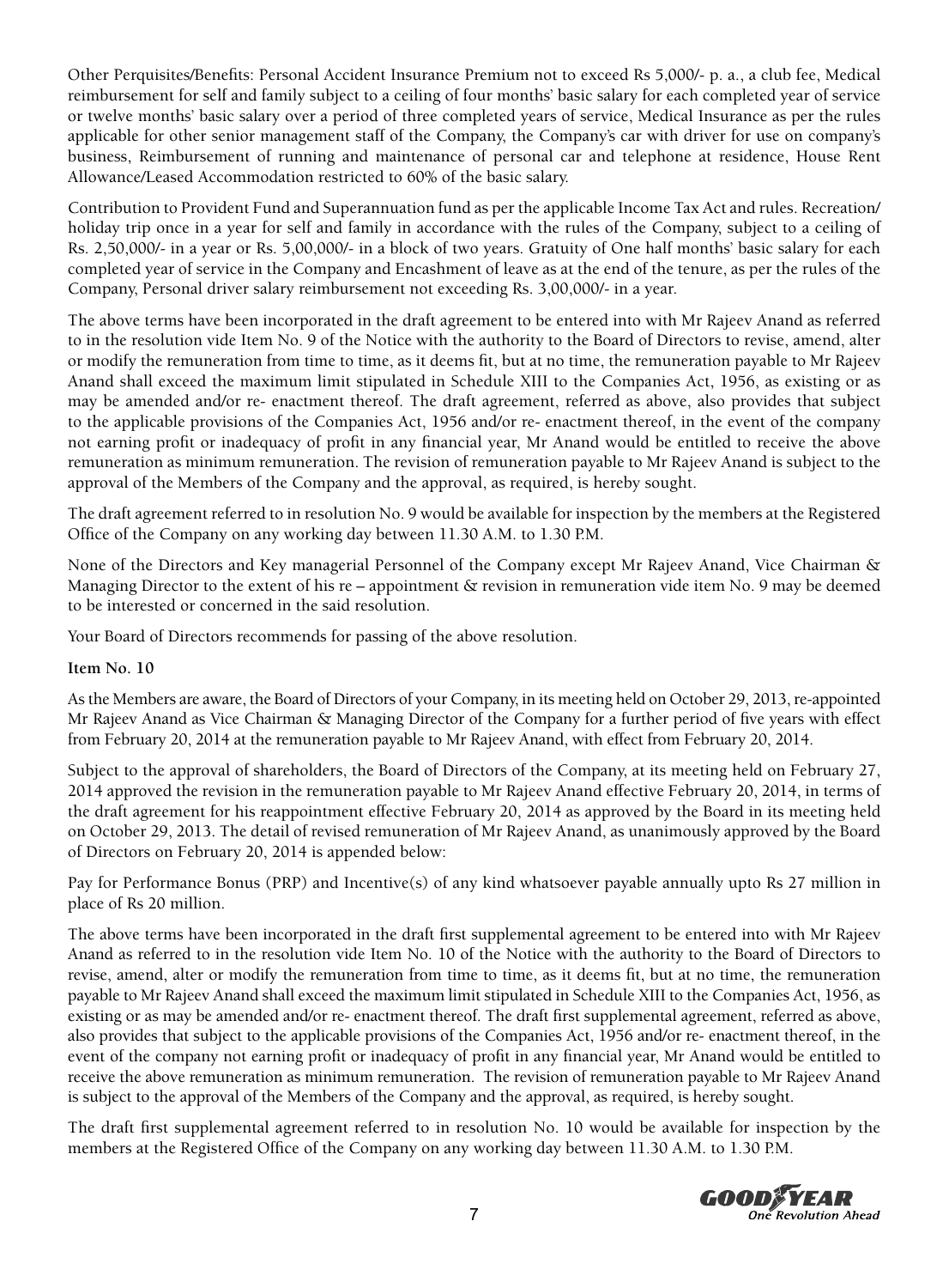Other Perquisites/Benefits: Personal Accident Insurance Premium not to exceed Rs 5,000/- p. a., a club fee, Medical reimbursement for self and family subject to a ceiling of four months' basic salary for each completed year of service or twelve months' basic salary over a period of three completed years of service, Medical Insurance as per the rules applicable for other senior management staff of the Company, the Company's car with driver for use on company's business, Reimbursement of running and maintenance of personal car and telephone at residence, House Rent Allowance/Leased Accommodation restricted to 60% of the basic salary.

Contribution to Provident Fund and Superannuation fund as per the applicable Income Tax Act and rules. Recreation/ holiday trip once in a year for self and family in accordance with the rules of the Company, subject to a ceiling of Rs. 2,50,000/- in a year or Rs. 5,00,000/- in a block of two years. Gratuity of One half months' basic salary for each completed year of service in the Company and Encashment of leave as at the end of the tenure, as per the rules of the Company, Personal driver salary reimbursement not exceeding Rs. 3,00,000/- in a year.

The above terms have been incorporated in the draft agreement to be entered into with Mr Rajeev Anand as referred to in the resolution vide Item No. 9 of the Notice with the authority to the Board of Directors to revise, amend, alter or modify the remuneration from time to time, as it deems fit, but at no time, the remuneration payable to Mr Rajeev Anand shall exceed the maximum limit stipulated in Schedule XIII to the Companies Act, 1956, as existing or as may be amended and/or re- enactment thereof. The draft agreement, referred as above, also provides that subject to the applicable provisions of the Companies Act, 1956 and/or re- enactment thereof, in the event of the company not earning profit or inadequacy of profit in any financial year, Mr Anand would be entitled to receive the above remuneration as minimum remuneration. The revision of remuneration payable to Mr Rajeev Anand is subject to the approval of the Members of the Company and the approval, as required, is hereby sought.

The draft agreement referred to in resolution No. 9 would be available for inspection by the members at the Registered Office of the Company on any working day between 11.30 A.M. to 1.30 P.M.

None of the Directors and Key managerial Personnel of the Company except Mr Rajeev Anand, Vice Chairman & Managing Director to the extent of his re – appointment & revision in remuneration vide item No. 9 may be deemed to be interested or concerned in the said resolution.

Your Board of Directors recommends for passing of the above resolution.

**Item No. 10**

As the Members are aware, the Board of Directors of your Company, in its meeting held on October 29, 2013, re-appointed Mr Rajeev Anand as Vice Chairman & Managing Director of the Company for a further period of five years with effect from February 20, 2014 at the remuneration payable to Mr Rajeev Anand, with effect from February 20, 2014.

Subject to the approval of shareholders, the Board of Directors of the Company, at its meeting held on February 27, 2014 approved the revision in the remuneration payable to Mr Rajeev Anand effective February 20, 2014, in terms of the draft agreement for his reappointment effective February 20, 2014 as approved by the Board in its meeting held on October 29, 2013. The detail of revised remuneration of Mr Rajeev Anand, as unanimously approved by the Board of Directors on February 20, 2014 is appended below:

Pay for Performance Bonus (PRP) and Incentive(s) of any kind whatsoever payable annually upto Rs 27 million in place of Rs 20 million.

The above terms have been incorporated in the draft first supplemental agreement to be entered into with Mr Rajeev Anand as referred to in the resolution vide Item No. 10 of the Notice with the authority to the Board of Directors to revise, amend, alter or modify the remuneration from time to time, as it deems fit, but at no time, the remuneration payable to Mr Rajeev Anand shall exceed the maximum limit stipulated in Schedule XIII to the Companies Act, 1956, as existing or as may be amended and/or re- enactment thereof. The draft first supplemental agreement, referred as above, also provides that subject to the applicable provisions of the Companies Act, 1956 and/or re- enactment thereof, in the event of the company not earning profit or inadequacy of profit in any financial year, Mr Anand would be entitled to receive the above remuneration as minimum remuneration. The revision of remuneration payable to Mr Rajeev Anand is subject to the approval of the Members of the Company and the approval, as required, is hereby sought.

The draft first supplemental agreement referred to in resolution No. 10 would be available for inspection by the members at the Registered Office of the Company on any working day between 11.30 A.M. to 1.30 P.M.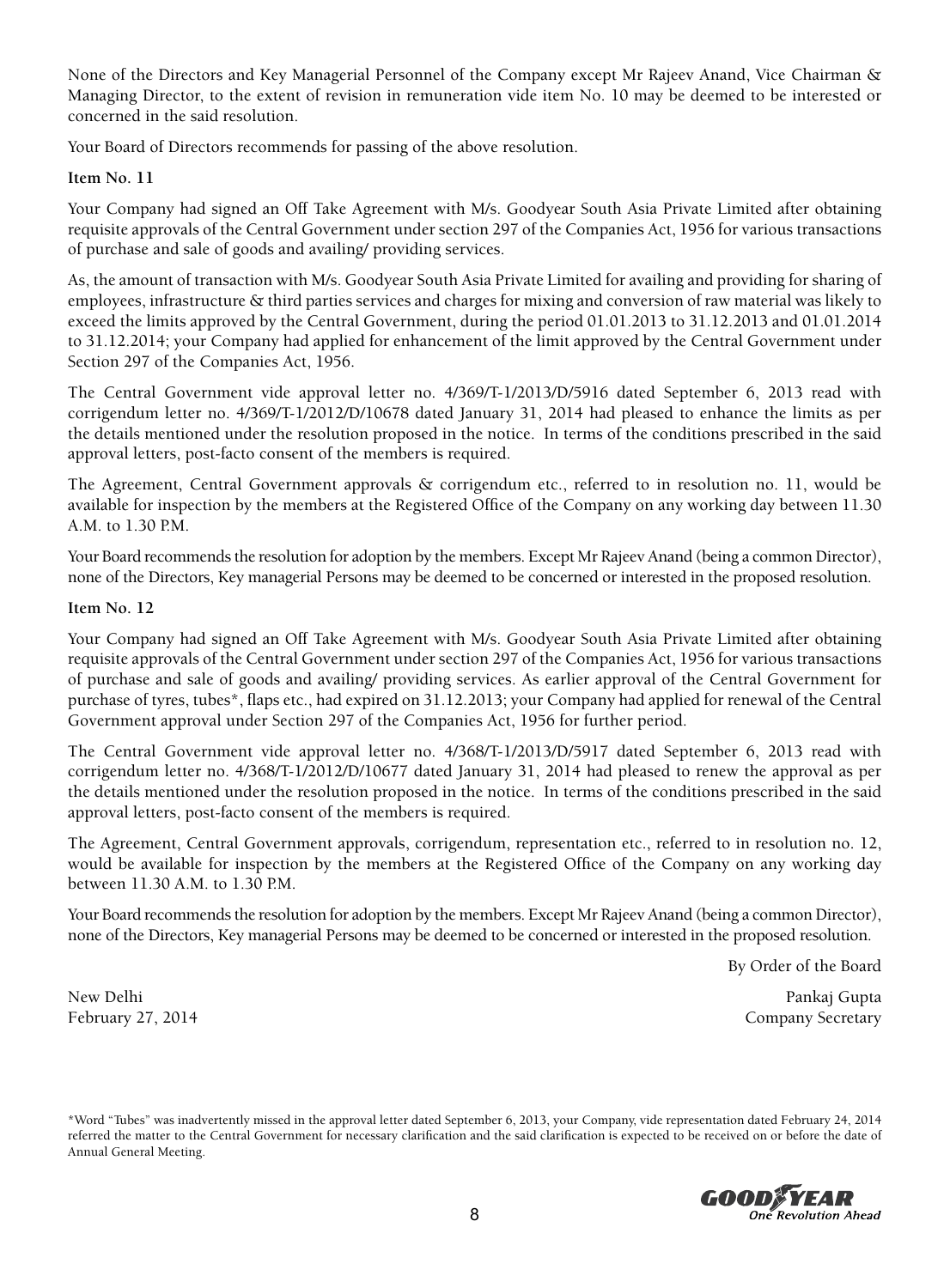None of the Directors and Key Managerial Personnel of the Company except Mr Rajeev Anand, Vice Chairman & Managing Director, to the extent of revision in remuneration vide item No. 10 may be deemed to be interested or concerned in the said resolution.

Your Board of Directors recommends for passing of the above resolution.

**Item No. 11**

Your Company had signed an Off Take Agreement with M/s. Goodyear South Asia Private Limited after obtaining requisite approvals of the Central Government under section 297 of the Companies Act, 1956 for various transactions of purchase and sale of goods and availing/ providing services.

As, the amount of transaction with M/s. Goodyear South Asia Private Limited for availing and providing for sharing of employees, infrastructure & third parties services and charges for mixing and conversion of raw material was likely to exceed the limits approved by the Central Government, during the period 01.01.2013 to 31.12.2013 and 01.01.2014 to 31.12.2014; your Company had applied for enhancement of the limit approved by the Central Government under Section 297 of the Companies Act, 1956.

The Central Government vide approval letter no. 4/369/T-1/2013/D/5916 dated September 6, 2013 read with corrigendum letter no. 4/369/T-1/2012/D/10678 dated January 31, 2014 had pleased to enhance the limits as per the details mentioned under the resolution proposed in the notice. In terms of the conditions prescribed in the said approval letters, post-facto consent of the members is required.

The Agreement, Central Government approvals & corrigendum etc., referred to in resolution no. 11, would be available for inspection by the members at the Registered Office of the Company on any working day between 11.30 A.M. to 1.30 P.M.

Your Board recommends the resolution for adoption by the members. Except Mr Rajeev Anand (being a common Director), none of the Directors, Key managerial Persons may be deemed to be concerned or interested in the proposed resolution.

**Item No. 12**

Your Company had signed an Off Take Agreement with M/s. Goodyear South Asia Private Limited after obtaining requisite approvals of the Central Government under section 297 of the Companies Act, 1956 for various transactions of purchase and sale of goods and availing/ providing services. As earlier approval of the Central Government for purchase of tyres, tubes*, flaps etc., had expired on 31.12.2013; your Company had applied for renewal of the Central Government approval under Section 297 of the Companies Act, 1956 for further period.

The Central Government vide approval letter no. 4/368/T-1/2013/D/5917 dated September 6, 2013 read with corrigendum letter no. 4/368/T-1/2012/D/10677 dated January 31, 2014 had pleased to renew the approval as per the details mentioned under the resolution proposed in the notice. In terms of the conditions prescribed in the said approval letters, post-facto consent of the members is required.

The Agreement, Central Government approvals, corrigendum, representation etc., referred to in resolution no. 12, would be available for inspection by the members at the Registered Office of the Company on any working day between 11.30 A.M. to 1.30 P.M.

Your Board recommends the resolution for adoption by the members. Except Mr Rajeev Anand (being a common Director), none of the Directors, Key managerial Persons may be deemed to be concerned or interested in the proposed resolution.

By Order of the Board

New Delhi
February 27, 2014

Pankaj Gupta
Company Secretary

*Word "Tubes" was inadvertently missed in the approval letter dated September 6, 2013, your Company, vide representation dated February 24, 2014 referred the matter to the Central Government for necessary clarification and the said clarification is expected to be received on or before the date of Annual General Meeting.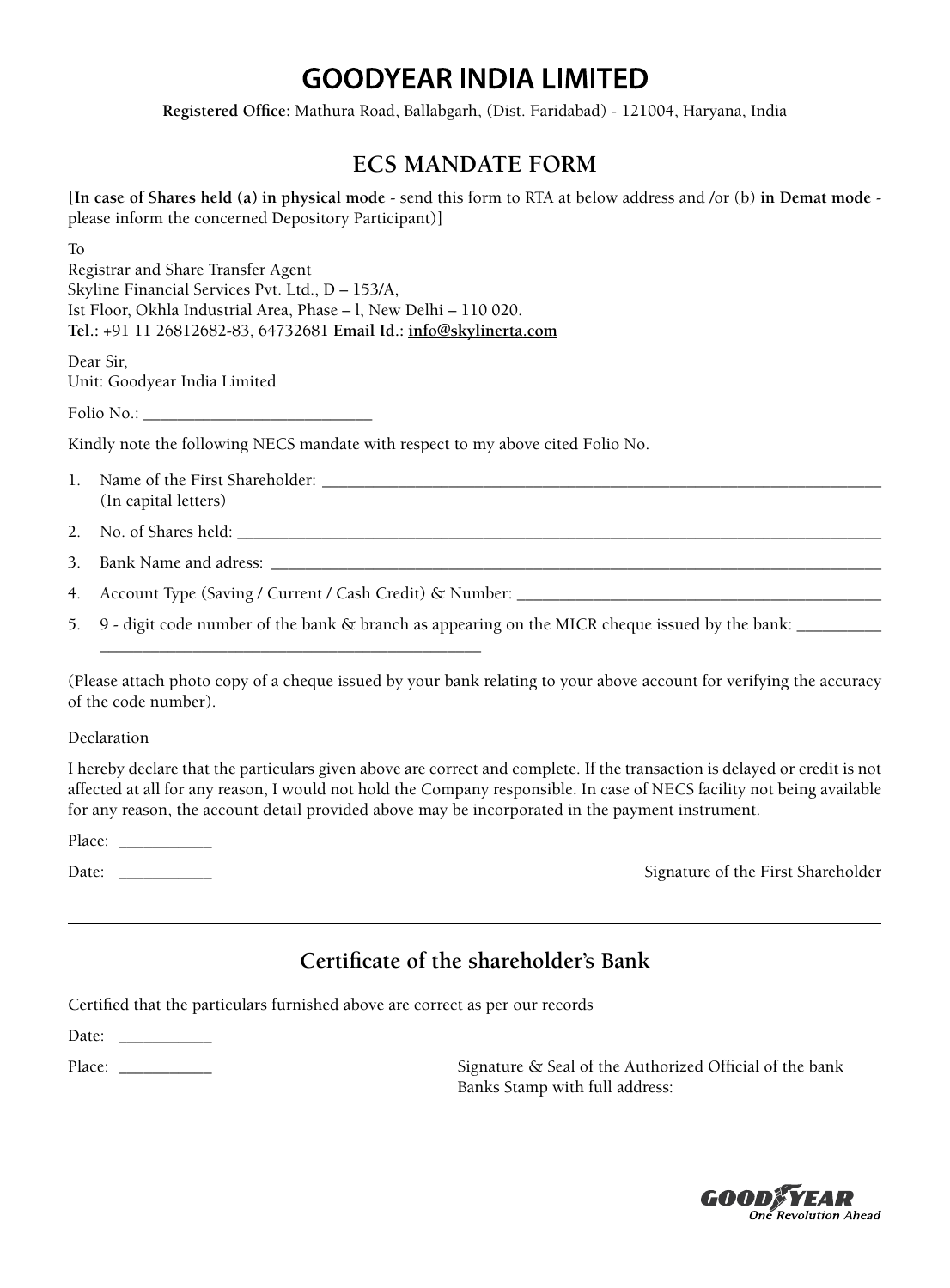# GOODYEAR INDIA LIMITED

**Registered Office:** Mathura Road, Ballabgarh, (Dist. Faridabad) - 121004, Haryana, India

## ECS MANDATE FORM

[**In case of Shares held (a) in physical mode** - send this form to RTA at below address and /or (b) **in Demat mode** - please inform the concerned Depository Participant)]

To
Registrar and Share Transfer Agent
Skyline Financial Services Pvt. Ltd., D – 153/A,
Ist Floor, Okhla Industrial Area, Phase – l, New Delhi – 110 020.
**Tel.:** +91 11 26812682-83, 64732681 **Email Id.:** info@skylinerta.com

Dear Sir,
Unit: Goodyear India Limited

Folio No.: ___________________________

Kindly note the following NECS mandate with respect to my above cited Folio No.

1. Name of the First Shareholder: ___________________________________________________________________
   (In capital letters)
2. No. of Shares held: ________________________________________________________________________________
3. Bank Name and adress: _____________________________________________________________________________
4. Account Type (Saving / Current / Cash Credit) & Number: ____________________________________________
5. 9 - digit code number of the bank & branch as appearing on the MICR cheque issued by the bank: __________ _____________________________________________

(Please attach photo copy of a cheque issued by your bank relating to your above account for verifying the accuracy of the code number).

Declaration

I hereby declare that the particulars given above are correct and complete. If the transaction is delayed or credit is not affected at all for any reason, I would not hold the Company responsible. In case of NECS facility not being available for any reason, the account detail provided above may be incorporated in the payment instrument.

Place: ___________

Date: ___________

Signature of the First Shareholder

---

## Certificate of the shareholder's Bank

Certified that the particulars furnished above are correct as per our records

Date: ___________

Place: ___________

Signature & Seal of the Authorized Official of the bank
Banks Stamp with full address:

GOODYEAR
One Revolution Ahead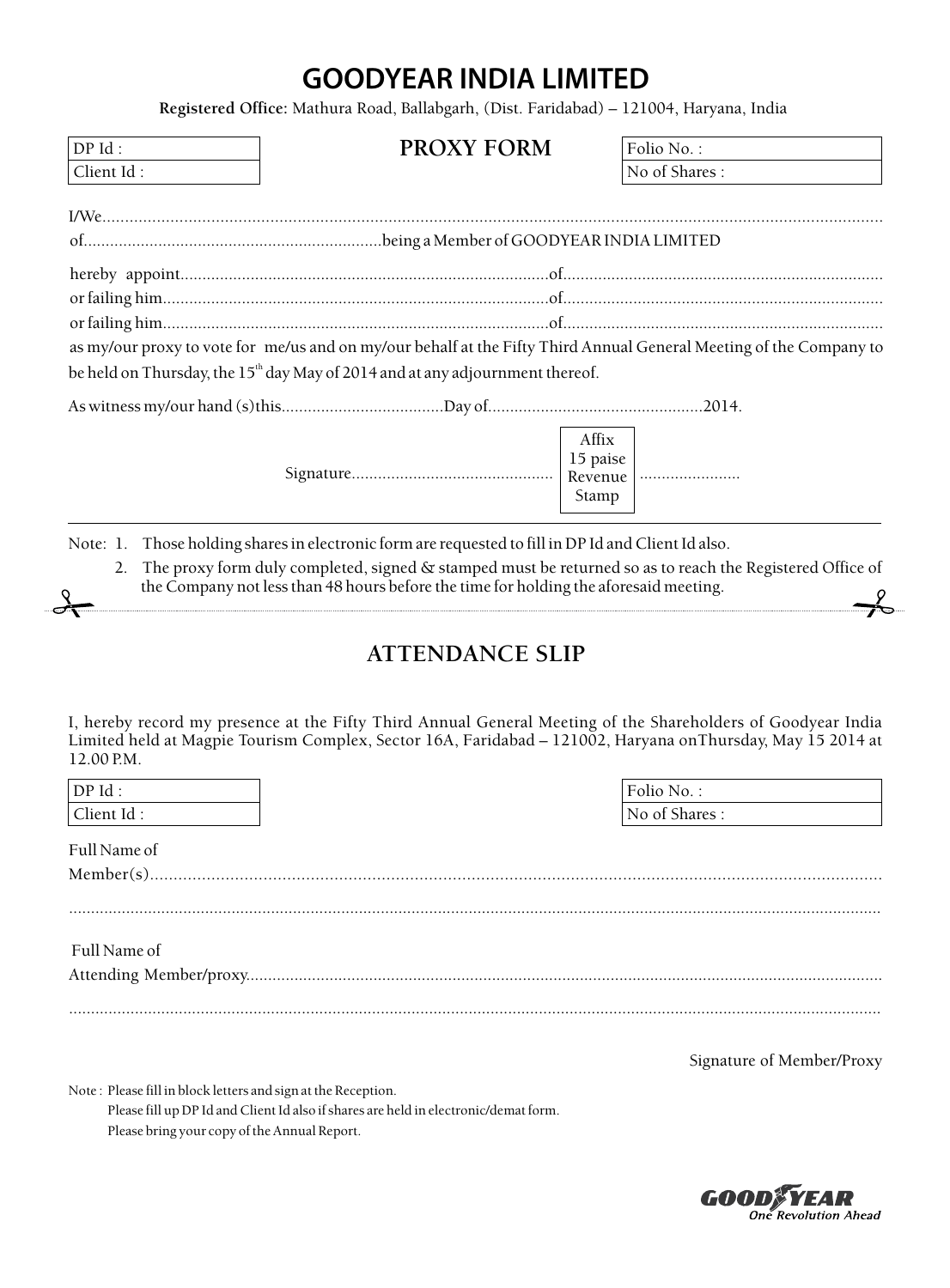# GOODYEAR INDIA LIMITED

**Registered Office:** Mathura Road, Ballabgarh, (Dist. Faridabad) – 121004, Haryana, India

## PROXY FORM

| | |
|---|---|
| DP Id : | Folio No. : |
| Client Id : | No of Shares : |

I/We.........................................................................................................................................................................

of..................................................................being a Member of GOODYEAR INDIA LIMITED

hereby appoint.................................................................................of.......................................................................

or failing him.....................................................................................of.......................................................................

or failing him.....................................................................................of.......................................................................

as my/our proxy to vote for me/us and on my/our behalf at the Fifty Third Annual General Meeting of the Company to be held on Thursday, the 15th day May of 2014 and at any adjournment thereof.

As witness my/our hand (s)this....................................Day of................................................2014.

Signature............................................. Affix 15 paise Revenue Stamp .......................

Note: 1. Those holding shares in electronic form are requested to fill in DP Id and Client Id also.

2. The proxy form duly completed, signed & stamped must be returned so as to reach the Registered Office of the Company not less than 48 hours before the time for holding the aforesaid meeting.

## ATTENDANCE SLIP

I, hereby record my presence at the Fifty Third Annual General Meeting of the Shareholders of Goodyear India Limited held at Magpie Tourism Complex, Sector 16A, Faridabad – 121002, Haryana onThursday, May 15 2014 at 12.00 P.M.

| | |
|---|---|
| DP Id : | Folio No. : |
| Client Id : | No of Shares : |

Full Name of Member(s).........................................................................................................................................

.........................................................................................................................................................................

Full Name of Attending Member/proxy...........................................................................................................

.........................................................................................................................................................................

Signature of Member/Proxy

Note : Please fill in block letters and sign at the Reception.

Please fill up DP Id and Client Id also if shares are held in electronic/demat form.

Please bring your copy of the Annual Report.

GOODYEAR One Revolution Ahead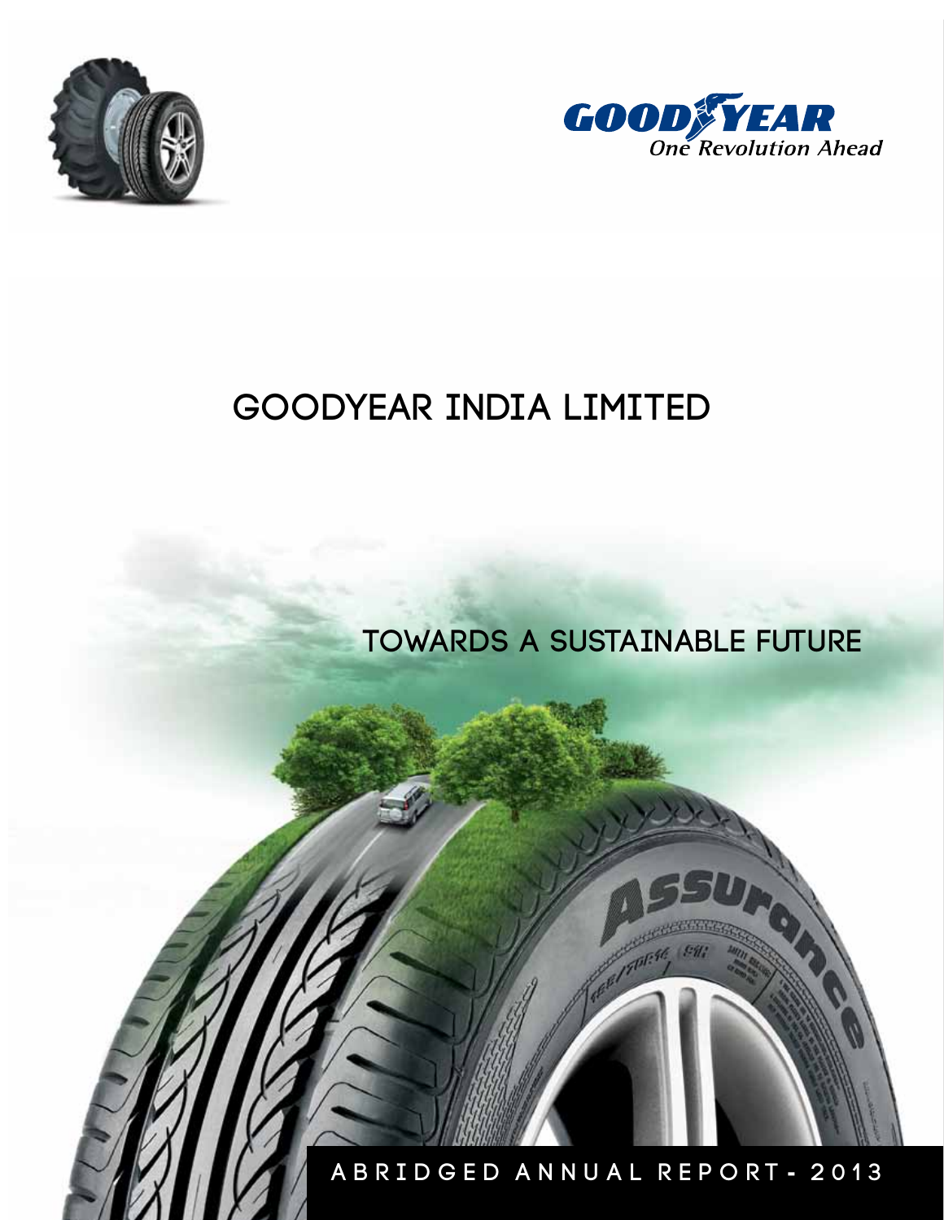GOODYEAR
One Revolution Ahead

# GOODYEAR INDIA LIMITED

## TOWARDS A SUSTAINABLE FUTURE

ABRIDGED ANNUAL REPORT - 2013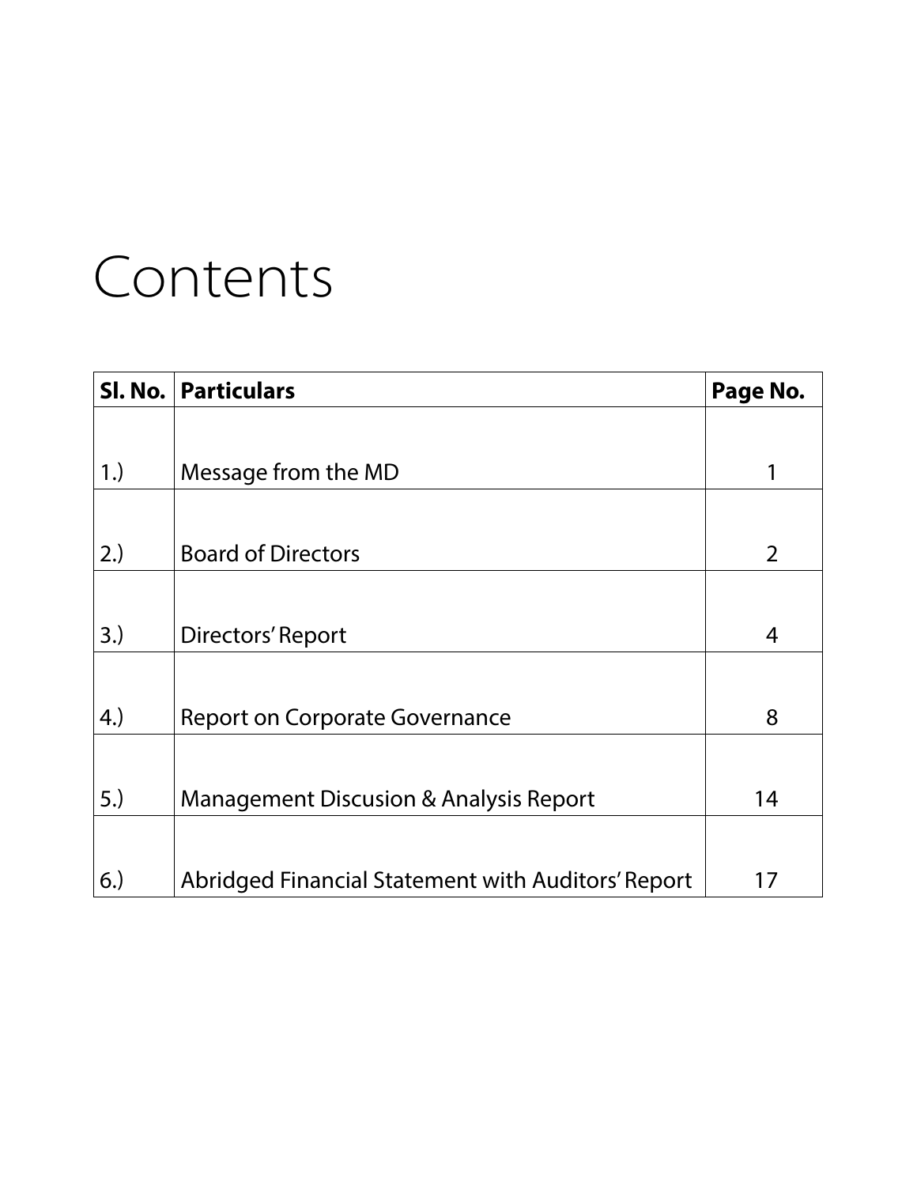# Contents

| Sl. No. | Particulars | Page No. |
|---|---|---|
| 1.) | Message from the MD | 1 |
| 2.) | Board of Directors | 2 |
| 3.) | Directors' Report | 4 |
| 4.) | Report on Corporate Governance | 8 |
| 5.) | Management Discusion & Analysis Report | 14 |
| 6.) | Abridged Financial Statement with Auditors' Report | 17 |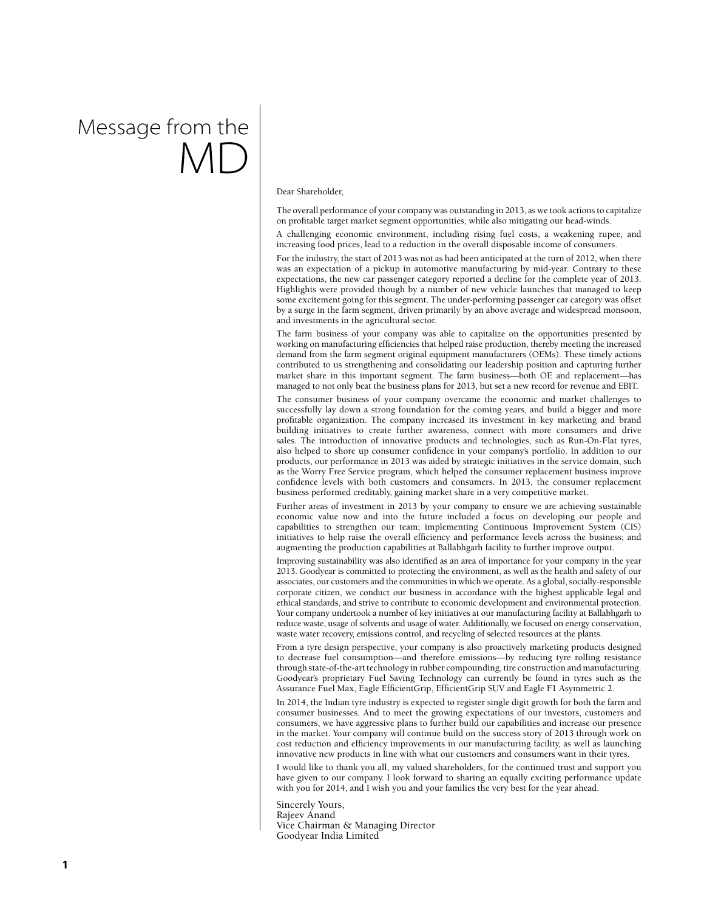# Message from the MD

Dear Shareholder,

The overall performance of your company was outstanding in 2013, as we took actions to capitalize on profitable target market segment opportunities, while also mitigating our head-winds.

A challenging economic environment, including rising fuel costs, a weakening rupee, and increasing food prices, lead to a reduction in the overall disposable income of consumers.

For the industry, the start of 2013 was not as had been anticipated at the turn of 2012, when there was an expectation of a pickup in automotive manufacturing by mid-year. Contrary to these expectations, the new car passenger category reported a decline for the complete year of 2013. Highlights were provided though by a number of new vehicle launches that managed to keep some excitement going for this segment. The under-performing passenger car category was offset by a surge in the farm segment, driven primarily by an above average and widespread monsoon, and investments in the agricultural sector.

The farm business of your company was able to capitalize on the opportunities presented by working on manufacturing efficiencies that helped raise production, thereby meeting the increased demand from the farm segment original equipment manufacturers (OEMs). These timely actions contributed to us strengthening and consolidating our leadership position and capturing further market share in this important segment. The farm business—both OE and replacement—has managed to not only beat the business plans for 2013, but set a new record for revenue and EBIT.

The consumer business of your company overcame the economic and market challenges to successfully lay down a strong foundation for the coming years, and build a bigger and more profitable organization. The company increased its investment in key marketing and brand building initiatives to create further awareness, connect with more consumers and drive sales. The introduction of innovative products and technologies, such as Run-On-Flat tyres, also helped to shore up consumer confidence in your company's portfolio. In addition to our products, our performance in 2013 was aided by strategic initiatives in the service domain, such as the Worry Free Service program, which helped the consumer replacement business improve confidence levels with both customers and consumers. In 2013, the consumer replacement business performed creditably, gaining market share in a very competitive market.

Further areas of investment in 2013 by your company to ensure we are achieving sustainable economic value now and into the future included a focus on developing our people and capabilities to strengthen our team; implementing Continuous Improvement System (CIS) initiatives to help raise the overall efficiency and performance levels across the business; and augmenting the production capabilities at Ballabhgarh facility to further improve output.

Improving sustainability was also identified as an area of importance for your company in the year 2013. Goodyear is committed to protecting the environment, as well as the health and safety of our associates, our customers and the communities in which we operate. As a global, socially-responsible corporate citizen, we conduct our business in accordance with the highest applicable legal and ethical standards, and strive to contribute to economic development and environmental protection. Your company undertook a number of key initiatives at our manufacturing facility at Ballabhgarh to reduce waste, usage of solvents and usage of water. Additionally, we focused on energy conservation, waste water recovery, emissions control, and recycling of selected resources at the plants.

From a tyre design perspective, your company is also proactively marketing products designed to decrease fuel consumption—and therefore emissions—by reducing tyre rolling resistance through state-of-the-art technology in rubber compounding, tire construction and manufacturing. Goodyear's proprietary Fuel Saving Technology can currently be found in tyres such as the Assurance Fuel Max, Eagle EfficientGrip, EfficientGrip SUV and Eagle F1 Asymmetric 2.

In 2014, the Indian tyre industry is expected to register single digit growth for both the farm and consumer businesses. And to meet the growing expectations of our investors, customers and consumers, we have aggressive plans to further build our capabilities and increase our presence in the market. Your company will continue build on the success story of 2013 through work on cost reduction and efficiency improvements in our manufacturing facility, as well as launching innovative new products in line with what our customers and consumers want in their tyres.

I would like to thank you all, my valued shareholders, for the continued trust and support you have given to our company. I look forward to sharing an equally exciting performance update with you for 2014, and I wish you and your families the very best for the year ahead.

Sincerely Yours,
Rajeev Anand
Vice Chairman & Managing Director
Goodyear India Limited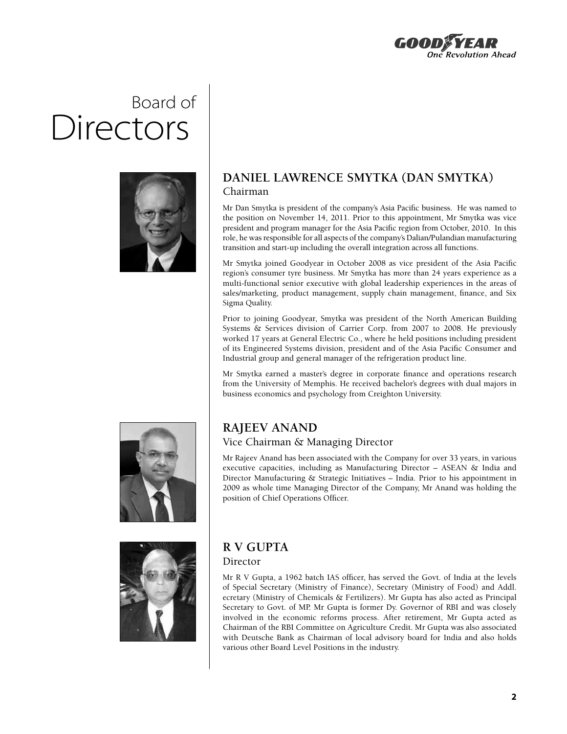# Board of Directors

## DANIEL LAWRENCE SMYTKA (DAN SMYTKA)

Chairman

Mr Dan Smytka is president of the company's Asia Pacific business. He was named to the position on November 14, 2011. Prior to this appointment, Mr Smytka was vice president and program manager for the Asia Pacific region from October, 2010. In this role, he was responsible for all aspects of the company's Dalian/Pulandian manufacturing transition and start-up including the overall integration across all functions.

Mr Smytka joined Goodyear in October 2008 as vice president of the Asia Pacific region's consumer tyre business. Mr Smytka has more than 24 years experience as a multi-functional senior executive with global leadership experiences in the areas of sales/marketing, product management, supply chain management, finance, and Six Sigma Quality.

Prior to joining Goodyear, Smytka was president of the North American Building Systems & Services division of Carrier Corp. from 2007 to 2008. He previously worked 17 years at General Electric Co., where he held positions including president of its Engineered Systems division, president and of the Asia Pacific Consumer and Industrial group and general manager of the refrigeration product line.

Mr Smytka earned a master's degree in corporate finance and operations research from the University of Memphis. He received bachelor's degrees with dual majors in business economics and psychology from Creighton University.

## RAJEEV ANAND

Vice Chairman & Managing Director

Mr Rajeev Anand has been associated with the Company for over 33 years, in various executive capacities, including as Manufacturing Director – ASEAN & India and Director Manufacturing & Strategic Initiatives – India. Prior to his appointment in 2009 as whole time Managing Director of the Company, Mr Anand was holding the position of Chief Operations Officer.

## R V GUPTA

Director

Mr R V Gupta, a 1962 batch IAS officer, has served the Govt. of India at the levels of Special Secretary (Ministry of Finance), Secretary (Ministry of Food) and Addl. ecretary (Ministry of Chemicals & Fertilizers). Mr Gupta has also acted as Principal Secretary to Govt. of MP. Mr Gupta is former Dy. Governor of RBI and was closely involved in the economic reforms process. After retirement, Mr Gupta acted as Chairman of the RBI Committee on Agriculture Credit. Mr Gupta was also associated with Deutsche Bank as Chairman of local advisory board for India and also holds various other Board Level Positions in the industry.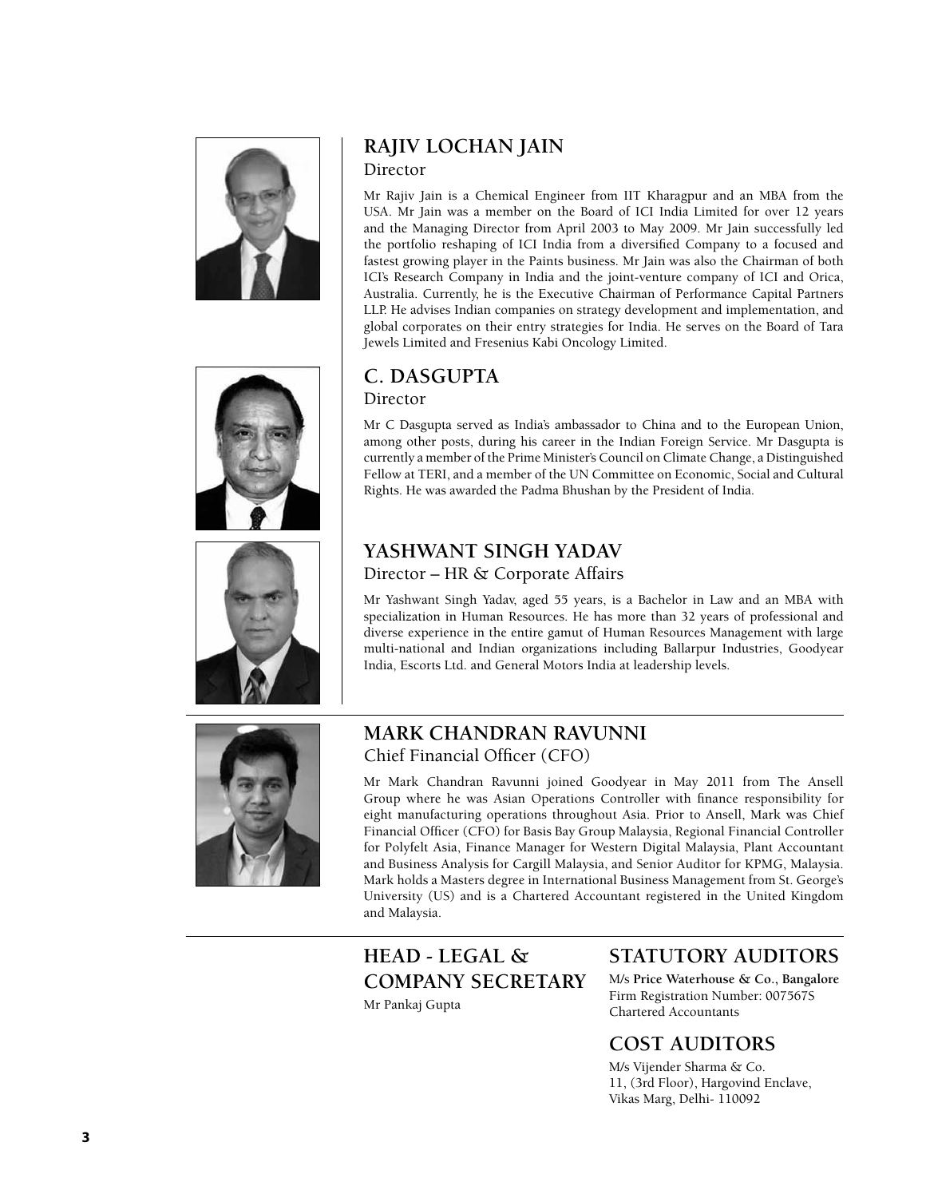## RAJIV LOCHAN JAIN

Director

Mr Rajiv Jain is a Chemical Engineer from IIT Kharagpur and an MBA from the USA. Mr Jain was a member on the Board of ICI India Limited for over 12 years and the Managing Director from April 2003 to May 2009. Mr Jain successfully led the portfolio reshaping of ICI India from a diversified Company to a focused and fastest growing player in the Paints business. Mr Jain was also the Chairman of both ICI's Research Company in India and the joint-venture company of ICI and Orica, Australia. Currently, he is the Executive Chairman of Performance Capital Partners LLP. He advises Indian companies on strategy development and implementation, and global corporates on their entry strategies for India. He serves on the Board of Tara Jewels Limited and Fresenius Kabi Oncology Limited.

## C. DASGUPTA

Director

Mr C Dasgupta served as India's ambassador to China and to the European Union, among other posts, during his career in the Indian Foreign Service. Mr Dasgupta is currently a member of the Prime Minister's Council on Climate Change, a Distinguished Fellow at TERI, and a member of the UN Committee on Economic, Social and Cultural Rights. He was awarded the Padma Bhushan by the President of India.

## YASHWANT SINGH YADAV

Director – HR & Corporate Affairs

Mr Yashwant Singh Yadav, aged 55 years, is a Bachelor in Law and an MBA with specialization in Human Resources. He has more than 32 years of professional and diverse experience in the entire gamut of Human Resources Management with large multi-national and Indian organizations including Ballarpur Industries, Goodyear India, Escorts Ltd. and General Motors India at leadership levels.

## MARK CHANDRAN RAVUNNI

Chief Financial Officer (CFO)

Mr Mark Chandran Ravunni joined Goodyear in May 2011 from The Ansell Group where he was Asian Operations Controller with finance responsibility for eight manufacturing operations throughout Asia. Prior to Ansell, Mark was Chief Financial Officer (CFO) for Basis Bay Group Malaysia, Regional Financial Controller for Polyfelt Asia, Finance Manager for Western Digital Malaysia, Plant Accountant and Business Analysis for Cargill Malaysia, and Senior Auditor for KPMG, Malaysia. Mark holds a Masters degree in International Business Management from St. George's University (US) and is a Chartered Accountant registered in the United Kingdom and Malaysia.

## HEAD - LEGAL & COMPANY SECRETARY

Mr Pankaj Gupta

## STATUTORY AUDITORS

M/s **Price Waterhouse & Co., Bangalore**
Firm Registration Number: 007567S
Chartered Accountants

## COST AUDITORS

M/s Vijender Sharma & Co.
11, (3rd Floor), Hargovind Enclave,
Vikas Marg, Delhi- 110092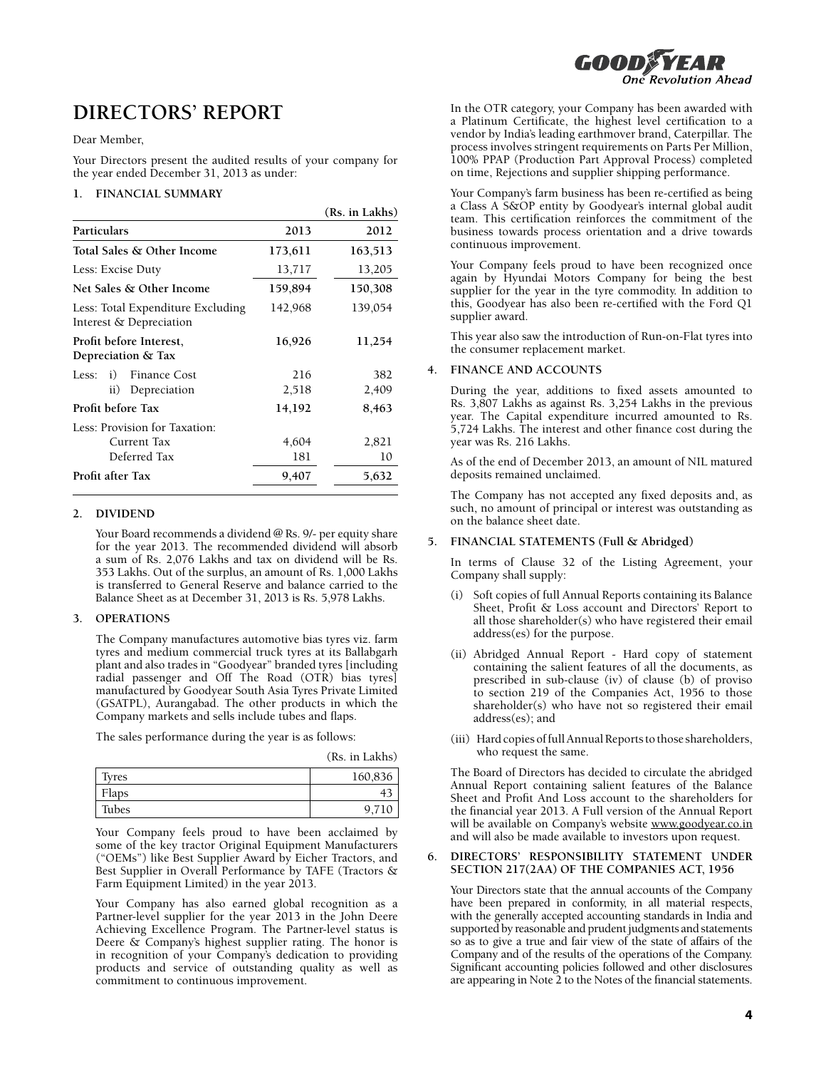# DIRECTORS' REPORT

Dear Member,

Your Directors present the audited results of your company for the year ended December 31, 2013 as under:

## 1. FINANCIAL SUMMARY

(Rs. in Lakhs)

| Particulars | 2013 | 2012 |
|---|---|---|
| **Total Sales & Other Income** | **173,611** | **163,513** |
| Less: Excise Duty | 13,717 | 13,205 |
| **Net Sales & Other Income** | **159,894** | **150,308** |
| Less: Total Expenditure Excluding Interest & Depreciation | 142,968 | 139,054 |
| **Profit before Interest, Depreciation & Tax** | **16,926** | **11,254** |
| Less: i) Finance Cost | 216 | 382 |
| ii) Depreciation | 2,518 | 2,409 |
| **Profit before Tax** | **14,192** | **8,463** |
| Less: Provision for Taxation: | | |
| Current Tax | 4,604 | 2,821 |
| Deferred Tax | 181 | 10 |
| **Profit after Tax** | **9,407** | **5,632** |

## 2. DIVIDEND

Your Board recommends a dividend @ Rs. 9/- per equity share for the year 2013. The recommended dividend will absorb a sum of Rs. 2,076 Lakhs and tax on dividend will be Rs. 353 Lakhs. Out of the surplus, an amount of Rs. 1,000 Lakhs is transferred to General Reserve and balance carried to the Balance Sheet as at December 31, 2013 is Rs. 5,978 Lakhs.

## 3. OPERATIONS

The Company manufactures automotive bias tyres viz. farm tyres and medium commercial truck tyres at its Ballabgarh plant and also trades in "Goodyear" branded tyres [including radial passenger and Off The Road (OTR) bias tyres] manufactured by Goodyear South Asia Tyres Private Limited (GSATPL), Aurangabad. The other products in which the Company markets and sells include tubes and flaps.

The sales performance during the year is as follows:

(Rs. in Lakhs)

| | |
|---|---|
| Tyres | 160,836 |
| Flaps | 43 |
| Tubes | 9,710 |

Your Company feels proud to have been acclaimed by some of the key tractor Original Equipment Manufacturers ("OEMs") like Best Supplier Award by Eicher Tractors, and Best Supplier in Overall Performance by TAFE (Tractors & Farm Equipment Limited) in the year 2013.

Your Company has also earned global recognition as a Partner-level supplier for the year 2013 in the John Deere Achieving Excellence Program. The Partner-level status is Deere & Company's highest supplier rating. The honor is in recognition of your Company's dedication to providing products and service of outstanding quality as well as commitment to continuous improvement.

In the OTR category, your Company has been awarded with a Platinum Certificate, the highest level certification to a vendor by India's leading earthmover brand, Caterpillar. The process involves stringent requirements on Parts Per Million, 100% PPAP (Production Part Approval Process) completed on time, Rejections and supplier shipping performance.

Your Company's farm business has been re-certified as being a Class A S&OP entity by Goodyear's internal global audit team. This certification reinforces the commitment of the business towards process orientation and a drive towards continuous improvement.

Your Company feels proud to have been recognized once again by Hyundai Motors Company for being the best supplier for the year in the tyre commodity. In addition to this, Goodyear has also been re-certified with the Ford Q1 supplier award.

This year also saw the introduction of Run-on-Flat tyres into the consumer replacement market.

## 4. FINANCE AND ACCOUNTS

During the year, additions to fixed assets amounted to Rs. 3,807 Lakhs as against Rs. 3,254 Lakhs in the previous year. The Capital expenditure incurred amounted to Rs. 5,724 Lakhs. The interest and other finance cost during the year was Rs. 216 Lakhs.

As of the end of December 2013, an amount of NIL matured deposits remained unclaimed.

The Company has not accepted any fixed deposits and, as such, no amount of principal or interest was outstanding as on the balance sheet date.

## 5. FINANCIAL STATEMENTS (Full & Abridged)

In terms of Clause 32 of the Listing Agreement, your Company shall supply:

(i) Soft copies of full Annual Reports containing its Balance Sheet, Profit & Loss account and Directors' Report to all those shareholder(s) who have registered their email address(es) for the purpose.

(ii) Abridged Annual Report - Hard copy of statement containing the salient features of all the documents, as prescribed in sub-clause (iv) of clause (b) of proviso to section 219 of the Companies Act, 1956 to those shareholder(s) who have not so registered their email address(es); and

(iii) Hard copies of full Annual Reports to those shareholders, who request the same.

The Board of Directors has decided to circulate the abridged Annual Report containing salient features of the Balance Sheet and Profit And Loss account to the shareholders for the financial year 2013. A Full version of the Annual Report will be available on Company's website www.goodyear.co.in and will also be made available to investors upon request.

## 6. DIRECTORS' RESPONSIBILITY STATEMENT UNDER SECTION 217(2AA) OF THE COMPANIES ACT, 1956

Your Directors state that the annual accounts of the Company have been prepared in conformity, in all material respects, with the generally accepted accounting standards in India and supported by reasonable and prudent judgments and statements so as to give a true and fair view of the state of affairs of the Company and of the results of the operations of the Company. Significant accounting policies followed and other disclosures are appearing in Note 2 to the Notes of the financial statements.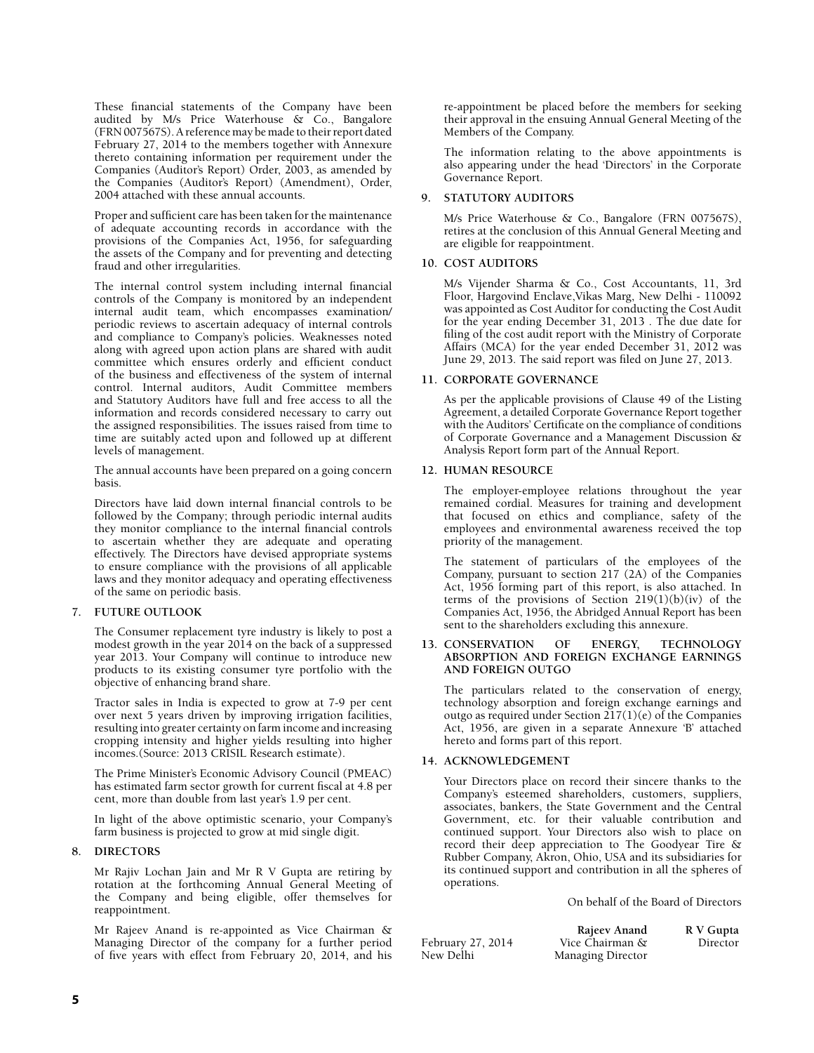These financial statements of the Company have been audited by M/s Price Waterhouse & Co., Bangalore (FRN 007567S). A reference may be made to their report dated February 27, 2014 to the members together with Annexure thereto containing information per requirement under the Companies (Auditor's Report) Order, 2003, as amended by the Companies (Auditor's Report) (Amendment), Order, 2004 attached with these annual accounts.

Proper and sufficient care has been taken for the maintenance of adequate accounting records in accordance with the provisions of the Companies Act, 1956, for safeguarding the assets of the Company and for preventing and detecting fraud and other irregularities.

The internal control system including internal financial controls of the Company is monitored by an independent internal audit team, which encompasses examination/ periodic reviews to ascertain adequacy of internal controls and compliance to Company's policies. Weaknesses noted along with agreed upon action plans are shared with audit committee which ensures orderly and efficient conduct of the business and effectiveness of the system of internal control. Internal auditors, Audit Committee members and Statutory Auditors have full and free access to all the information and records considered necessary to carry out the assigned responsibilities. The issues raised from time to time are suitably acted upon and followed up at different levels of management.

The annual accounts have been prepared on a going concern basis.

Directors have laid down internal financial controls to be followed by the Company; through periodic internal audits they monitor compliance to the internal financial controls to ascertain whether they are adequate and operating effectively. The Directors have devised appropriate systems to ensure compliance with the provisions of all applicable laws and they monitor adequacy and operating effectiveness of the same on periodic basis.

## 7. FUTURE OUTLOOK

The Consumer replacement tyre industry is likely to post a modest growth in the year 2014 on the back of a suppressed year 2013. Your Company will continue to introduce new products to its existing consumer tyre portfolio with the objective of enhancing brand share.

Tractor sales in India is expected to grow at 7-9 per cent over next 5 years driven by improving irrigation facilities, resulting into greater certainty on farm income and increasing cropping intensity and higher yields resulting into higher incomes.(Source: 2013 CRISIL Research estimate).

The Prime Minister's Economic Advisory Council (PMEAC) has estimated farm sector growth for current fiscal at 4.8 per cent, more than double from last year's 1.9 per cent.

In light of the above optimistic scenario, your Company's farm business is projected to grow at mid single digit.

## 8. DIRECTORS

Mr Rajiv Lochan Jain and Mr R V Gupta are retiring by rotation at the forthcoming Annual General Meeting of the Company and being eligible, offer themselves for reappointment.

Mr Rajeev Anand is re-appointed as Vice Chairman & Managing Director of the company for a further period of five years with effect from February 20, 2014, and his re-appointment be placed before the members for seeking their approval in the ensuing Annual General Meeting of the Members of the Company.

The information relating to the above appointments is also appearing under the head 'Directors' in the Corporate Governance Report.

## 9. STATUTORY AUDITORS

M/s Price Waterhouse & Co., Bangalore (FRN 007567S), retires at the conclusion of this Annual General Meeting and are eligible for reappointment.

## 10. COST AUDITORS

M/s Vijender Sharma & Co., Cost Accountants, 11, 3rd Floor, Hargovind Enclave,Vikas Marg, New Delhi - 110092 was appointed as Cost Auditor for conducting the Cost Audit for the year ending December 31, 2013 . The due date for filing of the cost audit report with the Ministry of Corporate Affairs (MCA) for the year ended December 31, 2012 was June 29, 2013. The said report was filed on June 27, 2013.

## 11. CORPORATE GOVERNANCE

As per the applicable provisions of Clause 49 of the Listing Agreement, a detailed Corporate Governance Report together with the Auditors' Certificate on the compliance of conditions of Corporate Governance and a Management Discussion & Analysis Report form part of the Annual Report.

## 12. HUMAN RESOURCE

The employer-employee relations throughout the year remained cordial. Measures for training and development that focused on ethics and compliance, safety of the employees and environmental awareness received the top priority of the management.

The statement of particulars of the employees of the Company, pursuant to section 217 (2A) of the Companies Act, 1956 forming part of this report, is also attached. In terms of the provisions of Section 219(1)(b)(iv) of the Companies Act, 1956, the Abridged Annual Report has been sent to the shareholders excluding this annexure.

## 13. CONSERVATION OF ENERGY, TECHNOLOGY ABSORPTION AND FOREIGN EXCHANGE EARNINGS AND FOREIGN OUTGO

The particulars related to the conservation of energy, technology absorption and foreign exchange earnings and outgo as required under Section 217(1)(e) of the Companies Act, 1956, are given in a separate Annexure 'B' attached hereto and forms part of this report.

## 14. ACKNOWLEDGEMENT

Your Directors place on record their sincere thanks to the Company's esteemed shareholders, customers, suppliers, associates, bankers, the State Government and the Central Government, etc. for their valuable contribution and continued support. Your Directors also wish to place on record their deep appreciation to The Goodyear Tire & Rubber Company, Akron, Ohio, USA and its subsidiaries for its continued support and contribution in all the spheres of operations.

On behalf of the Board of Directors

| | | |
|---|---|---|
| | **Rajeev Anand** | **R V Gupta** |
| February 27, 2014 | Vice Chairman & | Director |
| New Delhi | Managing Director | |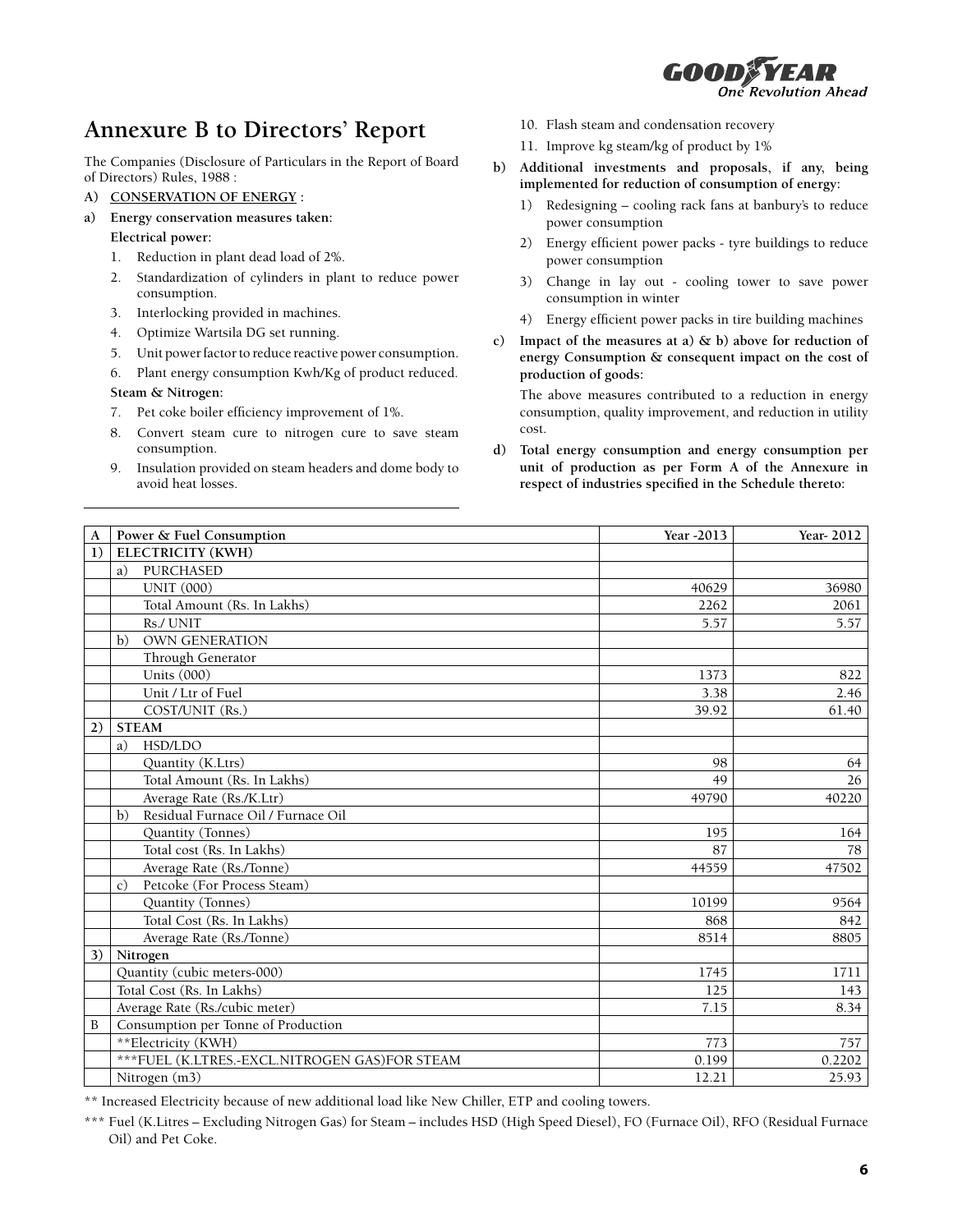# Annexure B to Directors' Report

The Companies (Disclosure of Particulars in the Report of Board of Directors) Rules, 1988 :

**A) CONSERVATION OF ENERGY :**

**a) Energy conservation measures taken:**

**Electrical power:**

1. Reduction in plant dead load of 2%.
2. Standardization of cylinders in plant to reduce power consumption.
3. Interlocking provided in machines.
4. Optimize Wartsila DG set running.
5. Unit power factor to reduce reactive power consumption.
6. Plant energy consumption Kwh/Kg of product reduced.

**Steam & Nitrogen:**

7. Pet coke boiler efficiency improvement of 1%.
8. Convert steam cure to nitrogen cure to save steam consumption.
9. Insulation provided on steam headers and dome body to avoid heat losses.
10. Flash steam and condensation recovery
11. Improve kg steam/kg of product by 1%

**b) Additional investments and proposals, if any, being implemented for reduction of consumption of energy:**

1) Redesigning – cooling rack fans at banbury's to reduce power consumption
2) Energy efficient power packs - tyre buildings to reduce power consumption
3) Change in lay out - cooling tower to save power consumption in winter
4) Energy efficient power packs in tire building machines

**c) Impact of the measures at a) & b) above for reduction of energy Consumption & consequent impact on the cost of production of goods:**

The above measures contributed to a reduction in energy consumption, quality improvement, and reduction in utility cost.

**d) Total energy consumption and energy consumption per unit of production as per Form A of the Annexure in respect of industries specified in the Schedule thereto:**

| A | Power & Fuel Consumption | Year -2013 | Year- 2012 |
|---|---|---|---|
| 1) | **ELECTRICITY (KWH)** | | |
| | a) PURCHASED | | |
| | UNIT (000) | 40629 | 36980 |
| | Total Amount (Rs. In Lakhs) | 2262 | 2061 |
| | Rs./ UNIT | 5.57 | 5.57 |
| | b) OWN GENERATION | | |
| | Through Generator | | |
| | Units (000) | 1373 | 822 |
| | Unit / Ltr of Fuel | 3.38 | 2.46 |
| | COST/UNIT (Rs.) | 39.92 | 61.40 |
| 2) | **STEAM** | | |
| | a) HSD/LDO | | |
| | Quantity (K.Ltrs) | 98 | 64 |
| | Total Amount (Rs. In Lakhs) | 49 | 26 |
| | Average Rate (Rs./K.Ltr) | 49790 | 40220 |
| | b) Residual Furnace Oil / Furnace Oil | | |
| | Quantity (Tonnes) | 195 | 164 |
| | Total cost (Rs. In Lakhs) | 87 | 78 |
| | Average Rate (Rs./Tonne) | 44559 | 47502 |
| | c) Petcoke (For Process Steam) | | |
| | Quantity (Tonnes) | 10199 | 9564 |
| | Total Cost (Rs. In Lakhs) | 868 | 842 |
| | Average Rate (Rs./Tonne) | 8514 | 8805 |
| 3) | **Nitrogen** | | |
| | Quantity (cubic meters-000) | 1745 | 1711 |
| | Total Cost (Rs. In Lakhs) | 125 | 143 |
| | Average Rate (Rs./cubic meter) | 7.15 | 8.34 |
| B | Consumption per Tonne of Production | | |
| | **Electricity (KWH) | 773 | 757 |
| | ***FUEL (K.LTRES.-EXCL.NITROGEN GAS)FOR STEAM | 0.199 | 0.2202 |
| | Nitrogen (m3) | 12.21 | 25.93 |

** Increased Electricity because of new additional load like New Chiller, ETP and cooling towers.

*** Fuel (K.Litres – Excluding Nitrogen Gas) for Steam – includes HSD (High Speed Diesel), FO (Furnace Oil), RFO (Residual Furnace Oil) and Pet Coke.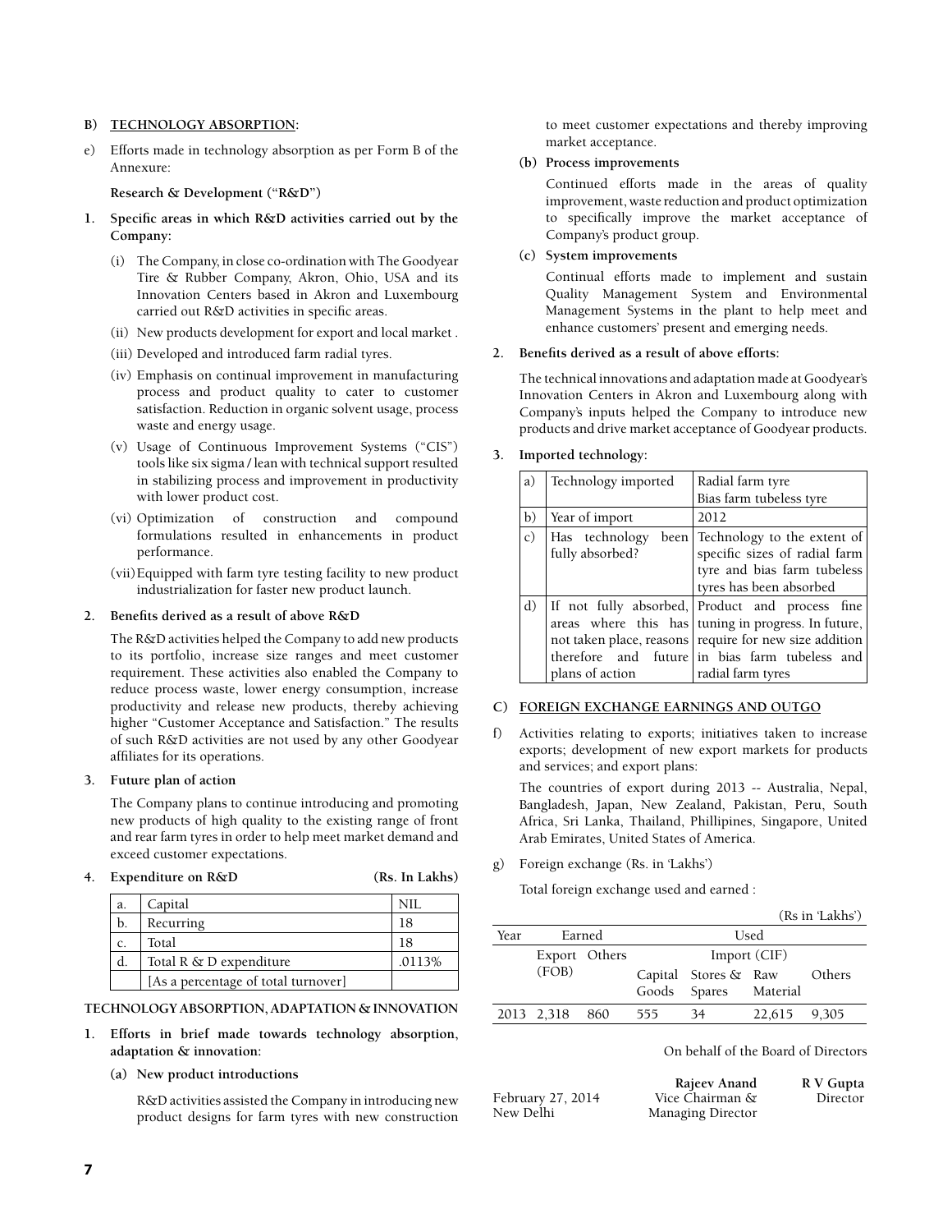**B) TECHNOLOGY ABSORPTION:**

e) Efforts made in technology absorption as per Form B of the Annexure:

**Research & Development ("R&D")**

**1. Specific areas in which R&D activities carried out by the Company:**

(i) The Company, in close co-ordination with The Goodyear Tire & Rubber Company, Akron, Ohio, USA and its Innovation Centers based in Akron and Luxembourg carried out R&D activities in specific areas.

(ii) New products development for export and local market .

(iii) Developed and introduced farm radial tyres.

(iv) Emphasis on continual improvement in manufacturing process and product quality to cater to customer satisfaction. Reduction in organic solvent usage, process waste and energy usage.

(v) Usage of Continuous Improvement Systems ("CIS") tools like six sigma / lean with technical support resulted in stabilizing process and improvement in productivity with lower product cost.

(vi) Optimization of construction and compound formulations resulted in enhancements in product performance.

(vii) Equipped with farm tyre testing facility to new product industrialization for faster new product launch.

**2. Benefits derived as a result of above R&D**

The R&D activities helped the Company to add new products to its portfolio, increase size ranges and meet customer requirement. These activities also enabled the Company to reduce process waste, lower energy consumption, increase productivity and release new products, thereby achieving higher "Customer Acceptance and Satisfaction." The results of such R&D activities are not used by any other Goodyear affiliates for its operations.

**3. Future plan of action**

The Company plans to continue introducing and promoting new products of high quality to the existing range of front and rear farm tyres in order to help meet market demand and exceed customer expectations.

**4. Expenditure on R&D** **(Rs. In Lakhs)**

| | | |
|---|---|---|
| a. | Capital | NIL |
| b. | Recurring | 18 |
| c. | Total | 18 |
| d. | Total R & D expenditure | .0113% |
| | [As a percentage of total turnover] | |

**TECHNOLOGY ABSORPTION, ADAPTATION & INNOVATION**

**1. Efforts in brief made towards technology absorption, adaptation & innovation:**

**(a) New product introductions**

R&D activities assisted the Company in introducing new product designs for farm tyres with new construction to meet customer expectations and thereby improving market acceptance.

**(b) Process improvements**

Continued efforts made in the areas of quality improvement, waste reduction and product optimization to specifically improve the market acceptance of Company's product group.

**(c) System improvements**

Continual efforts made to implement and sustain Quality Management System and Environmental Management Systems in the plant to help meet and enhance customers' present and emerging needs.

**2. Benefits derived as a result of above efforts:**

The technical innovations and adaptation made at Goodyear's Innovation Centers in Akron and Luxembourg along with Company's inputs helped the Company to introduce new products and drive market acceptance of Goodyear products.

**3. Imported technology:**

| | | |
|---|---|---|
| a) | Technology imported | Radial farm tyre<br>Bias farm tubeless tyre |
| b) | Year of import | 2012 |
| c) | Has technology been fully absorbed? | Technology to the extent of specific sizes of radial farm tyre and bias farm tubeless tyres has been absorbed |
| d) | If not fully absorbed, areas where this has not taken place, reasons therefore and future plans of action | Product and process fine tuning in progress. In future, require for new size addition in bias farm tubeless and radial farm tyres |

**C) FOREIGN EXCHANGE EARNINGS AND OUTGO**

f) Activities relating to exports; initiatives taken to increase exports; development of new export markets for products and services; and export plans:

The countries of export during 2013 -- Australia, Nepal, Bangladesh, Japan, New Zealand, Pakistan, Peru, South Africa, Sri Lanka, Thailand, Phillipines, Singapore, United Arab Emirates, United States of America.

g) Foreign exchange (Rs. in 'Lakhs')

Total foreign exchange used and earned :

(Rs in 'Lakhs')

| Year | Earned | | Used | | | |
|---|---|---|---|---|---|---|
| | Export (FOB) | Others | Import (CIF) | | | |
| | | | Capital Goods | Stores & Spares | Raw Material | Others |
| 2013 | 2,318 | 860 | 555 | 34 | 22,615 | 9,305 |

On behalf of the Board of Directors

February 27, 2014
New Delhi

**Rajeev Anand**
Vice Chairman &
Managing Director

**R V Gupta**
Director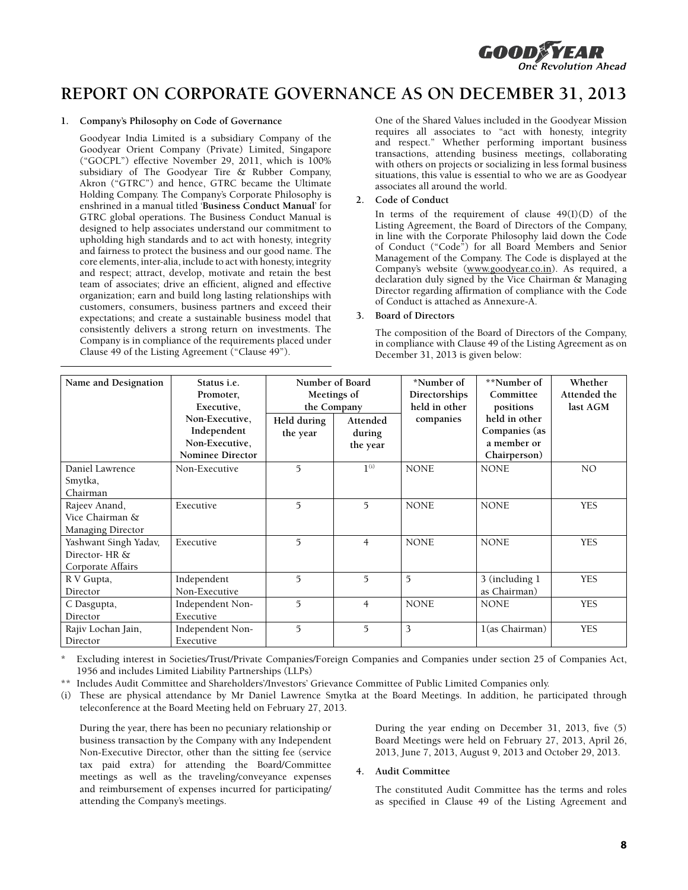# REPORT ON CORPORATE GOVERNANCE AS ON DECEMBER 31, 2013

1. **Company's Philosophy on Code of Governance**

   Goodyear India Limited is a subsidiary Company of the Goodyear Orient Company (Private) Limited, Singapore ("GOCPL") effective November 29, 2011, which is 100% subsidiary of The Goodyear Tire & Rubber Company, Akron ("GTRC") and hence, GTRC became the Ultimate Holding Company. The Company's Corporate Philosophy is enshrined in a manual titled '**Business Conduct Manual**' for GTRC global operations. The Business Conduct Manual is designed to help associates understand our commitment to upholding high standards and to act with honesty, integrity and fairness to protect the business and our good name. The core elements, inter-alia, include to act with honesty, integrity and respect; attract, develop, motivate and retain the best team of associates; drive an efficient, aligned and effective organization; earn and build long lasting relationships with customers, consumers, business partners and exceed their expectations; and create a sustainable business model that consistently delivers a strong return on investments. The Company is in compliance of the requirements placed under Clause 49 of the Listing Agreement ("Clause 49").

   One of the Shared Values included in the Goodyear Mission requires all associates to "act with honesty, integrity and respect." Whether performing important business transactions, attending business meetings, collaborating with others on projects or socializing in less formal business situations, this value is essential to who we are as Goodyear associates all around the world.

2. **Code of Conduct**

   In terms of the requirement of clause 49(I)(D) of the Listing Agreement, the Board of Directors of the Company, in line with the Corporate Philosophy laid down the Code of Conduct ("Code") for all Board Members and Senior Management of the Company. The Code is displayed at the Company's website (www.goodyear.co.in). As required, a declaration duly signed by the Vice Chairman & Managing Director regarding affirmation of compliance with the Code of Conduct is attached as Annexure-A.

3. **Board of Directors**

   The composition of the Board of Directors of the Company, in compliance with Clause 49 of the Listing Agreement as on December 31, 2013 is given below:

| Name and Designation | Status i.e. Promoter, Executive, Non-Executive, Independent Non-Executive, Nominee Director | Number of Board Meetings of the Company | | *Number of Directorships held in other companies | **Number of Committee positions held in other Companies (as a member or Chairperson) | Whether Attended the last AGM |
|---|---|---|---|---|---|---|
| | | Held during the year | Attended during the year | | | |
| Daniel Lawrence Smytka, Chairman | Non-Executive | 5 | 1(i) | NONE | NONE | NO |
| Rajeev Anand, Vice Chairman & Managing Director | Executive | 5 | 5 | NONE | NONE | YES |
| Yashwant Singh Yadav, Director- HR & Corporate Affairs | Executive | 5 | 4 | NONE | NONE | YES |
| R V Gupta, Director | Independent Non-Executive | 5 | 5 | 5 | 3 (including 1 as Chairman) | YES |
| C Dasgupta, Director | Independent Non-Executive | 5 | 4 | NONE | NONE | YES |
| Rajiv Lochan Jain, Director | Independent Non-Executive | 5 | 5 | 3 | 1(as Chairman) | YES |

\* Excluding interest in Societies/Trust/Private Companies/Foreign Companies and Companies under section 25 of Companies Act, 1956 and includes Limited Liability Partnerships (LLPs)

** Includes Audit Committee and Shareholders'/Investors' Grievance Committee of Public Limited Companies only.

(i) These are physical attendance by Mr Daniel Lawrence Smytka at the Board Meetings. In addition, he participated through teleconference at the Board Meeting held on February 27, 2013.

During the year, there has been no pecuniary relationship or business transaction by the Company with any Independent Non-Executive Director, other than the sitting fee (service tax paid extra) for attending the Board/Committee meetings as well as the traveling/conveyance expenses and reimbursement of expenses incurred for participating/ attending the Company's meetings.

During the year ending on December 31, 2013, five (5) Board Meetings were held on February 27, 2013, April 26, 2013, June 7, 2013, August 9, 2013 and October 29, 2013.

4. **Audit Committee**

   The constituted Audit Committee has the terms and roles as specified in Clause 49 of the Listing Agreement and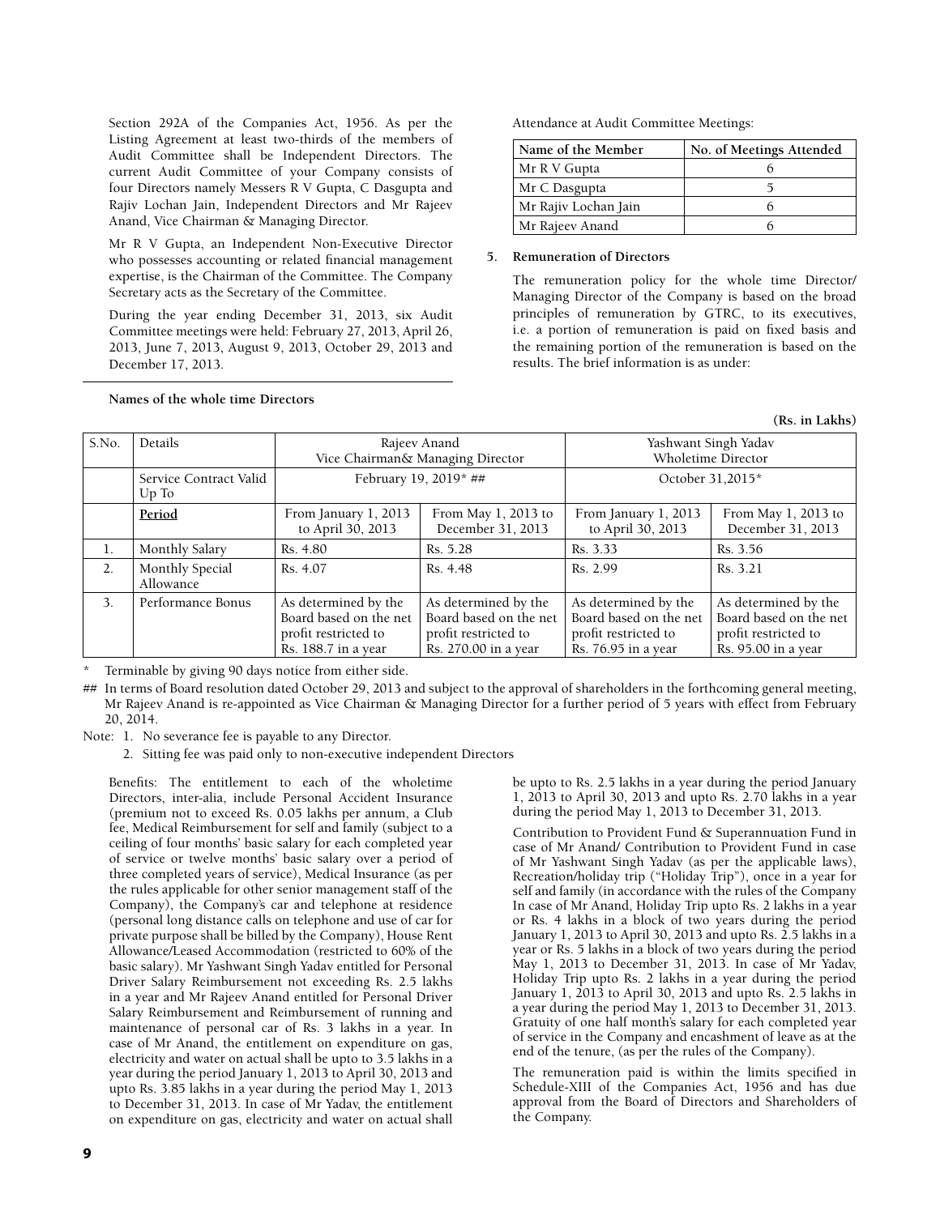Section 292A of the Companies Act, 1956. As per the Listing Agreement at least two-thirds of the members of Audit Committee shall be Independent Directors. The current Audit Committee of your Company consists of four Directors namely Messers R V Gupta, C Dasgupta and Rajiv Lochan Jain, Independent Directors and Mr Rajeev Anand, Vice Chairman & Managing Director.

Mr R V Gupta, an Independent Non-Executive Director who possesses accounting or related financial management expertise, is the Chairman of the Committee. The Company Secretary acts as the Secretary of the Committee.

During the year ending December 31, 2013, six Audit Committee meetings were held: February 27, 2013, April 26, 2013, June 7, 2013, August 9, 2013, October 29, 2013 and December 17, 2013.

Attendance at Audit Committee Meetings:

| Name of the Member | No. of Meetings Attended |
|---|---|
| Mr R V Gupta | 6 |
| Mr C Dasgupta | 5 |
| Mr Rajiv Lochan Jain | 6 |
| Mr Rajeev Anand | 6 |

**5. Remuneration of Directors**

The remuneration policy for the whole time Director/ Managing Director of the Company is based on the broad principles of remuneration by GTRC, to its executives, i.e. a portion of remuneration is paid on fixed basis and the remaining portion of the remuneration is based on the results. The brief information is as under:

**Names of the whole time Directors**

**(Rs. in Lakhs)**

| S.No. | Details | Rajeev Anand Vice Chairman& Managing Director | | Yashwant Singh Yadav Wholetime Director | |
|---|---|---|---|---|---|
| | Service Contract Valid Up To | February 19, 2019* ## | | October 31,2015* | |
| | **Period** | From January 1, 2013 to April 30, 2013 | From May 1, 2013 to December 31, 2013 | From January 1, 2013 to April 30, 2013 | From May 1, 2013 to December 31, 2013 |
| 1. | Monthly Salary | Rs. 4.80 | Rs. 5.28 | Rs. 3.33 | Rs. 3.56 |
| 2. | Monthly Special Allowance | Rs. 4.07 | Rs. 4.48 | Rs. 2.99 | Rs. 3.21 |
| 3. | Performance Bonus | As determined by the Board based on the net profit restricted to Rs. 188.7 in a year | As determined by the Board based on the net profit restricted to Rs. 270.00 in a year | As determined by the Board based on the net profit restricted to Rs. 76.95 in a year | As determined by the Board based on the net profit restricted to Rs. 95.00 in a year |

\* Terminable by giving 90 days notice from either side.

## In terms of Board resolution dated October 29, 2013 and subject to the approval of shareholders in the forthcoming general meeting, Mr Rajeev Anand is re-appointed as Vice Chairman & Managing Director for a further period of 5 years with effect from February 20, 2014.

Note: 1. No severance fee is payable to any Director.

2. Sitting fee was paid only to non-executive independent Directors

Benefits: The entitlement to each of the wholetime Directors, inter-alia, include Personal Accident Insurance (premium not to exceed Rs. 0.05 lakhs per annum, a Club fee, Medical Reimbursement for self and family (subject to a ceiling of four months' basic salary for each completed year of service or twelve months' basic salary over a period of three completed years of service), Medical Insurance (as per the rules applicable for other senior management staff of the Company), the Company's car and telephone at residence (personal long distance calls on telephone and use of car for private purpose shall be billed by the Company), House Rent Allowance/Leased Accommodation (restricted to 60% of the basic salary). Mr Yashwant Singh Yadav entitled for Personal Driver Salary Reimbursement not exceeding Rs. 2.5 lakhs in a year and Mr Rajeev Anand entitled for Personal Driver Salary Reimbursement and Reimbursement of running and maintenance of personal car of Rs. 3 lakhs in a year. In case of Mr Anand, the entitlement on expenditure on gas, electricity and water on actual shall be upto to 3.5 lakhs in a year during the period January 1, 2013 to April 30, 2013 and upto Rs. 3.85 lakhs in a year during the period May 1, 2013 to December 31, 2013. In case of Mr Yadav, the entitlement on expenditure on gas, electricity and water on actual shall be upto to Rs. 2.5 lakhs in a year during the period January 1, 2013 to April 30, 2013 and upto Rs. 2.70 lakhs in a year during the period May 1, 2013 to December 31, 2013.

Contribution to Provident Fund & Superannuation Fund in case of Mr Anand/ Contribution to Provident Fund in case of Mr Yashwant Singh Yadav (as per the applicable laws), Recreation/holiday trip ("Holiday Trip"), once in a year for self and family (in accordance with the rules of the Company In case of Mr Anand, Holiday Trip upto Rs. 2 lakhs in a year or Rs. 4 lakhs in a block of two years during the period January 1, 2013 to April 30, 2013 and upto Rs. 2.5 lakhs in a year or Rs. 5 lakhs in a block of two years during the period May 1, 2013 to December 31, 2013. In case of Mr Yadav, Holiday Trip upto Rs. 2 lakhs in a year during the period January 1, 2013 to April 30, 2013 and upto Rs. 2.5 lakhs in a year during the period May 1, 2013 to December 31, 2013. Gratuity of one half month's salary for each completed year of service in the Company and encashment of leave as at the end of the tenure, (as per the rules of the Company).

The remuneration paid is within the limits specified in Schedule-XIII of the Companies Act, 1956 and has due approval from the Board of Directors and Shareholders of the Company.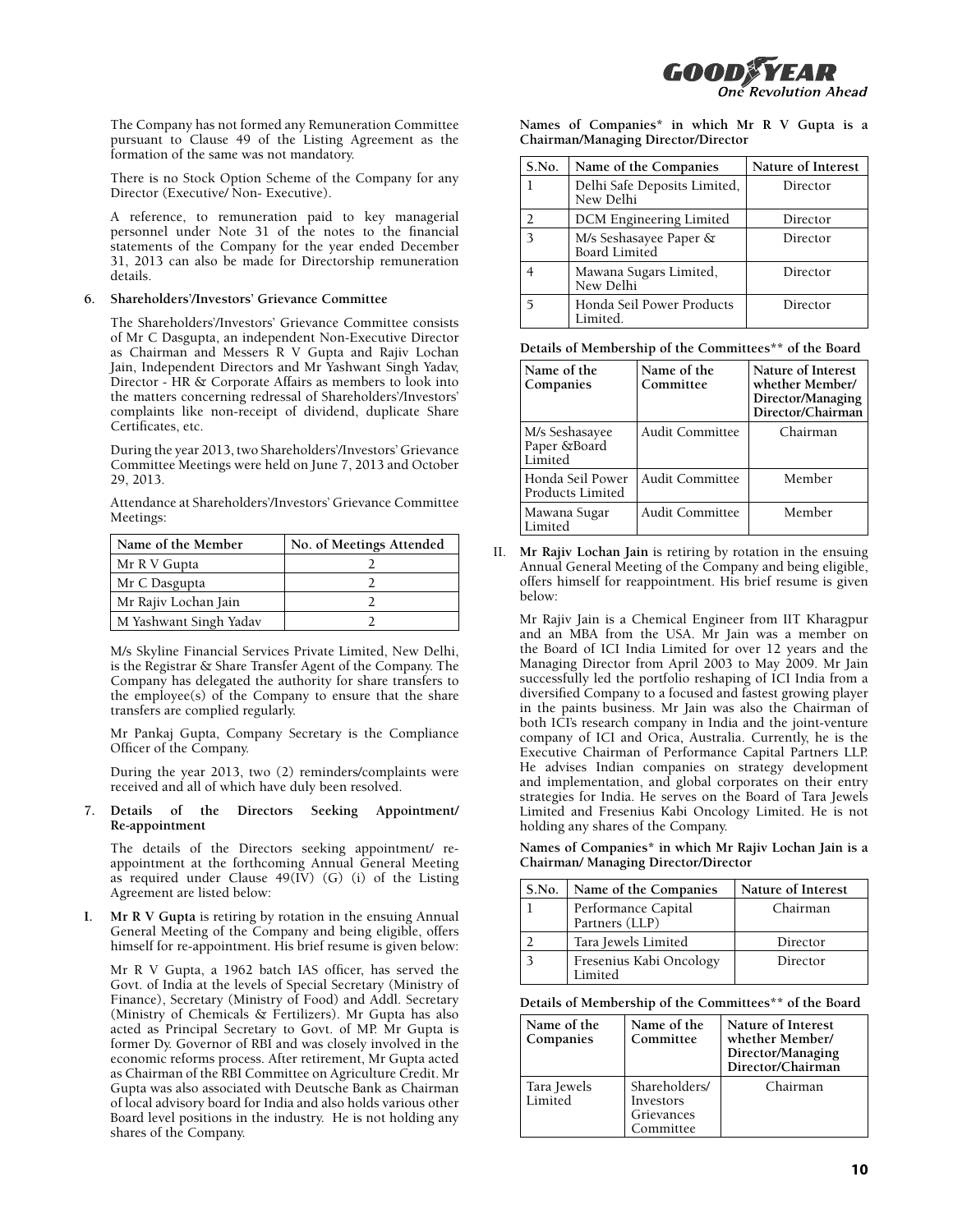The Company has not formed any Remuneration Committee pursuant to Clause 49 of the Listing Agreement as the formation of the same was not mandatory.

There is no Stock Option Scheme of the Company for any Director (Executive/ Non- Executive).

A reference, to remuneration paid to key managerial personnel under Note 31 of the notes to the financial statements of the Company for the year ended December 31, 2013 can also be made for Directorship remuneration details.

**6. Shareholders'/Investors' Grievance Committee**

The Shareholders'/Investors' Grievance Committee consists of Mr C Dasgupta, an independent Non-Executive Director as Chairman and Messers R V Gupta and Rajiv Lochan Jain, Independent Directors and Mr Yashwant Singh Yadav, Director - HR & Corporate Affairs as members to look into the matters concerning redressal of Shareholders'/Investors' complaints like non-receipt of dividend, duplicate Share Certificates, etc.

During the year 2013, two Shareholders'/Investors' Grievance Committee Meetings were held on June 7, 2013 and October 29, 2013.

Attendance at Shareholders'/Investors' Grievance Committee Meetings:

| Name of the Member | No. of Meetings Attended |
|---|---|
| Mr R V Gupta | 2 |
| Mr C Dasgupta | 2 |
| Mr Rajiv Lochan Jain | 2 |
| M Yashwant Singh Yadav | 2 |

M/s Skyline Financial Services Private Limited, New Delhi, is the Registrar & Share Transfer Agent of the Company. The Company has delegated the authority for share transfers to the employee(s) of the Company to ensure that the share transfers are complied regularly.

Mr Pankaj Gupta, Company Secretary is the Compliance Officer of the Company.

During the year 2013, two (2) reminders/complaints were received and all of which have duly been resolved.

**7. Details of the Directors Seeking Appointment/ Re-appointment**

The details of the Directors seeking appointment/ re-appointment at the forthcoming Annual General Meeting as required under Clause 49(IV) (G) (i) of the Listing Agreement are listed below:

**I. Mr R V Gupta** is retiring by rotation in the ensuing Annual General Meeting of the Company and being eligible, offers himself for re-appointment. His brief resume is given below:

Mr R V Gupta, a 1962 batch IAS officer, has served the Govt. of India at the levels of Special Secretary (Ministry of Finance), Secretary (Ministry of Food) and Addl. Secretary (Ministry of Chemicals & Fertilizers). Mr Gupta has also acted as Principal Secretary to Govt. of MP. Mr Gupta is former Dy. Governor of RBI and was closely involved in the economic reforms process. After retirement, Mr Gupta acted as Chairman of the RBI Committee on Agriculture Credit. Mr Gupta was also associated with Deutsche Bank as Chairman of local advisory board for India and also holds various other Board level positions in the industry. He is not holding any shares of the Company.

**Names of Companies\* in which Mr R V Gupta is a Chairman/Managing Director/Director**

| S.No. | Name of the Companies | Nature of Interest |
|---|---|---|
| 1 | Delhi Safe Deposits Limited, New Delhi | Director |
| 2 | DCM Engineering Limited | Director |
| 3 | M/s Seshasayee Paper & Board Limited | Director |
| 4 | Mawana Sugars Limited, New Delhi | Director |
| 5 | Honda Seil Power Products Limited. | Director |

**Details of Membership of the Committees\*\* of the Board**

| Name of the Companies | Name of the Committee | Nature of Interest whether Member/ Director/Managing Director/Chairman |
|---|---|---|
| M/s Seshasayee Paper &Board Limited | Audit Committee | Chairman |
| Honda Seil Power Products Limited | Audit Committee | Member |
| Mawana Sugar Limited | Audit Committee | Member |

II. **Mr Rajiv Lochan Jain** is retiring by rotation in the ensuing Annual General Meeting of the Company and being eligible, offers himself for reappointment. His brief resume is given below:

Mr Rajiv Jain is a Chemical Engineer from IIT Kharagpur and an MBA from the USA. Mr Jain was a member on the Board of ICI India Limited for over 12 years and the Managing Director from April 2003 to May 2009. Mr Jain successfully led the portfolio reshaping of ICI India from a diversified Company to a focused and fastest growing player in the paints business. Mr Jain was also the Chairman of both ICI's research company in India and the joint-venture company of ICI and Orica, Australia. Currently, he is the Executive Chairman of Performance Capital Partners LLP. He advises Indian companies on strategy development and implementation, and global corporates on their entry strategies for India. He serves on the Board of Tara Jewels Limited and Fresenius Kabi Oncology Limited. He is not holding any shares of the Company.

**Names of Companies\* in which Mr Rajiv Lochan Jain is a Chairman/ Managing Director/Director**

| S.No. | Name of the Companies | Nature of Interest |
|---|---|---|
| 1 | Performance Capital Partners (LLP) | Chairman |
| 2 | Tara Jewels Limited | Director |
| 3 | Fresenius Kabi Oncology Limited | Director |

**Details of Membership of the Committees\*\* of the Board**

| Name of the Companies | Name of the Committee | Nature of Interest whether Member/ Director/Managing Director/Chairman |
|---|---|---|
| Tara Jewels Limited | Shareholders/ Investors Grievances Committee | Chairman |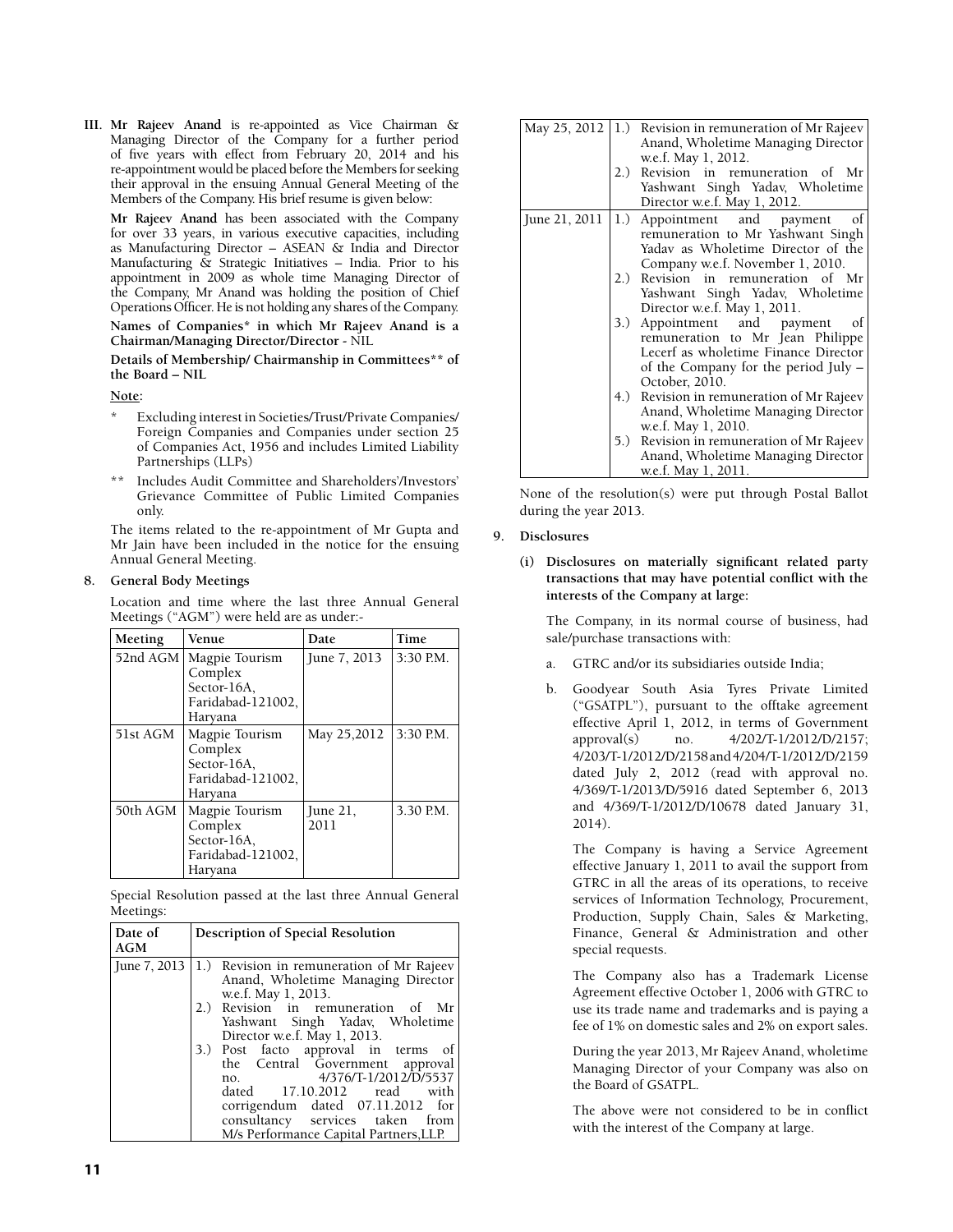III. **Mr Rajeev Anand** is re-appointed as Vice Chairman & Managing Director of the Company for a further period of five years with effect from February 20, 2014 and his re-appointment would be placed before the Members for seeking their approval in the ensuing Annual General Meeting of the Members of the Company. His brief resume is given below:

**Mr Rajeev Anand** has been associated with the Company for over 33 years, in various executive capacities, including as Manufacturing Director – ASEAN & India and Director Manufacturing & Strategic Initiatives – India. Prior to his appointment in 2009 as whole time Managing Director of the Company, Mr Anand was holding the position of Chief Operations Officer. He is not holding any shares of the Company.

**Names of Companies* in which Mr Rajeev Anand is a Chairman/Managing Director/Director -** NIL

**Details of Membership/ Chairmanship in Committees** of the Board – NIL**

**Note:**

\* Excluding interest in Societies/Trust/Private Companies/ Foreign Companies and Companies under section 25 of Companies Act, 1956 and includes Limited Liability Partnerships (LLPs)

\*\* Includes Audit Committee and Shareholders'/Investors' Grievance Committee of Public Limited Companies only.

The items related to the re-appointment of Mr Gupta and Mr Jain have been included in the notice for the ensuing Annual General Meeting.

## 8. General Body Meetings

Location and time where the last three Annual General Meetings ("AGM") were held are as under:-

| Meeting | Venue | Date | Time |
|---|---|---|---|
| 52nd AGM | Magpie Tourism Complex Sector-16A, Faridabad-121002, Haryana | June 7, 2013 | 3:30 P.M. |
| 51st AGM | Magpie Tourism Complex Sector-16A, Faridabad-121002, Haryana | May 25,2012 | 3:30 P.M. |
| 50th AGM | Magpie Tourism Complex Sector-16A, Faridabad-121002, Haryana | June 21, 2011 | 3.30 P.M. |

Special Resolution passed at the last three Annual General Meetings:

| Date of AGM | Description of Special Resolution |
|---|---|
| June 7, 2013 | 1.) Revision in remuneration of Mr Rajeev Anand, Wholetime Managing Director w.e.f. May 1, 2013.<br>2.) Revision in remuneration of Mr Yashwant Singh Yadav, Wholetime Director w.e.f. May 1, 2013.<br>3.) Post facto approval in terms of the Central Government approval no. 4/376/T-1/2012/D/5537 dated 17.10.2012 read with corrigendum dated 07.11.2012 for consultancy services taken from M/s Performance Capital Partners,LLP. |
| May 25, 2012 | 1.) Revision in remuneration of Mr Rajeev Anand, Wholetime Managing Director w.e.f. May 1, 2012.<br>2.) Revision in remuneration of Mr Yashwant Singh Yadav, Wholetime Director w.e.f. May 1, 2012. |
| June 21, 2011 | 1.) Appointment and payment of remuneration to Mr Yashwant Singh Yadav as Wholetime Director of the Company w.e.f. November 1, 2010.<br>2.) Revision in remuneration of Mr Yashwant Singh Yadav, Wholetime Director w.e.f. May 1, 2011.<br>3.) Appointment and payment of remuneration to Mr Jean Philippe Lecerf as wholetime Finance Director of the Company for the period July – October, 2010.<br>4.) Revision in remuneration of Mr Rajeev Anand, Wholetime Managing Director w.e.f. May 1, 2010.<br>5.) Revision in remuneration of Mr Rajeev Anand, Wholetime Managing Director w.e.f. May 1, 2011. |

None of the resolution(s) were put through Postal Ballot during the year 2013.

## 9. Disclosures

**(i) Disclosures on materially significant related party transactions that may have potential conflict with the interests of the Company at large:**

The Company, in its normal course of business, had sale/purchase transactions with:

a. GTRC and/or its subsidiaries outside India;

b. Goodyear South Asia Tyres Private Limited ("GSATPL"), pursuant to the offtake agreement effective April 1, 2012, in terms of Government approval(s) no. 4/202/T-1/2012/D/2157; 4/203/T-1/2012/D/2158 and 4/204/T-1/2012/D/2159 dated July 2, 2012 (read with approval no. 4/369/T-1/2013/D/5916 dated September 6, 2013 and 4/369/T-1/2012/D/10678 dated January 31, 2014).

The Company is having a Service Agreement effective January 1, 2011 to avail the support from GTRC in all the areas of its operations, to receive services of Information Technology, Procurement, Production, Supply Chain, Sales & Marketing, Finance, General & Administration and other special requests.

The Company also has a Trademark License Agreement effective October 1, 2006 with GTRC to use its trade name and trademarks and is paying a fee of 1% on domestic sales and 2% on export sales.

During the year 2013, Mr Rajeev Anand, wholetime Managing Director of your Company was also on the Board of GSATPL.

The above were not considered to be in conflict with the interest of the Company at large.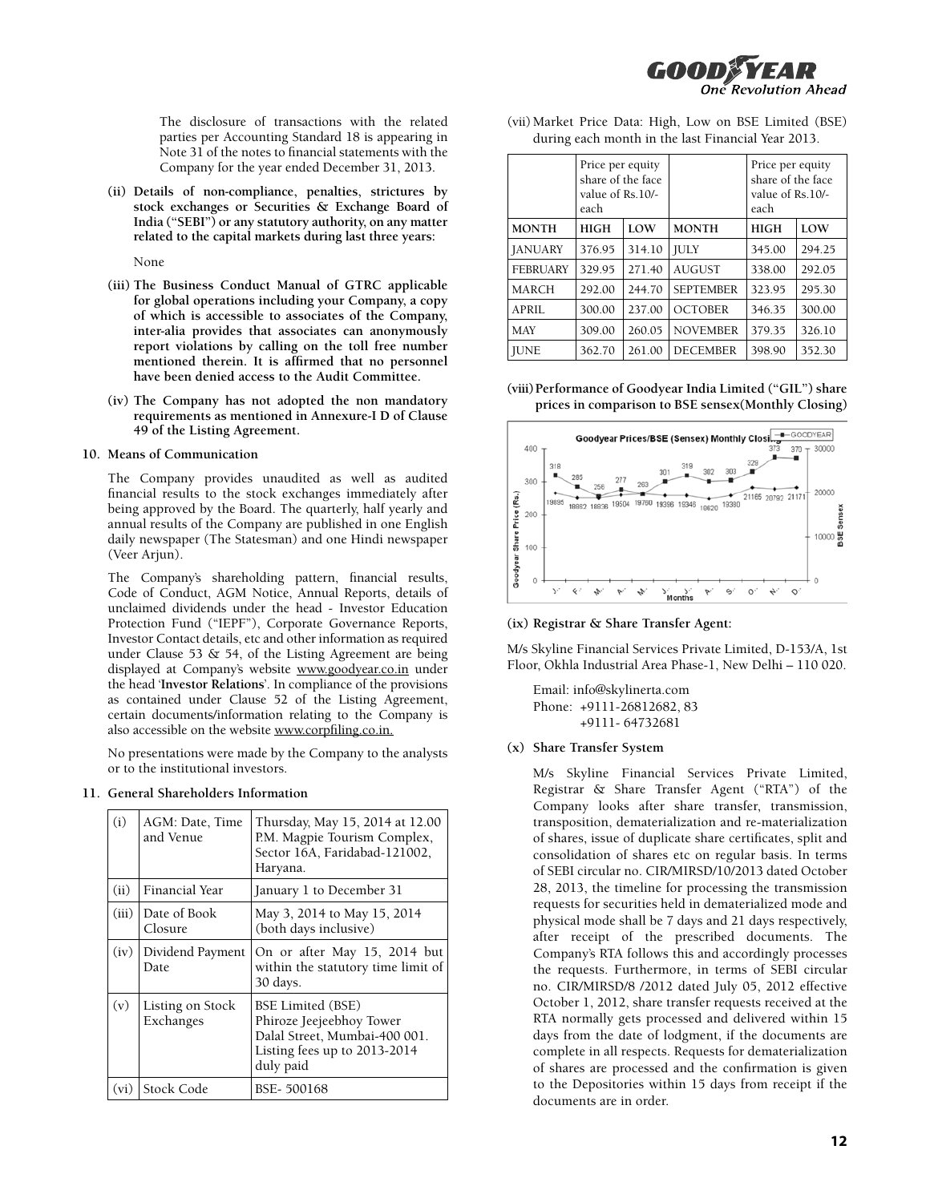The disclosure of transactions with the related parties per Accounting Standard 18 is appearing in Note 31 of the notes to financial statements with the Company for the year ended December 31, 2013.

**(ii) Details of non-compliance, penalties, strictures by stock exchanges or Securities & Exchange Board of India ("SEBI") or any statutory authority, on any matter related to the capital markets during last three years:**

None

**(iii) The Business Conduct Manual of GTRC applicable for global operations including your Company, a copy of which is accessible to associates of the Company, inter-alia provides that associates can anonymously report violations by calling on the toll free number mentioned therein. It is affirmed that no personnel have been denied access to the Audit Committee.**

**(iv) The Company has not adopted the non mandatory requirements as mentioned in Annexure-I D of Clause 49 of the Listing Agreement.**

## 10. Means of Communication

The Company provides unaudited as well as audited financial results to the stock exchanges immediately after being approved by the Board. The quarterly, half yearly and annual results of the Company are published in one English daily newspaper (The Statesman) and one Hindi newspaper (Veer Arjun).

The Company's shareholding pattern, financial results, Code of Conduct, AGM Notice, Annual Reports, details of unclaimed dividends under the head - Investor Education Protection Fund ("IEPF"), Corporate Governance Reports, Investor Contact details, etc and other information as required under Clause 53 & 54, of the Listing Agreement are being displayed at Company's website www.goodyear.co.in under the head '**Investor Relations**'. In compliance of the provisions as contained under Clause 52 of the Listing Agreement, certain documents/information relating to the Company is also accessible on the website www.corpfiling.co.in.

No presentations were made by the Company to the analysts or to the institutional investors.

## 11. General Shareholders Information

| | | |
|---|---|---|
| (i) | AGM: Date, Time and Venue | Thursday, May 15, 2014 at 12.00 P.M. Magpie Tourism Complex, Sector 16A, Faridabad-121002, Haryana. |
| (ii) | Financial Year | January 1 to December 31 |
| (iii) | Date of Book Closure | May 3, 2014 to May 15, 2014 (both days inclusive) |
| (iv) | Dividend Payment Date | On or after May 15, 2014 but within the statutory time limit of 30 days. |
| (v) | Listing on Stock Exchanges | BSE Limited (BSE) Phiroze Jeejeebhoy Tower Dalal Street, Mumbai-400 001. Listing fees up to 2013-2014 duly paid |
| (vi) | Stock Code | BSE- 500168 |

(vii) Market Price Data: High, Low on BSE Limited (BSE) during each month in the last Financial Year 2013.

| | Price per equity share of the face value of Rs.10/- each | | | Price per equity share of the face value of Rs.10/- each | |
|---|---|---|---|---|---|
| **MONTH** | **HIGH** | **LOW** | **MONTH** | **HIGH** | **LOW** |
| JANUARY | 376.95 | 314.10 | JULY | 345.00 | 294.25 |
| FEBRUARY | 329.95 | 271.40 | AUGUST | 338.00 | 292.05 |
| MARCH | 292.00 | 244.70 | SEPTEMBER | 323.95 | 295.30 |
| APRIL | 300.00 | 237.00 | OCTOBER | 346.35 | 300.00 |
| MAY | 309.00 | 260.05 | NOVEMBER | 379.35 | 326.10 |
| JUNE | 362.70 | 261.00 | DECEMBER | 398.90 | 352.30 |

**(viii) Performance of Goodyear India Limited ("GIL") share prices in comparison to BSE sensex(Monthly Closing)**

Goodyear Prices/BSE (Sensex) Monthly Closing

GOODYEAR

318 285 256 277 263 301 319 302 303 329 373 370

19895 18882 18836 19504 19760 19396 19346 18620 19380 21165 20792 21171

Goodyear Share Price (Rs.)

BSE Sensex

Months

J F M A M J J A S O N D

**(ix) Registrar & Share Transfer Agent:**

M/s Skyline Financial Services Private Limited, D-153/A, 1st Floor, Okhla Industrial Area Phase-1, New Delhi – 110 020.

Email: info@skylinerta.com
Phone: +9111-26812682, 83
+9111- 64732681

**(x) Share Transfer System**

M/s Skyline Financial Services Private Limited, Registrar & Share Transfer Agent ("RTA") of the Company looks after share transfer, transmission, transposition, dematerialization and re-materialization of shares, issue of duplicate share certificates, split and consolidation of shares etc on regular basis. In terms of SEBI circular no. CIR/MIRSD/10/2013 dated October 28, 2013, the timeline for processing the transmission requests for securities held in dematerialized mode and physical mode shall be 7 days and 21 days respectively, after receipt of the prescribed documents. The Company's RTA follows this and accordingly processes the requests. Furthermore, in terms of SEBI circular no. CIR/MIRSD/8 /2012 dated July 05, 2012 effective October 1, 2012, share transfer requests received at the RTA normally gets processed and delivered within 15 days from the date of lodgment, if the documents are complete in all respects. Requests for dematerialization of shares are processed and the confirmation is given to the Depositories within 15 days from receipt if the documents are in order.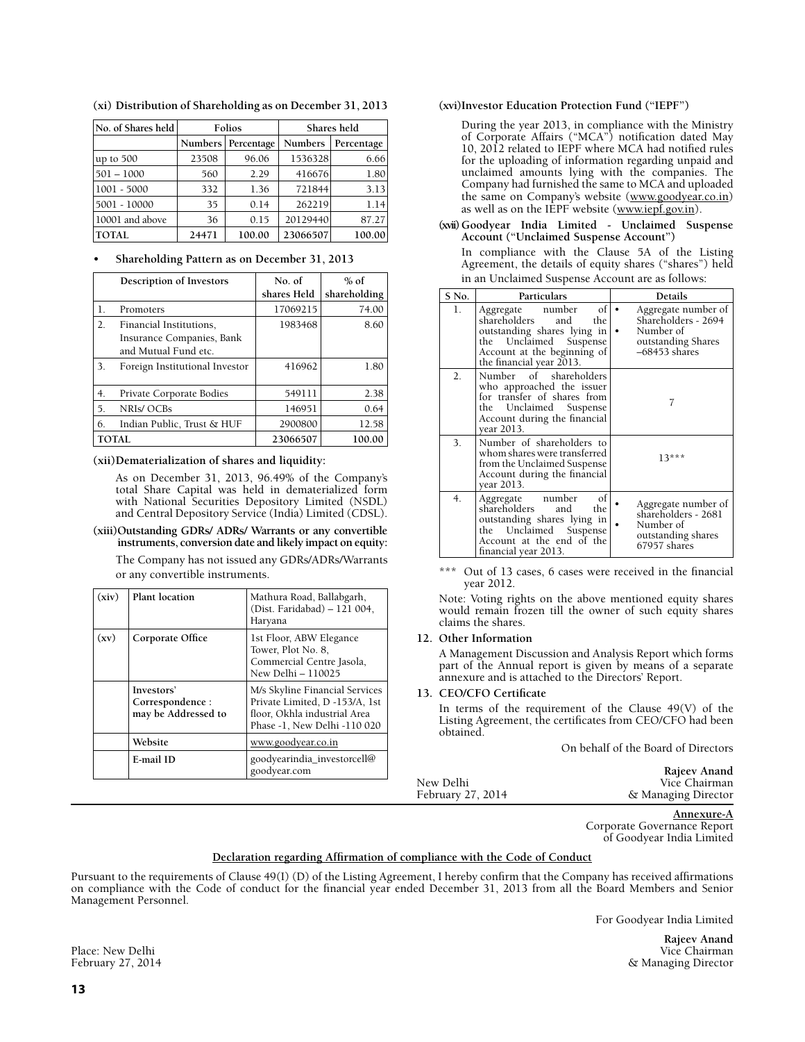**(xi) Distribution of Shareholding as on December 31, 2013**

| No. of Shares held | Folios | | Shares held | |
|---|---|---|---|---|
| | Numbers | Percentage | Numbers | Percentage |
| up to 500 | 23508 | 96.06 | 1536328 | 6.66 |
| 501 – 1000 | 560 | 2.29 | 416676 | 1.80 |
| 1001 - 5000 | 332 | 1.36 | 721844 | 3.13 |
| 5001 - 10000 | 35 | 0.14 | 262219 | 1.14 |
| 10001 and above | 36 | 0.15 | 20129440 | 87.27 |
| **TOTAL** | **24471** | **100.00** | **23066507** | **100.00** |

- **Shareholding Pattern as on December 31, 2013**

| | Description of Investors | No. of shares Held | % of shareholding |
|---|---|---|---|
| 1. | Promoters | 17069215 | 74.00 |
| 2. | Financial Institutions, Insurance Companies, Bank and Mutual Fund etc. | 1983468 | 8.60 |
| 3. | Foreign Institutional Investor | 416962 | 1.80 |
| 4. | Private Corporate Bodies | 549111 | 2.38 |
| 5. | NRIs/ OCBs | 146951 | 0.64 |
| 6. | Indian Public, Trust & HUF | 2900800 | 12.58 |
| TOTAL | | 23066507 | 100.00 |

**(xii) Dematerialization of shares and liquidity:**

As on December 31, 2013, 96.49% of the Company's total Share Capital was held in dematerialized form with National Securities Depository Limited (NSDL) and Central Depository Service (India) Limited (CDSL).

**(xiii) Outstanding GDRs/ ADRs/ Warrants or any convertible instruments, conversion date and likely impact on equity:**

The Company has not issued any GDRs/ADRs/Warrants or any convertible instruments.

| | | |
|---|---|---|
| (xiv) | **Plant location** | Mathura Road, Ballabgarh, (Dist. Faridabad) – 121 004, Haryana |
| (xv) | **Corporate Office** | 1st Floor, ABW Elegance Tower, Plot No. 8, Commercial Centre Jasola, New Delhi – 110025 |
| | **Investors' Correspondence : may be Addressed to** | M/s Skyline Financial Services Private Limited, D -153/A, 1st floor, Okhla industrial Area Phase -1, New Delhi -110 020 |
| | **Website** | www.goodyear.co.in |
| | **E-mail ID** | goodyearindia_investorcell@goodyear.com |

**(xvi) Investor Education Protection Fund ("IEPF")**

During the year 2013, in compliance with the Ministry of Corporate Affairs ("MCA") notification dated May 10, 2012 related to IEPF where MCA had notified rules for the uploading of information regarding unpaid and unclaimed amounts lying with the companies. The Company had furnished the same to MCA and uploaded the same on Company's website (www.goodyear.co.in) as well as on the IEPF website (www.iepf.gov.in).

**(xvii) Goodyear India Limited - Unclaimed Suspense Account ("Unclaimed Suspense Account")**

In compliance with the Clause 5A of the Listing Agreement, the details of equity shares ("shares") held in an Unclaimed Suspense Account are as follows:

| S No. | Particulars | Details |
|---|---|---|
| 1. | Aggregate number of shareholders and the outstanding shares lying in the Unclaimed Suspense Account at the beginning of the financial year 2013. | • Aggregate number of Shareholders - 2694<br>• Number of outstanding Shares –68453 shares |
| 2. | Number of shareholders who approached the issuer for transfer of shares from the Unclaimed Suspense Account during the financial year 2013. | 7 |
| 3. | Number of shareholders to whom shares were transferred from the Unclaimed Suspense Account during the financial year 2013. | 13*** |
| 4. | Aggregate number of shareholders and the outstanding shares lying in the Unclaimed Suspense Account at the end of the financial year 2013. | • Aggregate number of shareholders - 2681<br>• Number of outstanding shares 67957 shares |

*** Out of 13 cases, 6 cases were received in the financial year 2012.

Note: Voting rights on the above mentioned equity shares would remain frozen till the owner of such equity shares claims the shares.

**12. Other Information**

A Management Discussion and Analysis Report which forms part of the Annual report is given by means of a separate annexure and is attached to the Directors' Report.

**13. CEO/CFO Certificate**

In terms of the requirement of the Clause 49(V) of the Listing Agreement, the certificates from CEO/CFO had been obtained.

On behalf of the Board of Directors

New Delhi
February 27, 2014

**Rajeev Anand**
Vice Chairman
& Managing Director

**Annexure-A**
Corporate Governance Report
of Goodyear India Limited

**Declaration regarding Affirmation of compliance with the Code of Conduct**

Pursuant to the requirements of Clause 49(I) (D) of the Listing Agreement, I hereby confirm that the Company has received affirmations on compliance with the Code of conduct for the financial year ended December 31, 2013 from all the Board Members and Senior Management Personnel.

For Goodyear India Limited

Place: New Delhi
February 27, 2014

**Rajeev Anand**
Vice Chairman
& Managing Director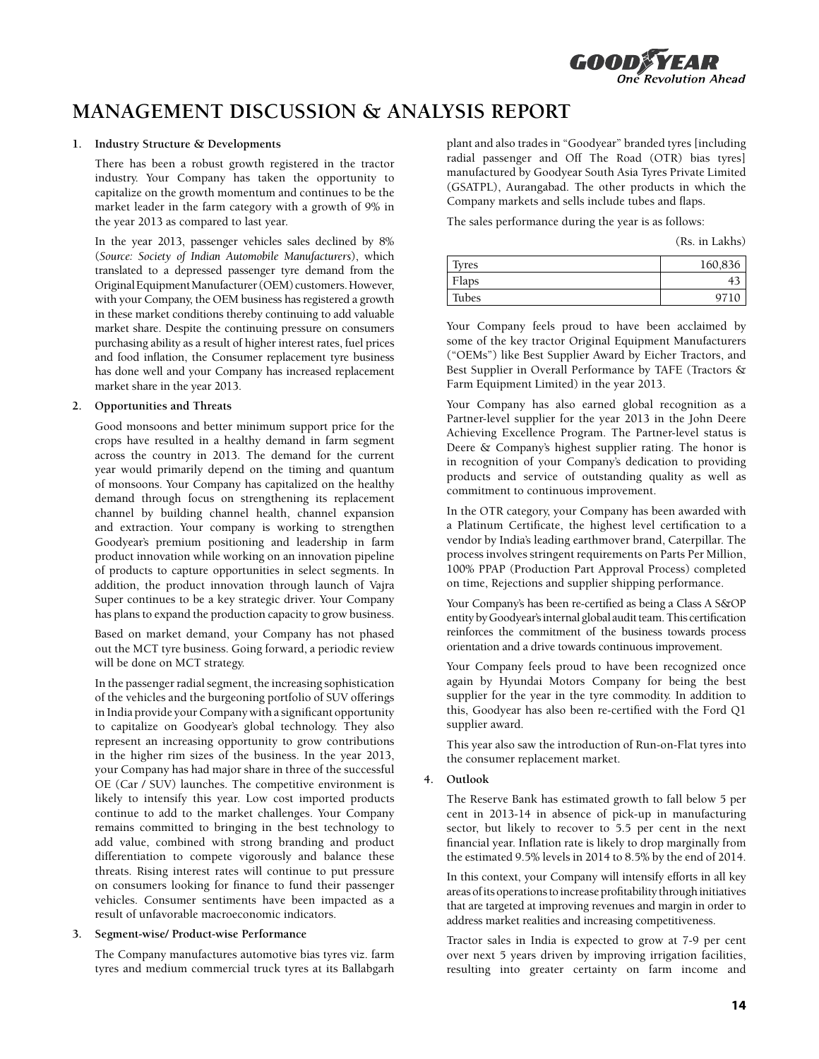# MANAGEMENT DISCUSSION & ANALYSIS REPORT

1. **Industry Structure & Developments**

   There has been a robust growth registered in the tractor industry. Your Company has taken the opportunity to capitalize on the growth momentum and continues to be the market leader in the farm category with a growth of 9% in the year 2013 as compared to last year.

   In the year 2013, passenger vehicles sales declined by 8% (*Source: Society of Indian Automobile Manufacturers*), which translated to a depressed passenger tyre demand from the Original Equipment Manufacturer (OEM) customers. However, with your Company, the OEM business has registered a growth in these market conditions thereby continuing to add valuable market share. Despite the continuing pressure on consumers purchasing ability as a result of higher interest rates, fuel prices and food inflation, the Consumer replacement tyre business has done well and your Company has increased replacement market share in the year 2013.

2. **Opportunities and Threats**

   Good monsoons and better minimum support price for the crops have resulted in a healthy demand in farm segment across the country in 2013. The demand for the current year would primarily depend on the timing and quantum of monsoons. Your Company has capitalized on the healthy demand through focus on strengthening its replacement channel by building channel health, channel expansion and extraction. Your company is working to strengthen Goodyear's premium positioning and leadership in farm product innovation while working on an innovation pipeline of products to capture opportunities in select segments. In addition, the product innovation through launch of Vajra Super continues to be a key strategic driver. Your Company has plans to expand the production capacity to grow business.

   Based on market demand, your Company has not phased out the MCT tyre business. Going forward, a periodic review will be done on MCT strategy.

   In the passenger radial segment, the increasing sophistication of the vehicles and the burgeoning portfolio of SUV offerings in India provide your Company with a significant opportunity to capitalize on Goodyear's global technology. They also represent an increasing opportunity to grow contributions in the higher rim sizes of the business. In the year 2013, your Company has had major share in three of the successful OE (Car / SUV) launches. The competitive environment is likely to intensify this year. Low cost imported products continue to add to the market challenges. Your Company remains committed to bringing in the best technology to add value, combined with strong branding and product differentiation to compete vigorously and balance these threats. Rising interest rates will continue to put pressure on consumers looking for finance to fund their passenger vehicles. Consumer sentiments have been impacted as a result of unfavorable macroeconomic indicators.

3. **Segment-wise/ Product-wise Performance**

   The Company manufactures automotive bias tyres viz. farm tyres and medium commercial truck tyres at its Ballabgarh plant and also trades in "Goodyear" branded tyres [including radial passenger and Off The Road (OTR) bias tyres] manufactured by Goodyear South Asia Tyres Private Limited (GSATPL), Aurangabad. The other products in which the Company markets and sells include tubes and flaps.

   The sales performance during the year is as follows:

   (Rs. in Lakhs)

   | | |
   |---|---|
   | Tyres | 160,836 |
   | Flaps | 43 |
   | Tubes | 9710 |

   Your Company feels proud to have been acclaimed by some of the key tractor Original Equipment Manufacturers ("OEMs") like Best Supplier Award by Eicher Tractors, and Best Supplier in Overall Performance by TAFE (Tractors & Farm Equipment Limited) in the year 2013.

   Your Company has also earned global recognition as a Partner-level supplier for the year 2013 in the John Deere Achieving Excellence Program. The Partner-level status is Deere & Company's highest supplier rating. The honor is in recognition of your Company's dedication to providing products and service of outstanding quality as well as commitment to continuous improvement.

   In the OTR category, your Company has been awarded with a Platinum Certificate, the highest level certification to a vendor by India's leading earthmover brand, Caterpillar. The process involves stringent requirements on Parts Per Million, 100% PPAP (Production Part Approval Process) completed on time, Rejections and supplier shipping performance.

   Your Company's has been re-certified as being a Class A S&OP entity by Goodyear's internal global audit team. This certification reinforces the commitment of the business towards process orientation and a drive towards continuous improvement.

   Your Company feels proud to have been recognized once again by Hyundai Motors Company for being the best supplier for the year in the tyre commodity. In addition to this, Goodyear has also been re-certified with the Ford Q1 supplier award.

   This year also saw the introduction of Run-on-Flat tyres into the consumer replacement market.

4. **Outlook**

   The Reserve Bank has estimated growth to fall below 5 per cent in 2013-14 in absence of pick-up in manufacturing sector, but likely to recover to 5.5 per cent in the next financial year. Inflation rate is likely to drop marginally from the estimated 9.5% levels in 2014 to 8.5% by the end of 2014.

   In this context, your Company will intensify efforts in all key areas of its operations to increase profitability through initiatives that are targeted at improving revenues and margin in order to address market realities and increasing competitiveness.

   Tractor sales in India is expected to grow at 7-9 per cent over next 5 years driven by improving irrigation facilities, resulting into greater certainty on farm income and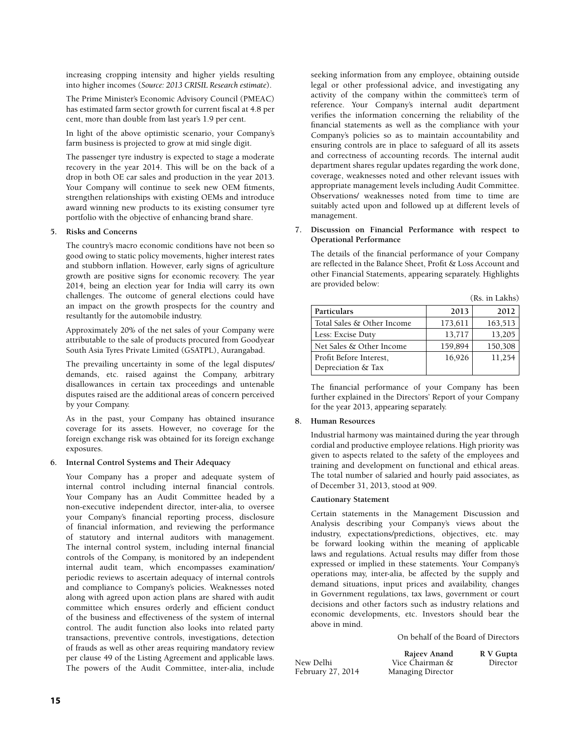increasing cropping intensity and higher yields resulting into higher incomes (*Source: 2013 CRISIL Research estimate*).

The Prime Minister's Economic Advisory Council (PMEAC) has estimated farm sector growth for current fiscal at 4.8 per cent, more than double from last year's 1.9 per cent.

In light of the above optimistic scenario, your Company's farm business is projected to grow at mid single digit.

The passenger tyre industry is expected to stage a moderate recovery in the year 2014. This will be on the back of a drop in both OE car sales and production in the year 2013. Your Company will continue to seek new OEM fitments, strengthen relationships with existing OEMs and introduce award winning new products to its existing consumer tyre portfolio with the objective of enhancing brand share.

5. **Risks and Concerns**

The country's macro economic conditions have not been so good owing to static policy movements, higher interest rates and stubborn inflation. However, early signs of agriculture growth are positive signs for economic recovery. The year 2014, being an election year for India will carry its own challenges. The outcome of general elections could have an impact on the growth prospects for the country and resultantly for the automobile industry.

Approximately 20% of the net sales of your Company were attributable to the sale of products procured from Goodyear South Asia Tyres Private Limited (GSATPL), Aurangabad.

The prevailing uncertainty in some of the legal disputes/ demands, etc. raised against the Company, arbitrary disallowances in certain tax proceedings and untenable disputes raised are the additional areas of concern perceived by your Company.

As in the past, your Company has obtained insurance coverage for its assets. However, no coverage for the foreign exchange risk was obtained for its foreign exchange exposures.

6. **Internal Control Systems and Their Adequacy**

Your Company has a proper and adequate system of internal control including internal financial controls. Your Company has an Audit Committee headed by a non-executive independent director, inter-alia, to oversee your Company's financial reporting process, disclosure of financial information, and reviewing the performance of statutory and internal auditors with management. The internal control system, including internal financial controls of the Company, is monitored by an independent internal audit team, which encompasses examination/ periodic reviews to ascertain adequacy of internal controls and compliance to Company's policies. Weaknesses noted along with agreed upon action plans are shared with audit committee which ensures orderly and efficient conduct of the business and effectiveness of the system of internal control. The audit function also looks into related party transactions, preventive controls, investigations, detection of frauds as well as other areas requiring mandatory review per clause 49 of the Listing Agreement and applicable laws. The powers of the Audit Committee, inter-alia, include seeking information from any employee, obtaining outside legal or other professional advice, and investigating any activity of the company within the committee's term of reference. Your Company's internal audit department verifies the information concerning the reliability of the financial statements as well as the compliance with your Company's policies so as to maintain accountability and ensuring controls are in place to safeguard of all its assets and correctness of accounting records. The internal audit department shares regular updates regarding the work done, coverage, weaknesses noted and other relevant issues with appropriate management levels including Audit Committee. Observations/ weaknesses noted from time to time are suitably acted upon and followed up at different levels of management.

7. **Discussion on Financial Performance with respect to Operational Performance**

The details of the financial performance of your Company are reflected in the Balance Sheet, Profit & Loss Account and other Financial Statements, appearing separately. Highlights are provided below:

(Rs. in Lakhs)

| Particulars | 2013 | 2012 |
|---|---|---|
| Total Sales & Other Income | 173,611 | 163,513 |
| Less: Excise Duty | 13,717 | 13,205 |
| Net Sales & Other Income | 159,894 | 150,308 |
| Profit Before Interest, Depreciation & Tax | 16,926 | 11,254 |

The financial performance of your Company has been further explained in the Directors' Report of your Company for the year 2013, appearing separately.

8. **Human Resources**

Industrial harmony was maintained during the year through cordial and productive employee relations. High priority was given to aspects related to the safety of the employees and training and development on functional and ethical areas. The total number of salaried and hourly paid associates, as of December 31, 2013, stood at 909.

**Cautionary Statement**

Certain statements in the Management Discussion and Analysis describing your Company's views about the industry, expectations/predictions, objectives, etc. may be forward looking within the meaning of applicable laws and regulations. Actual results may differ from those expressed or implied in these statements. Your Company's operations may, inter-alia, be affected by the supply and demand situations, input prices and availability, changes in Government regulations, tax laws, government or court decisions and other factors such as industry relations and economic developments, etc. Investors should bear the above in mind.

On behalf of the Board of Directors

New Delhi
February 27, 2014

**Rajeev Anand**
Vice Chairman &
Managing Director

**R V Gupta**
Director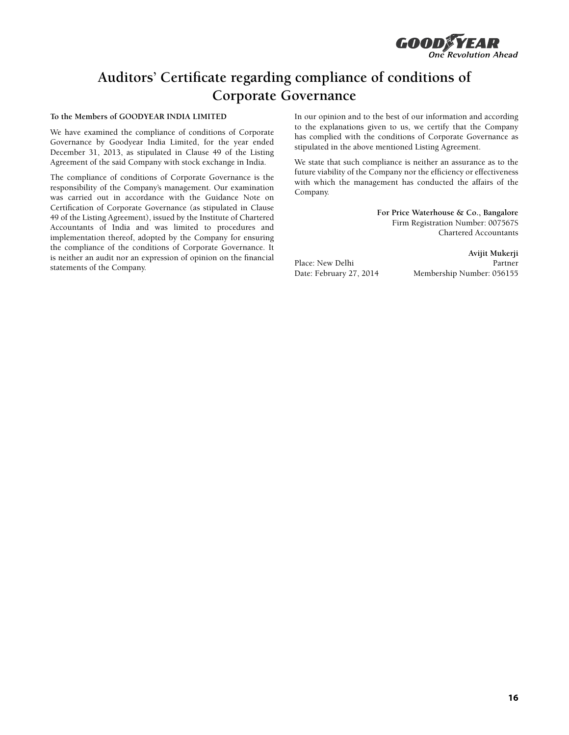# Auditors' Certificate regarding compliance of conditions of Corporate Governance

**To the Members of GOODYEAR INDIA LIMITED**

We have examined the compliance of conditions of Corporate Governance by Goodyear India Limited, for the year ended December 31, 2013, as stipulated in Clause 49 of the Listing Agreement of the said Company with stock exchange in India.

The compliance of conditions of Corporate Governance is the responsibility of the Company's management. Our examination was carried out in accordance with the Guidance Note on Certification of Corporate Governance (as stipulated in Clause 49 of the Listing Agreement), issued by the Institute of Chartered Accountants of India and was limited to procedures and implementation thereof, adopted by the Company for ensuring the compliance of the conditions of Corporate Governance. It is neither an audit nor an expression of opinion on the financial statements of the Company.

In our opinion and to the best of our information and according to the explanations given to us, we certify that the Company has complied with the conditions of Corporate Governance as stipulated in the above mentioned Listing Agreement.

We state that such compliance is neither an assurance as to the future viability of the Company nor the efficiency or effectiveness with which the management has conducted the affairs of the Company.

**For Price Waterhouse & Co., Bangalore**
Firm Registration Number: 007567S
Chartered Accountants

**Avijit Mukerji**
Partner
Membership Number: 056155

Place: New Delhi
Date: February 27, 2014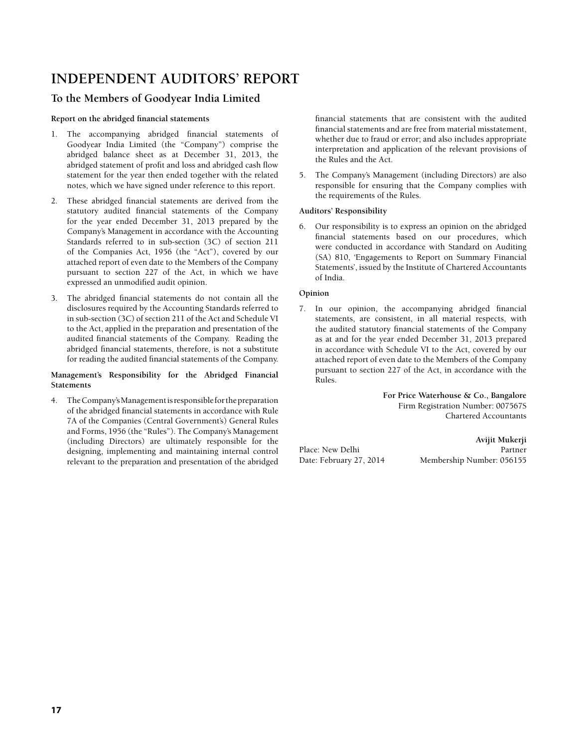# INDEPENDENT AUDITORS' REPORT

## To the Members of Goodyear India Limited

**Report on the abridged financial statements**

1. The accompanying abridged financial statements of Goodyear India Limited (the "Company") comprise the abridged balance sheet as at December 31, 2013, the abridged statement of profit and loss and abridged cash flow statement for the year then ended together with the related notes, which we have signed under reference to this report.

2. These abridged financial statements are derived from the statutory audited financial statements of the Company for the year ended December 31, 2013 prepared by the Company's Management in accordance with the Accounting Standards referred to in sub-section (3C) of section 211 of the Companies Act, 1956 (the "Act"), covered by our attached report of even date to the Members of the Company pursuant to section 227 of the Act, in which we have expressed an unmodified audit opinion.

3. The abridged financial statements do not contain all the disclosures required by the Accounting Standards referred to in sub-section (3C) of section 211 of the Act and Schedule VI to the Act, applied in the preparation and presentation of the audited financial statements of the Company. Reading the abridged financial statements, therefore, is not a substitute for reading the audited financial statements of the Company.

**Management's Responsibility for the Abridged Financial Statements**

4. The Company's Management is responsible for the preparation of the abridged financial statements in accordance with Rule 7A of the Companies (Central Government's) General Rules and Forms, 1956 (the "Rules"). The Company's Management (including Directors) are ultimately responsible for the designing, implementing and maintaining internal control relevant to the preparation and presentation of the abridged financial statements that are consistent with the audited financial statements and are free from material misstatement, whether due to fraud or error; and also includes appropriate interpretation and application of the relevant provisions of the Rules and the Act.

5. The Company's Management (including Directors) are also responsible for ensuring that the Company complies with the requirements of the Rules.

**Auditors' Responsibility**

6. Our responsibility is to express an opinion on the abridged financial statements based on our procedures, which were conducted in accordance with Standard on Auditing (SA) 810, 'Engagements to Report on Summary Financial Statements', issued by the Institute of Chartered Accountants of India.

**Opinion**

7. In our opinion, the accompanying abridged financial statements, are consistent, in all material respects, with the audited statutory financial statements of the Company as at and for the year ended December 31, 2013 prepared in accordance with Schedule VI to the Act, covered by our attached report of even date to the Members of the Company pursuant to section 227 of the Act, in accordance with the Rules.

**For Price Waterhouse & Co., Bangalore**
Firm Registration Number: 007567S
Chartered Accountants

**Avijit Mukerji**
Partner
Membership Number: 056155

Place: New Delhi
Date: February 27, 2014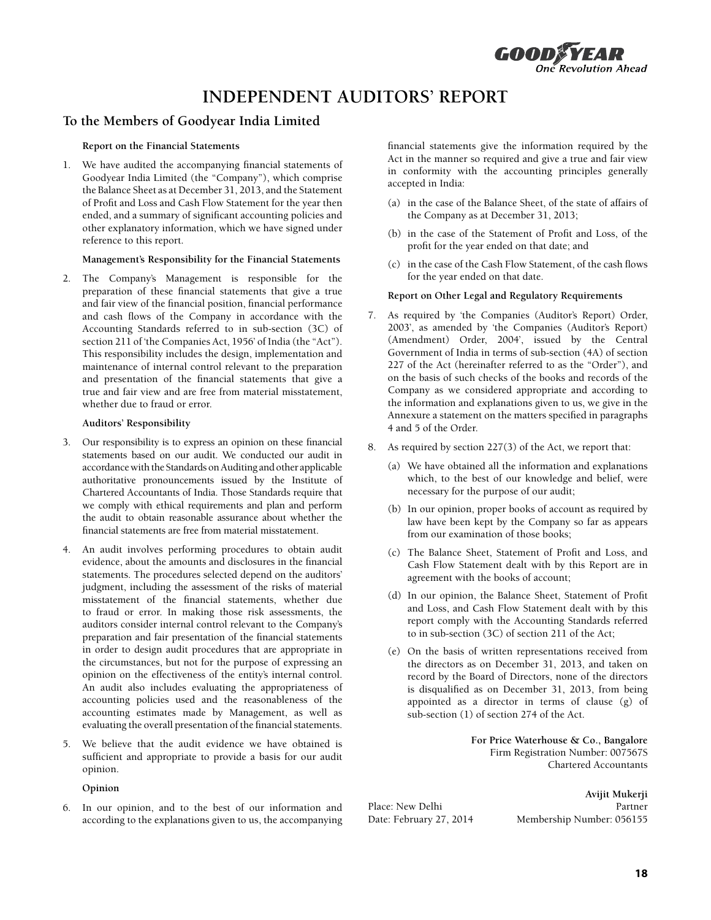# INDEPENDENT AUDITORS' REPORT

## To the Members of Goodyear India Limited

**Report on the Financial Statements**

1. We have audited the accompanying financial statements of Goodyear India Limited (the "Company"), which comprise the Balance Sheet as at December 31, 2013, and the Statement of Profit and Loss and Cash Flow Statement for the year then ended, and a summary of significant accounting policies and other explanatory information, which we have signed under reference to this report.

**Management's Responsibility for the Financial Statements**

2. The Company's Management is responsible for the preparation of these financial statements that give a true and fair view of the financial position, financial performance and cash flows of the Company in accordance with the Accounting Standards referred to in sub-section (3C) of section 211 of 'the Companies Act, 1956' of India (the "Act"). This responsibility includes the design, implementation and maintenance of internal control relevant to the preparation and presentation of the financial statements that give a true and fair view and are free from material misstatement, whether due to fraud or error.

**Auditors' Responsibility**

3. Our responsibility is to express an opinion on these financial statements based on our audit. We conducted our audit in accordance with the Standards on Auditing and other applicable authoritative pronouncements issued by the Institute of Chartered Accountants of India. Those Standards require that we comply with ethical requirements and plan and perform the audit to obtain reasonable assurance about whether the financial statements are free from material misstatement.

4. An audit involves performing procedures to obtain audit evidence, about the amounts and disclosures in the financial statements. The procedures selected depend on the auditors' judgment, including the assessment of the risks of material misstatement of the financial statements, whether due to fraud or error. In making those risk assessments, the auditors consider internal control relevant to the Company's preparation and fair presentation of the financial statements in order to design audit procedures that are appropriate in the circumstances, but not for the purpose of expressing an opinion on the effectiveness of the entity's internal control. An audit also includes evaluating the appropriateness of accounting policies used and the reasonableness of the accounting estimates made by Management, as well as evaluating the overall presentation of the financial statements.

5. We believe that the audit evidence we have obtained is sufficient and appropriate to provide a basis for our audit opinion.

**Opinion**

6. In our opinion, and to the best of our information and according to the explanations given to us, the accompanying financial statements give the information required by the Act in the manner so required and give a true and fair view in conformity with the accounting principles generally accepted in India:

   (a) in the case of the Balance Sheet, of the state of affairs of the Company as at December 31, 2013;

   (b) in the case of the Statement of Profit and Loss, of the profit for the year ended on that date; and

   (c) in the case of the Cash Flow Statement, of the cash flows for the year ended on that date.

**Report on Other Legal and Regulatory Requirements**

7. As required by 'the Companies (Auditor's Report) Order, 2003', as amended by 'the Companies (Auditor's Report) (Amendment) Order, 2004', issued by the Central Government of India in terms of sub-section (4A) of section 227 of the Act (hereinafter referred to as the "Order"), and on the basis of such checks of the books and records of the Company as we considered appropriate and according to the information and explanations given to us, we give in the Annexure a statement on the matters specified in paragraphs 4 and 5 of the Order.

8. As required by section 227(3) of the Act, we report that:

   (a) We have obtained all the information and explanations which, to the best of our knowledge and belief, were necessary for the purpose of our audit;

   (b) In our opinion, proper books of account as required by law have been kept by the Company so far as appears from our examination of those books;

   (c) The Balance Sheet, Statement of Profit and Loss, and Cash Flow Statement dealt with by this Report are in agreement with the books of account;

   (d) In our opinion, the Balance Sheet, Statement of Profit and Loss, and Cash Flow Statement dealt with by this report comply with the Accounting Standards referred to in sub-section (3C) of section 211 of the Act;

   (e) On the basis of written representations received from the directors as on December 31, 2013, and taken on record by the Board of Directors, none of the directors is disqualified as on December 31, 2013, from being appointed as a director in terms of clause (g) of sub-section (1) of section 274 of the Act.

**For Price Waterhouse & Co., Bangalore**
Firm Registration Number: 007567S
Chartered Accountants

**Avijit Mukerji**
Partner
Membership Number: 056155

Place: New Delhi
Date: February 27, 2014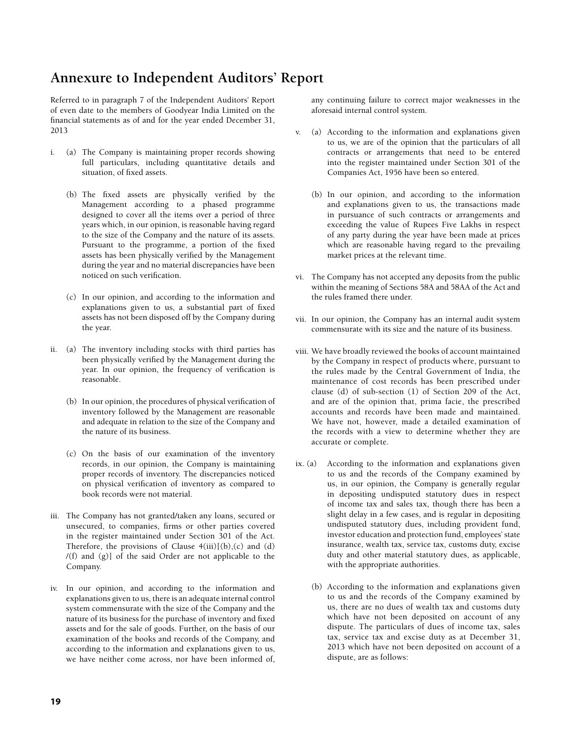# Annexure to Independent Auditors' Report

Referred to in paragraph 7 of the Independent Auditors' Report of even date to the members of Goodyear India Limited on the financial statements as of and for the year ended December 31, 2013

i. (a) The Company is maintaining proper records showing full particulars, including quantitative details and situation, of fixed assets.

(b) The fixed assets are physically verified by the Management according to a phased programme designed to cover all the items over a period of three years which, in our opinion, is reasonable having regard to the size of the Company and the nature of its assets. Pursuant to the programme, a portion of the fixed assets has been physically verified by the Management during the year and no material discrepancies have been noticed on such verification.

(c) In our opinion, and according to the information and explanations given to us, a substantial part of fixed assets has not been disposed off by the Company during the year.

ii. (a) The inventory including stocks with third parties has been physically verified by the Management during the year. In our opinion, the frequency of verification is reasonable.

(b) In our opinion, the procedures of physical verification of inventory followed by the Management are reasonable and adequate in relation to the size of the Company and the nature of its business.

(c) On the basis of our examination of the inventory records, in our opinion, the Company is maintaining proper records of inventory. The discrepancies noticed on physical verification of inventory as compared to book records were not material.

iii. The Company has not granted/taken any loans, secured or unsecured, to companies, firms or other parties covered in the register maintained under Section 301 of the Act. Therefore, the provisions of Clause 4(iii)[(b),(c) and (d) /(f) and (g)] of the said Order are not applicable to the Company.

iv. In our opinion, and according to the information and explanations given to us, there is an adequate internal control system commensurate with the size of the Company and the nature of its business for the purchase of inventory and fixed assets and for the sale of goods. Further, on the basis of our examination of the books and records of the Company, and according to the information and explanations given to us, we have neither come across, nor have been informed of, any continuing failure to correct major weaknesses in the aforesaid internal control system.

v. (a) According to the information and explanations given to us, we are of the opinion that the particulars of all contracts or arrangements that need to be entered into the register maintained under Section 301 of the Companies Act, 1956 have been so entered.

(b) In our opinion, and according to the information and explanations given to us, the transactions made in pursuance of such contracts or arrangements and exceeding the value of Rupees Five Lakhs in respect of any party during the year have been made at prices which are reasonable having regard to the prevailing market prices at the relevant time.

vi. The Company has not accepted any deposits from the public within the meaning of Sections 58A and 58AA of the Act and the rules framed there under.

vii. In our opinion, the Company has an internal audit system commensurate with its size and the nature of its business.

viii. We have broadly reviewed the books of account maintained by the Company in respect of products where, pursuant to the rules made by the Central Government of India, the maintenance of cost records has been prescribed under clause (d) of sub-section (1) of Section 209 of the Act, and are of the opinion that, prima facie, the prescribed accounts and records have been made and maintained. We have not, however, made a detailed examination of the records with a view to determine whether they are accurate or complete.

ix. (a) According to the information and explanations given to us and the records of the Company examined by us, in our opinion, the Company is generally regular in depositing undisputed statutory dues in respect of income tax and sales tax, though there has been a slight delay in a few cases, and is regular in depositing undisputed statutory dues, including provident fund, investor education and protection fund, employees' state insurance, wealth tax, service tax, customs duty, excise duty and other material statutory dues, as applicable, with the appropriate authorities.

(b) According to the information and explanations given to us and the records of the Company examined by us, there are no dues of wealth tax and customs duty which have not been deposited on account of any dispute. The particulars of dues of income tax, sales tax, service tax and excise duty as at December 31, 2013 which have not been deposited on account of a dispute, are as follows: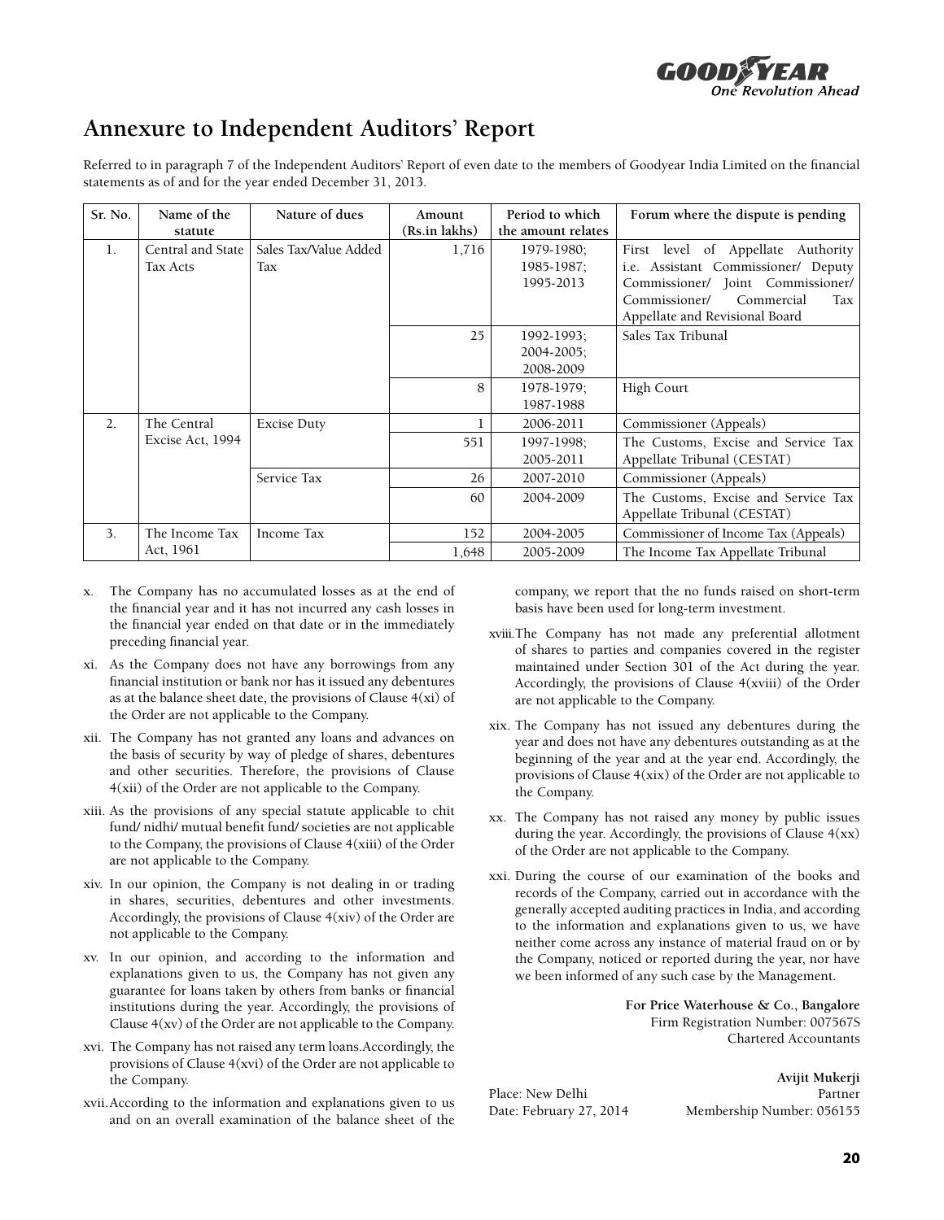# Annexure to Independent Auditors' Report

Referred to in paragraph 7 of the Independent Auditors' Report of even date to the members of Goodyear India Limited on the financial statements as of and for the year ended December 31, 2013.

| Sr. No. | Name of the statute | Nature of dues | Amount (Rs.in lakhs) | Period to which the amount relates | Forum where the dispute is pending |
|---|---|---|---|---|---|
| 1. | Central and State Tax Acts | Sales Tax/Value Added Tax | 1,716 | 1979-1980; 1985-1987; 1995-2013 | First level of Appellate Authority i.e. Assistant Commissioner/ Deputy Commissioner/ Joint Commissioner/ Commissioner/ Commercial Tax Appellate and Revisional Board |
| | | | 25 | 1992-1993; 2004-2005; 2008-2009 | Sales Tax Tribunal |
| | | | 8 | 1978-1979; 1987-1988 | High Court |
| 2. | The Central Excise Act, 1994 | Excise Duty | 1 | 2006-2011 | Commissioner (Appeals) |
| | | | 551 | 1997-1998; 2005-2011 | The Customs, Excise and Service Tax Appellate Tribunal (CESTAT) |
| | | Service Tax | 26 | 2007-2010 | Commissioner (Appeals) |
| | | | 60 | 2004-2009 | The Customs, Excise and Service Tax Appellate Tribunal (CESTAT) |
| 3. | The Income Tax Act, 1961 | Income Tax | 152 | 2004-2005 | Commissioner of Income Tax (Appeals) |
| | | | 1,648 | 2005-2009 | The Income Tax Appellate Tribunal |

x. The Company has no accumulated losses as at the end of the financial year and it has not incurred any cash losses in the financial year ended on that date or in the immediately preceding financial year.

xi. As the Company does not have any borrowings from any financial institution or bank nor has it issued any debentures as at the balance sheet date, the provisions of Clause 4(xi) of the Order are not applicable to the Company.

xii. The Company has not granted any loans and advances on the basis of security by way of pledge of shares, debentures and other securities. Therefore, the provisions of Clause 4(xii) of the Order are not applicable to the Company.

xiii. As the provisions of any special statute applicable to chit fund/ nidhi/ mutual benefit fund/ societies are not applicable to the Company, the provisions of Clause 4(xiii) of the Order are not applicable to the Company.

xiv. In our opinion, the Company is not dealing in or trading in shares, securities, debentures and other investments. Accordingly, the provisions of Clause 4(xiv) of the Order are not applicable to the Company.

xv. In our opinion, and according to the information and explanations given to us, the Company has not given any guarantee for loans taken by others from banks or financial institutions during the year. Accordingly, the provisions of Clause 4(xv) of the Order are not applicable to the Company.

xvi. The Company has not raised any term loans.Accordingly, the provisions of Clause 4(xvi) of the Order are not applicable to the Company.

xvii. According to the information and explanations given to us and on an overall examination of the balance sheet of the company, we report that the no funds raised on short-term basis have been used for long-term investment.

xviii. The Company has not made any preferential allotment of shares to parties and companies covered in the register maintained under Section 301 of the Act during the year. Accordingly, the provisions of Clause 4(xviii) of the Order are not applicable to the Company.

xix. The Company has not issued any debentures during the year and does not have any debentures outstanding as at the beginning of the year and at the year end. Accordingly, the provisions of Clause 4(xix) of the Order are not applicable to the Company.

xx. The Company has not raised any money by public issues during the year. Accordingly, the provisions of Clause 4(xx) of the Order are not applicable to the Company.

xxi. During the course of our examination of the books and records of the Company, carried out in accordance with the generally accepted auditing practices in India, and according to the information and explanations given to us, we have neither come across any instance of material fraud on or by the Company, noticed or reported during the year, nor have we been informed of any such case by the Management.

**For Price Waterhouse & Co., Bangalore**
Firm Registration Number: 007567S
Chartered Accountants

**Avijit Mukerji**
Partner
Membership Number: 056155

Place: New Delhi
Date: February 27, 2014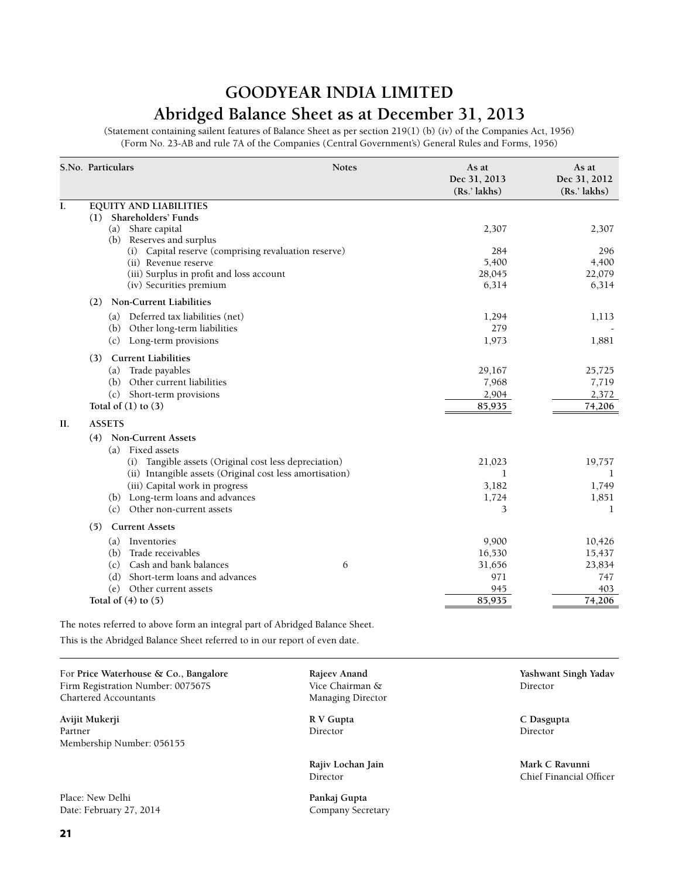# GOODYEAR INDIA LIMITED

## Abridged Balance Sheet as at December 31, 2013

(Statement containing sailent features of Balance Sheet as per section 219(1) (b) (*iv*) of the Companies Act, 1956)
(Form No. 23-AB and rule 7A of the Companies (Central Government's) General Rules and Forms, 1956)

| S.No. | Particulars | Notes | As at Dec 31, 2013 (Rs.' lakhs) | As at Dec 31, 2012 (Rs.' lakhs) |
|---|---|---|---|---|
| I. | **EQUITY AND LIABILITIES** | | | |
| | **(1) Shareholders' Funds** | | | |
| | (a) Share capital | | 2,307 | 2,307 |
| | (b) Reserves and surplus | | | |
| | (i) Capital reserve (comprising revaluation reserve) | | 284 | 296 |
| | (ii) Revenue reserve | | 5,400 | 4,400 |
| | (iii) Surplus in profit and loss account | | 28,045 | 22,079 |
| | (iv) Securities premium | | 6,314 | 6,314 |
| | **(2) Non-Current Liabilities** | | | |
| | (a) Deferred tax liabilities (net) | | 1,294 | 1,113 |
| | (b) Other long-term liabilities | | 279 | - |
| | (c) Long-term provisions | | 1,973 | 1,881 |
| | **(3) Current Liabilities** | | | |
| | (a) Trade payables | | 29,167 | 25,725 |
| | (b) Other current liabilities | | 7,968 | 7,719 |
| | (c) Short-term provisions | | 2,904 | 2,372 |
| | **Total of (1) to (3)** | | 85,935 | 74,206 |
| II. | **ASSETS** | | | |
| | **(4) Non-Current Assets** | | | |
| | (a) Fixed assets | | | |
| | (i) Tangible assets (Original cost less depreciation) | | 21,023 | 19,757 |
| | (ii) Intangible assets (Original cost less amortisation) | | 1 | 1 |
| | (iii) Capital work in progress | | 3,182 | 1,749 |
| | (b) Long-term loans and advances | | 1,724 | 1,851 |
| | (c) Other non-current assets | | 3 | 1 |
| | **(5) Current Assets** | | | |
| | (a) Inventories | | 9,900 | 10,426 |
| | (b) Trade receivables | | 16,530 | 15,437 |
| | (c) Cash and bank balances | 6 | 31,656 | 23,834 |
| | (d) Short-term loans and advances | | 971 | 747 |
| | (e) Other current assets | | 945 | 403 |
| | **Total of (4) to (5)** | | 85,935 | 74,206 |

The notes referred to above form an integral part of Abridged Balance Sheet.

This is the Abridged Balance Sheet referred to in our report of even date.

For **Price Waterhouse & Co., Bangalore**
Firm Registration Number: 007567S
Chartered Accountants

**Avijit Mukerji**
Partner
Membership Number: 056155

Place: New Delhi
Date: February 27, 2014

**Rajeev Anand**
Vice Chairman &
Managing Director

**R V Gupta**
Director

**Rajiv Lochan Jain**
Director

**Pankaj Gupta**
Company Secretary

**Yashwant Singh Yadav**
Director

**C Dasgupta**
Director

**Mark C Ravunni**
Chief Financial Officer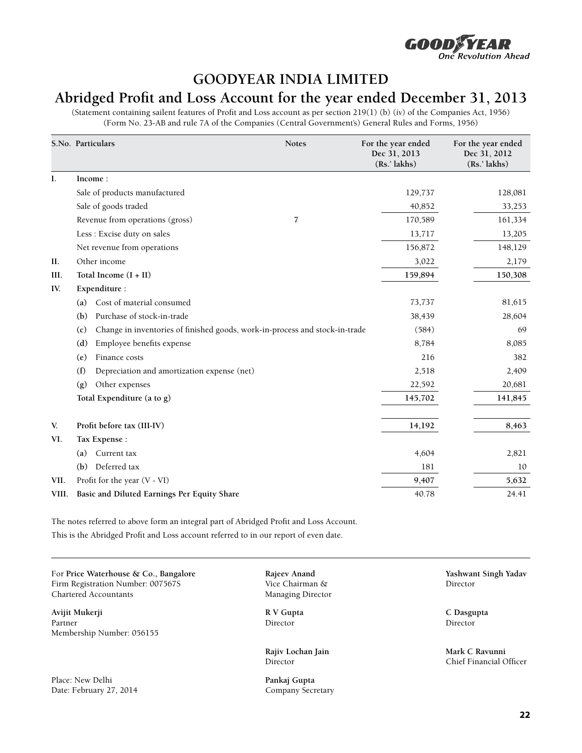GOODYEAR
One Revolution Ahead

# GOODYEAR INDIA LIMITED

## Abridged Profit and Loss Account for the year ended December 31, 2013

(Statement containing sailent features of Profit and Loss account as per section 219(1) (b) (iv) of the Companies Act, 1956)
(Form No. 23-AB and rule 7A of the Companies (Central Government's) General Rules and Forms, 1956)

| S.No. | Particulars | Notes | For the year ended Dec 31, 2013 (Rs.' lakhs) | For the year ended Dec 31, 2012 (Rs.' lakhs) |
|---|---|---|---|---|
| I. | **Income :** | | | |
| | Sale of products manufactured | | 129,737 | 128,081 |
| | Sale of goods traded | | 40,852 | 33,253 |
| | Revenue from operations (gross) | 7 | 170,589 | 161,334 |
| | Less : Excise duty on sales | | 13,717 | 13,205 |
| | Net revenue from operations | | 156,872 | 148,129 |
| II. | Other income | | 3,022 | 2,179 |
| III. | **Total Income (I + II)** | | **159,894** | **150,308** |
| IV. | **Expenditure :** | | | |
| | (a) Cost of material consumed | | 73,737 | 81,615 |
| | (b) Purchase of stock-in-trade | | 38,439 | 28,604 |
| | (c) Change in inventories of finished goods, work-in-process and stock-in-trade | | (584) | 69 |
| | (d) Employee benefits expense | | 8,784 | 8,085 |
| | (e) Finance costs | | 216 | 382 |
| | (f) Depreciation and amortization expense (net) | | 2,518 | 2,409 |
| | (g) Other expenses | | 22,592 | 20,681 |
| | **Total Expenditure (a to g)** | | **145,702** | **141,845** |
| V. | **Profit before tax (III-IV)** | | **14,192** | **8,463** |
| VI. | **Tax Expense :** | | | |
| | (a) Current tax | | 4,604 | 2,821 |
| | (b) Deferred tax | | 181 | 10 |
| VII. | Profit for the year (V - VI) | | **9,407** | **5,632** |
| VIII. | **Basic and Diluted Earnings Per Equity Share** | | 40.78 | 24.41 |

The notes referred to above form an integral part of Abridged Profit and Loss Account.

This is the Abridged Profit and Loss account referred to in our report of even date.

For **Price Waterhouse & Co., Bangalore**
Firm Registration Number: 007567S
Chartered Accountants

**Avijit Mukerji**
Partner
Membership Number: 056155

Place: New Delhi
Date: February 27, 2014

**Rajeev Anand**
Vice Chairman & Managing Director

**R V Gupta**
Director

**Rajiv Lochan Jain**
Director

**Pankaj Gupta**
Company Secretary

**Yashwant Singh Yadav**
Director

**C Dasgupta**
Director

**Mark C Ravunni**
Chief Financial Officer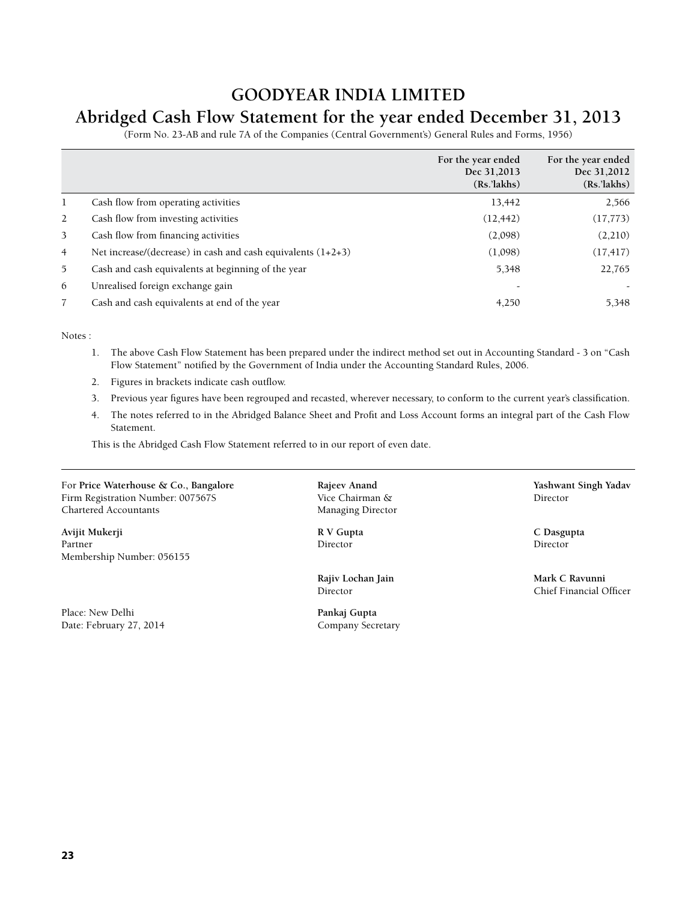# GOODYEAR INDIA LIMITED

## Abridged Cash Flow Statement for the year ended December 31, 2013

(Form No. 23-AB and rule 7A of the Companies (Central Government's) General Rules and Forms, 1956)

| | | For the year ended Dec 31,2013 (Rs.'lakhs) | For the year ended Dec 31,2012 (Rs.'lakhs) |
|---|---|---|---|
| 1 | Cash flow from operating activities | 13,442 | 2,566 |
| 2 | Cash flow from investing activities | (12,442) | (17,773) |
| 3 | Cash flow from financing activities | (2,098) | (2,210) |
| 4 | Net increase/(decrease) in cash and cash equivalents (1+2+3) | (1,098) | (17,417) |
| 5 | Cash and cash equivalents at beginning of the year | 5,348 | 22,765 |
| 6 | Unrealised foreign exchange gain | - | - |
| 7 | Cash and cash equivalents at end of the year | 4,250 | 5,348 |

Notes :

1. The above Cash Flow Statement has been prepared under the indirect method set out in Accounting Standard - 3 on "Cash Flow Statement" notified by the Government of India under the Accounting Standard Rules, 2006.
2. Figures in brackets indicate cash outflow.
3. Previous year figures have been regrouped and recasted, wherever necessary, to conform to the current year's classification.
4. The notes referred to in the Abridged Balance Sheet and Profit and Loss Account forms an integral part of the Cash Flow Statement.

This is the Abridged Cash Flow Statement referred to in our report of even date.

For **Price Waterhouse & Co., Bangalore**
Firm Registration Number: 007567S
Chartered Accountants

**Avijit Mukerji**
Partner
Membership Number: 056155

Place: New Delhi
Date: February 27, 2014

**Rajeev Anand**
Vice Chairman &
Managing Director

**R V Gupta**
Director

**Rajiv Lochan Jain**
Director

**Pankaj Gupta**
Company Secretary

**Yashwant Singh Yadav**
Director

**C Dasgupta**
Director

**Mark C Ravunni**
Chief Financial Officer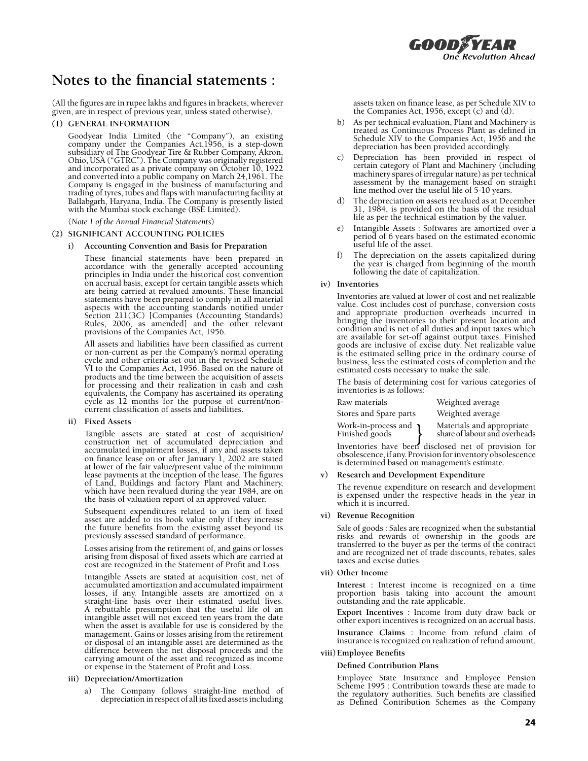# Notes to the financial statements :

(All the figures are in rupee lakhs and figures in brackets, wherever given, are in respect of previous year, unless stated otherwise).

## (1) GENERAL INFORMATION

Goodyear India Limited (the "Company"), an existing company under the Companies Act,1956, is a step-down subsidiary of The Goodyear Tire & Rubber Company, Akron, Ohio, USA ("GTRC"). The Company was originally registered and incorporated as a private company on October 10, 1922 and converted into a public company on March 24,1961. The Company is engaged in the business of manufacturing and trading of tyres, tubes and flaps with manufacturing facility at Ballabgarh, Haryana, India. The Company is presently listed with the Mumbai stock exchange (BSE Limited).

(*Note 1 of the Annual Financial Statements*)

## (2) SIGNIFICANT ACCOUNTING POLICIES

### i) Accounting Convention and Basis for Preparation

These financial statements have been prepared in accordance with the generally accepted accounting principles in India under the historical cost convention on accrual basis, except for certain tangible assets which are being carried at revalued amounts. These financial statements have been prepared to comply in all material aspects with the accounting standards notified under Section 211(3C) [Companies (Accounting Standards) Rules, 2006, as amended] and the other relevant provisions of the Companies Act, 1956.

All assets and liabilities have been classified as current or non-current as per the Company's normal operating cycle and other criteria set out in the revised Schedule VI to the Companies Act, 1956. Based on the nature of products and the time between the acquisition of assets for processing and their realization in cash and cash equivalents, the Company has ascertained its operating cycle as 12 months for the purpose of current/non-current classification of assets and liabilities.

### ii) Fixed Assets

Tangible assets are stated at cost of acquisition/ construction net of accumulated depreciation and accumulated impairment losses, if any and assets taken on finance lease on or after January 1, 2002 are stated at lower of the fair value/present value of the minimum lease payments at the inception of the lease. The figures of Land, Buildings and factory Plant and Machinery, which have been revalued during the year 1984, are on the basis of valuation report of an approved valuer.

Subsequent expenditures related to an item of fixed asset are added to its book value only if they increase the future benefits from the existing asset beyond its previously assessed standard of performance.

Losses arising from the retirement of, and gains or losses arising from disposal of fixed assets which are carried at cost are recognized in the Statement of Profit and Loss.

Intangible Assets are stated at acquisition cost, net of accumulated amortization and accumulated impairment losses, if any. Intangible assets are amortized on a straight-line basis over their estimated useful lives. A rebuttable presumption that the useful life of an intangible asset will not exceed ten years from the date when the asset is available for use is considered by the management. Gains or losses arising from the retirement or disposal of an intangible asset are determined as the difference between the net disposal proceeds and the carrying amount of the asset and recognized as income or expense in the Statement of Profit and Loss.

### iii) Depreciation/Amortization

a) The Company follows straight-line method of depreciation in respect of all its fixed assets including assets taken on finance lease, as per Schedule XIV to the Companies Act, 1956, except (c) and (d).

b) As per technical evaluation, Plant and Machinery is treated as Continuous Process Plant as defined in Schedule XIV to the Companies Act, 1956 and the depreciation has been provided accordingly.

c) Depreciation has been provided in respect of certain category of Plant and Machinery (including machinery spares of irregular nature) as per technical assessment by the management based on straight line method over the useful life of 5-10 years.

d) The depreciation on assets revalued as at December 31, 1984, is provided on the basis of the residual life as per the technical estimation by the valuer.

e) Intangible Assets : Softwares are amortized over a period of 6 years based on the estimated economic useful life of the asset.

f) The depreciation on the assets capitalized during the year is charged from beginning of the month following the date of capitalization.

### iv) Inventories

Inventories are valued at lower of cost and net realizable value. Cost includes cost of purchase, conversion costs and appropriate production overheads incurred in bringing the inventories to their present location and condition and is net of all duties and input taxes which are available for set-off against output taxes. Finished goods are inclusive of excise duty. Net realizable value is the estimated selling price in the ordinary course of business, less the estimated costs of completion and the estimated costs necessary to make the sale.

The basis of determining cost for various categories of inventories is as follows:

| | |
|---|---|
| Raw materials | Weighted average |
| Stores and Spare parts | Weighted average |
| Work-in-process and Finished goods | Materials and appropriate share of labour and overheads |

Inventories have been disclosed net of provision for obsolescence, if any. Provision for inventory obsolescence is determined based on management's estimate.

### v) Research and Development Expenditure

The revenue expenditure on research and development is expensed under the respective heads in the year in which it is incurred.

### vi) Revenue Recognition

Sale of goods : Sales are recognized when the substantial risks and rewards of ownership in the goods are transferred to the buyer as per the terms of the contract and are recognized net of trade discounts, rebates, sales taxes and excise duties.

### vii) Other Income

**Interest** : Interest income is recognized on a time proportion basis taking into account the amount outstanding and the rate applicable.

**Export Incentives** : Income from duty draw back or other export incentives is recognized on an accrual basis.

**Insurance Claims** : Income from refund claim of insurance is recognized on realization of refund amount.

### viii) Employee Benefits

**Defined Contribution Plans**

Employee State Insurance and Employee Pension Scheme 1995 : Contribution towards these are made to the regulatory authorities. Such benefits are classified as Defined Contribution Schemes as the Company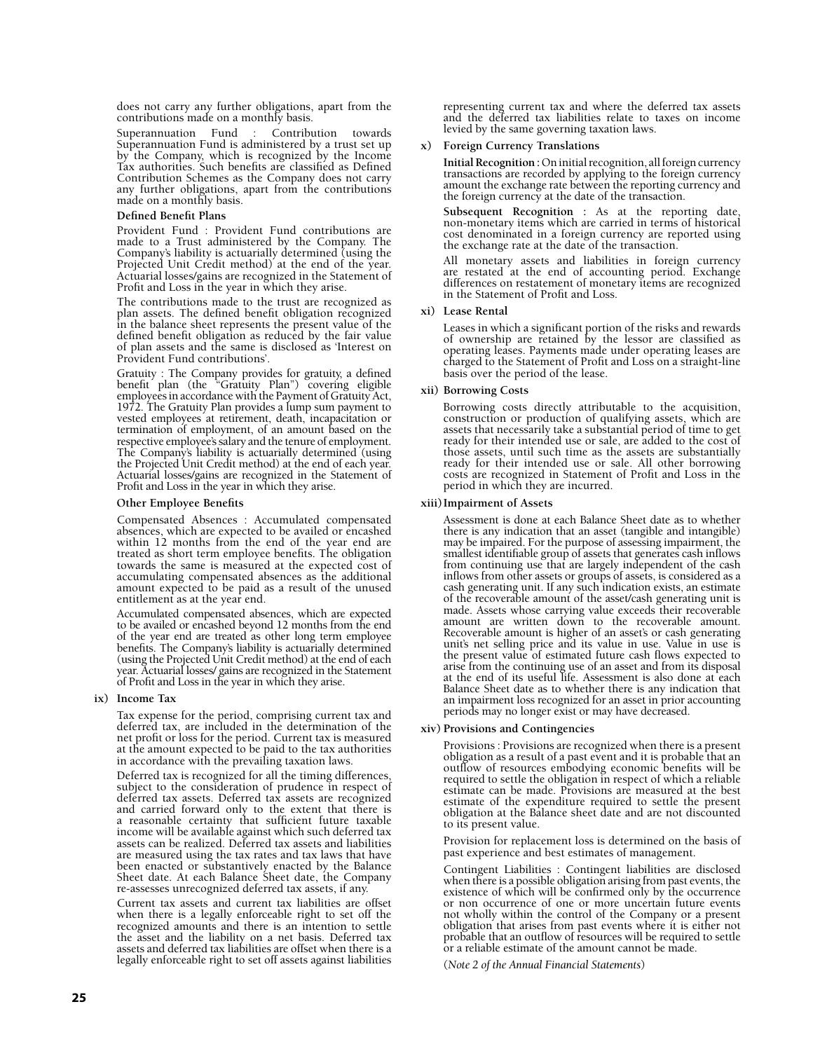does not carry any further obligations, apart from the contributions made on a monthly basis.

Superannuation Fund : Contribution towards Superannuation Fund is administered by a trust set up by the Company, which is recognized by the Income Tax authorities. Such benefits are classified as Defined Contribution Schemes as the Company does not carry any further obligations, apart from the contributions made on a monthly basis.

**Defined Benefit Plans**

Provident Fund : Provident Fund contributions are made to a Trust administered by the Company. The Company's liability is actuarially determined (using the Projected Unit Credit method) at the end of the year. Actuarial losses/gains are recognized in the Statement of Profit and Loss in the year in which they arise.

The contributions made to the trust are recognized as plan assets. The defined benefit obligation recognized in the balance sheet represents the present value of the defined benefit obligation as reduced by the fair value of plan assets and the same is disclosed as 'Interest on Provident Fund contributions'.

Gratuity : The Company provides for gratuity, a defined benefit plan (the "Gratuity Plan") covering eligible employees in accordance with the Payment of Gratuity Act, 1972. The Gratuity Plan provides a lump sum payment to vested employees at retirement, death, incapacitation or termination of employment, of an amount based on the respective employee's salary and the tenure of employment. The Company's liability is actuarially determined (using the Projected Unit Credit method) at the end of each year. Actuarial losses/gains are recognized in the Statement of Profit and Loss in the year in which they arise.

**Other Employee Benefits**

Compensated Absences : Accumulated compensated absences, which are expected to be availed or encashed within 12 months from the end of the year end are treated as short term employee benefits. The obligation towards the same is measured at the expected cost of accumulating compensated absences as the additional amount expected to be paid as a result of the unused entitlement as at the year end.

Accumulated compensated absences, which are expected to be availed or encashed beyond 12 months from the end of the year end are treated as other long term employee benefits. The Company's liability is actuarially determined (using the Projected Unit Credit method) at the end of each year. Actuarial losses/ gains are recognized in the Statement of Profit and Loss in the year in which they arise.

**ix) Income Tax**

Tax expense for the period, comprising current tax and deferred tax, are included in the determination of the net profit or loss for the period. Current tax is measured at the amount expected to be paid to the tax authorities in accordance with the prevailing taxation laws.

Deferred tax is recognized for all the timing differences, subject to the consideration of prudence in respect of deferred tax assets. Deferred tax assets are recognized and carried forward only to the extent that there is a reasonable certainty that sufficient future taxable income will be available against which such deferred tax assets can be realized. Deferred tax assets and liabilities are measured using the tax rates and tax laws that have been enacted or substantively enacted by the Balance Sheet date. At each Balance Sheet date, the Company re-assesses unrecognized deferred tax assets, if any.

Current tax assets and current tax liabilities are offset when there is a legally enforceable right to set off the recognized amounts and there is an intention to settle the asset and the liability on a net basis. Deferred tax assets and deferred tax liabilities are offset when there is a legally enforceable right to set off assets against liabilities representing current tax and where the deferred tax assets and the deferred tax liabilities relate to taxes on income levied by the same governing taxation laws.

**x) Foreign Currency Translations**

**Initial Recognition :** On initial recognition, all foreign currency transactions are recorded by applying to the foreign currency amount the exchange rate between the reporting currency and the foreign currency at the date of the transaction.

**Subsequent Recognition :** As at the reporting date, non-monetary items which are carried in terms of historical cost denominated in a foreign currency are reported using the exchange rate at the date of the transaction.

All monetary assets and liabilities in foreign currency are restated at the end of accounting period. Exchange differences on restatement of monetary items are recognized in the Statement of Profit and Loss.

**xi) Lease Rental**

Leases in which a significant portion of the risks and rewards of ownership are retained by the lessor are classified as operating leases. Payments made under operating leases are charged to the Statement of Profit and Loss on a straight-line basis over the period of the lease.

**xii) Borrowing Costs**

Borrowing costs directly attributable to the acquisition, construction or production of qualifying assets, which are assets that necessarily take a substantial period of time to get ready for their intended use or sale, are added to the cost of those assets, until such time as the assets are substantially ready for their intended use or sale. All other borrowing costs are recognized in Statement of Profit and Loss in the period in which they are incurred.

**xiii) Impairment of Assets**

Assessment is done at each Balance Sheet date as to whether there is any indication that an asset (tangible and intangible) may be impaired. For the purpose of assessing impairment, the smallest identifiable group of assets that generates cash inflows from continuing use that are largely independent of the cash inflows from other assets or groups of assets, is considered as a cash generating unit. If any such indication exists, an estimate of the recoverable amount of the asset/cash generating unit is made. Assets whose carrying value exceeds their recoverable amount are written down to the recoverable amount. Recoverable amount is higher of an asset's or cash generating unit's net selling price and its value in use. Value in use is the present value of estimated future cash flows expected to arise from the continuing use of an asset and from its disposal at the end of its useful life. Assessment is also done at each Balance Sheet date as to whether there is any indication that an impairment loss recognized for an asset in prior accounting periods may no longer exist or may have decreased.

**xiv) Provisions and Contingencies**

Provisions : Provisions are recognized when there is a present obligation as a result of a past event and it is probable that an outflow of resources embodying economic benefits will be required to settle the obligation in respect of which a reliable estimate can be made. Provisions are measured at the best estimate of the expenditure required to settle the present obligation at the Balance sheet date and are not discounted to its present value.

Provision for replacement loss is determined on the basis of past experience and best estimates of management.

Contingent Liabilities : Contingent liabilities are disclosed when there is a possible obligation arising from past events, the existence of which will be confirmed only by the occurrence or non occurrence of one or more uncertain future events not wholly within the control of the Company or a present obligation that arises from past events where it is either not probable that an outflow of resources will be required to settle or a reliable estimate of the amount cannot be made.

(*Note 2 of the Annual Financial Statements*)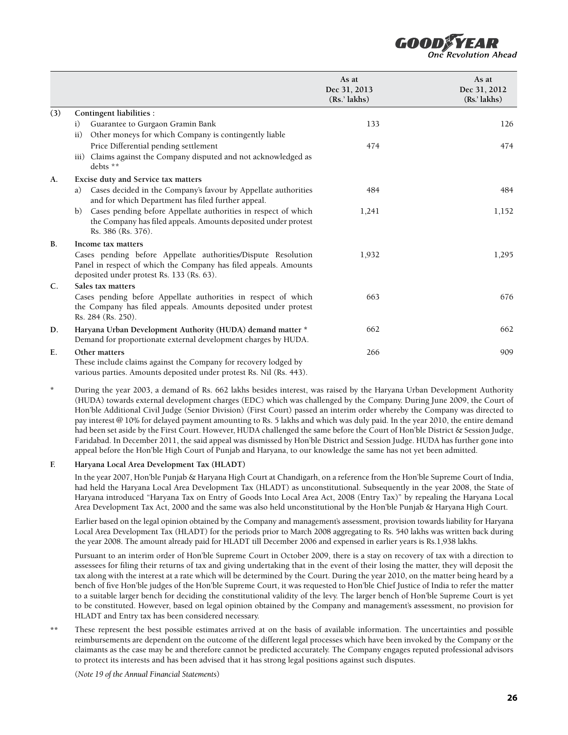| | | As at Dec 31, 2013 (Rs.' lakhs) | As at Dec 31, 2012 (Rs.' lakhs) |
|---|---|---|---|
| (3) | **Contingent liabilities :** | | |
| | i) Guarantee to Gurgaon Gramin Bank | 133 | 126 |
| | ii) Other moneys for which Company is contingently liable | | |
| | Price Differential pending settlement | 474 | 474 |
| | iii) Claims against the Company disputed and not acknowledged as debts ** | | |
| A. | **Excise duty and Service tax matters** | | |
| | a) Cases decided in the Company's favour by Appellate authorities and for which Department has filed further appeal. | 484 | 484 |
| | b) Cases pending before Appellate authorities in respect of which the Company has filed appeals. Amounts deposited under protest Rs. 386 (Rs. 376). | 1,241 | 1,152 |
| B. | **Income tax matters** | | |
| | Cases pending before Appellate authorities/Dispute Resolution Panel in respect of which the Company has filed appeals. Amounts deposited under protest Rs. 133 (Rs. 63). | 1,932 | 1,295 |
| C. | **Sales tax matters** | | |
| | Cases pending before Appellate authorities in respect of which the Company has filed appeals. Amounts deposited under protest Rs. 284 (Rs. 250). | 663 | 676 |
| D. | **Haryana Urban Development Authority (HUDA) demand matter *** Demand for proportionate external development charges by HUDA. | 662 | 662 |
| E. | **Other matters** These include claims against the Company for recovery lodged by various parties. Amounts deposited under protest Rs. Nil (Rs. 443). | 266 | 909 |

\* During the year 2003, a demand of Rs. 662 lakhs besides interest, was raised by the Haryana Urban Development Authority (HUDA) towards external development charges (EDC) which was challenged by the Company. During June 2009, the Court of Hon'ble Additional Civil Judge (Senior Division) (First Court) passed an interim order whereby the Company was directed to pay interest @ 10% for delayed payment amounting to Rs. 5 lakhs and which was duly paid. In the year 2010, the entire demand had been set aside by the First Court. However, HUDA challenged the same before the Court of Hon'ble District & Session Judge, Faridabad. In December 2011, the said appeal was dismissed by Hon'ble District and Session Judge. HUDA has further gone into appeal before the Hon'ble High Court of Punjab and Haryana, to our knowledge the same has not yet been admitted.

**F. Haryana Local Area Development Tax (HLADT)**

In the year 2007, Hon'ble Punjab & Haryana High Court at Chandigarh, on a reference from the Hon'ble Supreme Court of India, had held the Haryana Local Area Development Tax (HLADT) as unconstitutional. Subsequently in the year 2008, the State of Haryana introduced "Haryana Tax on Entry of Goods Into Local Area Act, 2008 (Entry Tax)" by repealing the Haryana Local Area Development Tax Act, 2000 and the same was also held unconstitutional by the Hon'ble Punjab & Haryana High Court.

Earlier based on the legal opinion obtained by the Company and management's assessment, provision towards liability for Haryana Local Area Development Tax (HLADT) for the periods prior to March 2008 aggregating to Rs. 540 lakhs was written back during the year 2008. The amount already paid for HLADT till December 2006 and expensed in earlier years is Rs.1,938 lakhs.

Pursuant to an interim order of Hon'ble Supreme Court in October 2009, there is a stay on recovery of tax with a direction to assessees for filing their returns of tax and giving undertaking that in the event of their losing the matter, they will deposit the tax along with the interest at a rate which will be determined by the Court. During the year 2010, on the matter being heard by a bench of five Hon'ble judges of the Hon'ble Supreme Court, it was requested to Hon'ble Chief Justice of India to refer the matter to a suitable larger bench for deciding the constitutional validity of the levy. The larger bench of Hon'ble Supreme Court is yet to be constituted. However, based on legal opinion obtained by the Company and management's assessment, no provision for HLADT and Entry tax has been considered necessary.

\*\* These represent the best possible estimates arrived at on the basis of available information. The uncertainties and possible reimbursements are dependent on the outcome of the different legal processes which have been invoked by the Company or the claimants as the case may be and therefore cannot be predicted accurately. The Company engages reputed professional advisors to protect its interests and has been advised that it has strong legal positions against such disputes.

(*Note 19 of the Annual Financial Statements*)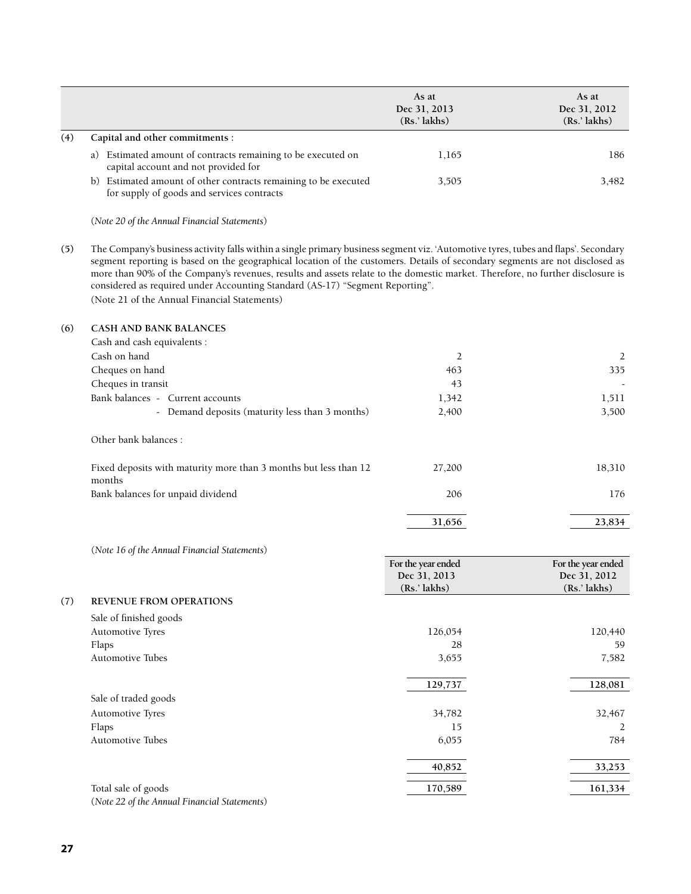| | | As at Dec 31, 2013 (Rs.' lakhs) | As at Dec 31, 2012 (Rs.' lakhs) |
|---|---|---|---|
| (4) | **Capital and other commitments :** | | |
| | a) Estimated amount of contracts remaining to be executed on capital account and not provided for | 1,165 | 186 |
| | b) Estimated amount of other contracts remaining to be executed for supply of goods and services contracts | 3,505 | 3,482 |

(*Note 20 of the Annual Financial Statements*)

(5) The Company's business activity falls within a single primary business segment viz. 'Automotive tyres, tubes and flaps'. Secondary segment reporting is based on the geographical location of the customers. Details of secondary segments are not disclosed as more than 90% of the Company's revenues, results and assets relate to the domestic market. Therefore, no further disclosure is considered as required under Accounting Standard (AS-17) "Segment Reporting".

(Note 21 of the Annual Financial Statements)

| | | As at Dec 31, 2013 (Rs.' lakhs) | As at Dec 31, 2012 (Rs.' lakhs) |
|---|---|---|---|
| (6) | **CASH AND BANK BALANCES** | | |
| | Cash and cash equivalents : | | |
| | Cash on hand | 2 | 2 |
| | Cheques on hand | 463 | 335 |
| | Cheques in transit | 43 | - |
| | Bank balances - Current accounts | 1,342 | 1,511 |
| | - Demand deposits (maturity less than 3 months) | 2,400 | 3,500 |
| | Other bank balances : | | |
| | Fixed deposits with maturity more than 3 months but less than 12 months | 27,200 | 18,310 |
| | Bank balances for unpaid dividend | 206 | 176 |
| | | **31,656** | **23,834** |

(*Note 16 of the Annual Financial Statements*)

| | | For the year ended Dec 31, 2013 (Rs.' lakhs) | For the year ended Dec 31, 2012 (Rs.' lakhs) |
|---|---|---|---|
| (7) | **REVENUE FROM OPERATIONS** | | |
| | Sale of finished goods | | |
| | Automotive Tyres | 126,054 | 120,440 |
| | Flaps | 28 | 59 |
| | Automotive Tubes | 3,655 | 7,582 |
| | | **129,737** | **128,081** |
| | Sale of traded goods | | |
| | Automotive Tyres | 34,782 | 32,467 |
| | Flaps | 15 | 2 |
| | Automotive Tubes | 6,055 | 784 |
| | | **40,852** | **33,253** |
| | Total sale of goods | **170,589** | **161,334** |

(*Note 22 of the Annual Financial Statements*)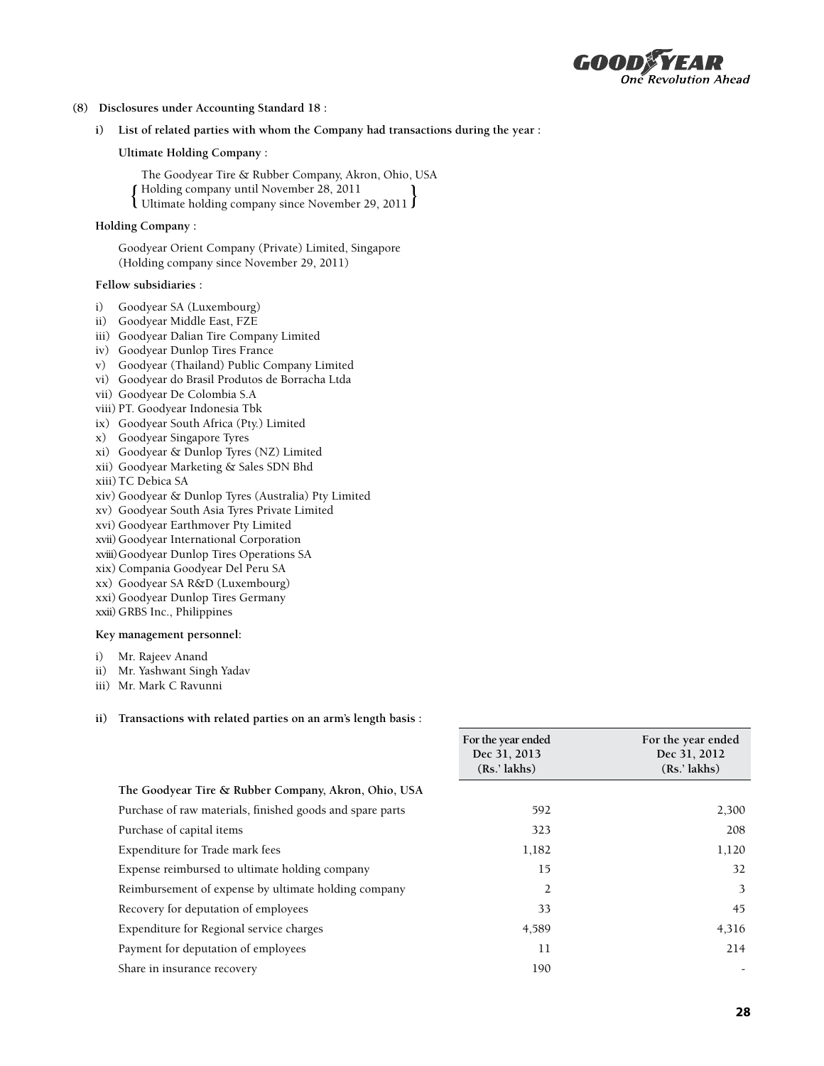**(8) Disclosures under Accounting Standard 18 :**

**i) List of related parties with whom the Company had transactions during the year :**

**Ultimate Holding Company :**

The Goodyear Tire & Rubber Company, Akron, Ohio, USA
{ Holding company until November 28, 2011
Ultimate holding company since November 29, 2011 }

**Holding Company :**

Goodyear Orient Company (Private) Limited, Singapore
(Holding company since November 29, 2011)

**Fellow subsidiaries :**

i) Goodyear SA (Luxembourg)
ii) Goodyear Middle East, FZE
iii) Goodyear Dalian Tire Company Limited
iv) Goodyear Dunlop Tires France
v) Goodyear (Thailand) Public Company Limited
vi) Goodyear do Brasil Produtos de Borracha Ltda
vii) Goodyear De Colombia S.A
viii) PT. Goodyear Indonesia Tbk
ix) Goodyear South Africa (Pty.) Limited
x) Goodyear Singapore Tyres
xi) Goodyear & Dunlop Tyres (NZ) Limited
xii) Goodyear Marketing & Sales SDN Bhd
xiii) TC Debica SA
xiv) Goodyear & Dunlop Tyres (Australia) Pty Limited
xv) Goodyear South Asia Tyres Private Limited
xvi) Goodyear Earthmover Pty Limited
xvii) Goodyear International Corporation
xviii) Goodyear Dunlop Tires Operations SA
xix) Compania Goodyear Del Peru SA
xx) Goodyear SA R&D (Luxembourg)
xxi) Goodyear Dunlop Tires Germany
xxii) GRBS Inc., Philippines

**Key management personnel:**

i) Mr. Rajeev Anand
ii) Mr. Yashwant Singh Yadav
iii) Mr. Mark C Ravunni

**ii) Transactions with related parties on an arm's length basis :**

| | For the year ended Dec 31, 2013 (Rs.' lakhs) | For the year ended Dec 31, 2012 (Rs.' lakhs) |
|---|---|---|
| **The Goodyear Tire & Rubber Company, Akron, Ohio, USA** | | |
| Purchase of raw materials, finished goods and spare parts | 592 | 2,300 |
| Purchase of capital items | 323 | 208 |
| Expenditure for Trade mark fees | 1,182 | 1,120 |
| Expense reimbursed to ultimate holding company | 15 | 32 |
| Reimbursement of expense by ultimate holding company | 2 | 3 |
| Recovery for deputation of employees | 33 | 45 |
| Expenditure for Regional service charges | 4,589 | 4,316 |
| Payment for deputation of employees | 11 | 214 |
| Share in insurance recovery | 190 | - |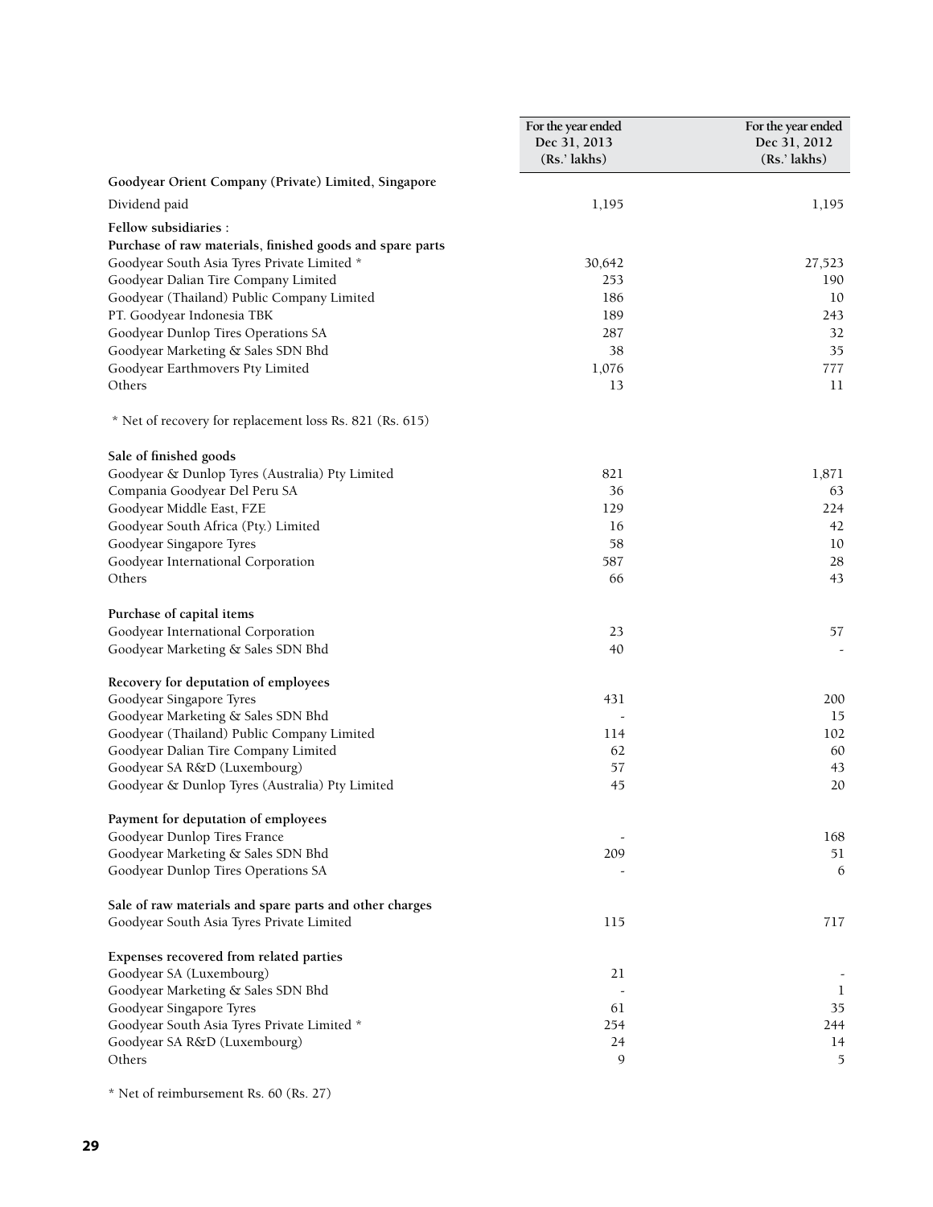| | For the year ended Dec 31, 2013 (Rs.' lakhs) | For the year ended Dec 31, 2012 (Rs.' lakhs) |
|---|---|---|
| **Goodyear Orient Company (Private) Limited, Singapore** | | |
| Dividend paid | 1,195 | 1,195 |
| **Fellow subsidiaries :** | | |
| **Purchase of raw materials, finished goods and spare parts** | | |
| Goodyear South Asia Tyres Private Limited * | 30,642 | 27,523 |
| Goodyear Dalian Tire Company Limited | 253 | 190 |
| Goodyear (Thailand) Public Company Limited | 186 | 10 |
| PT. Goodyear Indonesia TBK | 189 | 243 |
| Goodyear Dunlop Tires Operations SA | 287 | 32 |
| Goodyear Marketing & Sales SDN Bhd | 38 | 35 |
| Goodyear Earthmovers Pty Limited | 1,076 | 777 |
| Others | 13 | 11 |
| * Net of recovery for replacement loss Rs. 821 (Rs. 615) | | |
| **Sale of finished goods** | | |
| Goodyear & Dunlop Tyres (Australia) Pty Limited | 821 | 1,871 |
| Compania Goodyear Del Peru SA | 36 | 63 |
| Goodyear Middle East, FZE | 129 | 224 |
| Goodyear South Africa (Pty.) Limited | 16 | 42 |
| Goodyear Singapore Tyres | 58 | 10 |
| Goodyear International Corporation | 587 | 28 |
| Others | 66 | 43 |
| **Purchase of capital items** | | |
| Goodyear International Corporation | 23 | 57 |
| Goodyear Marketing & Sales SDN Bhd | 40 | - |
| **Recovery for deputation of employees** | | |
| Goodyear Singapore Tyres | 431 | 200 |
| Goodyear Marketing & Sales SDN Bhd | - | 15 |
| Goodyear (Thailand) Public Company Limited | 114 | 102 |
| Goodyear Dalian Tire Company Limited | 62 | 60 |
| Goodyear SA R&D (Luxembourg) | 57 | 43 |
| Goodyear & Dunlop Tyres (Australia) Pty Limited | 45 | 20 |
| **Payment for deputation of employees** | | |
| Goodyear Dunlop Tires France | - | 168 |
| Goodyear Marketing & Sales SDN Bhd | 209 | 51 |
| Goodyear Dunlop Tires Operations SA | - | 6 |
| **Sale of raw materials and spare parts and other charges** | | |
| Goodyear South Asia Tyres Private Limited | 115 | 717 |
| **Expenses recovered from related parties** | | |
| Goodyear SA (Luxembourg) | 21 | - |
| Goodyear Marketing & Sales SDN Bhd | - | 1 |
| Goodyear Singapore Tyres | 61 | 35 |
| Goodyear South Asia Tyres Private Limited * | 254 | 244 |
| Goodyear SA R&D (Luxembourg) | 24 | 14 |
| Others | 9 | 5 |

* Net of reimbursement Rs. 60 (Rs. 27)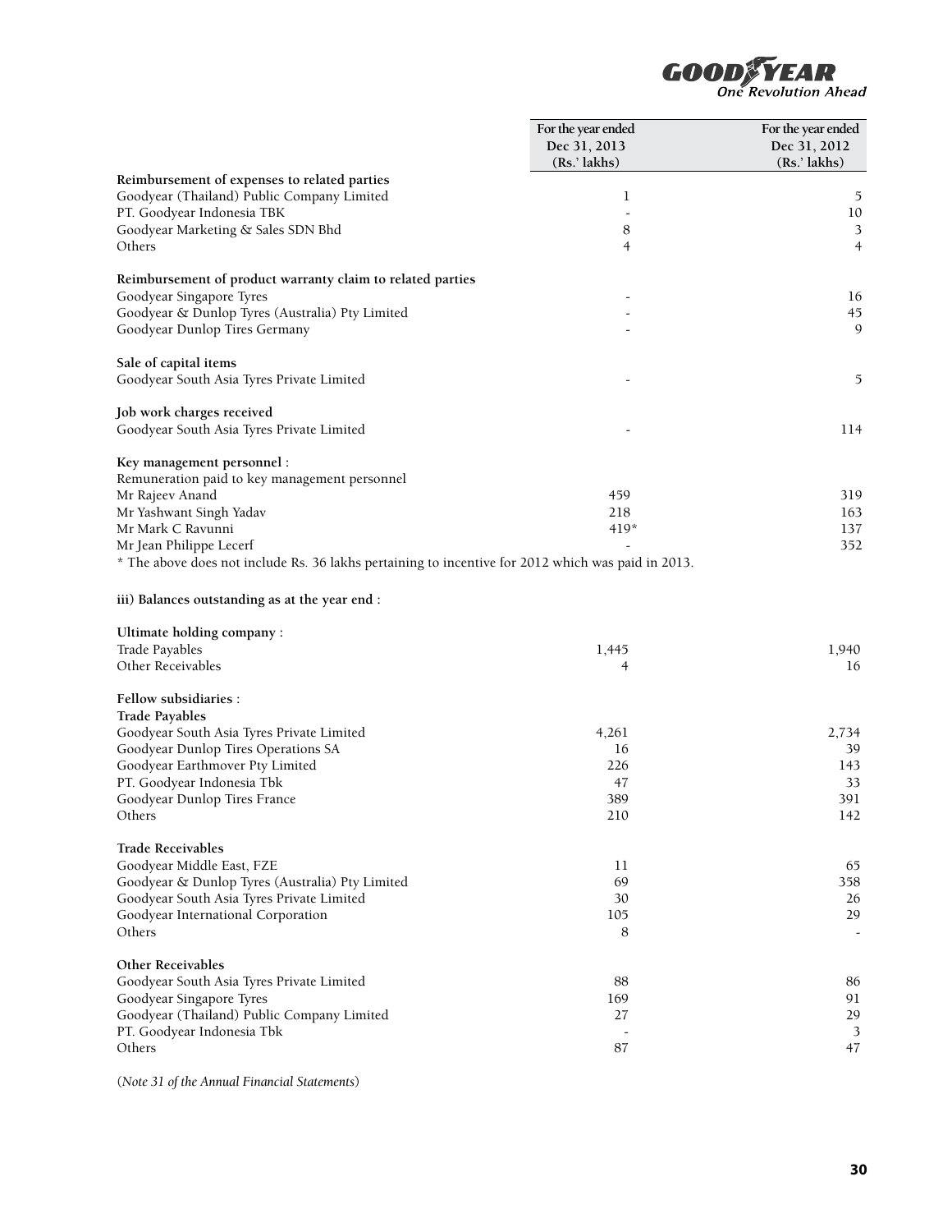| | For the year ended Dec 31, 2013 (Rs.' lakhs) | For the year ended Dec 31, 2012 (Rs.' lakhs) |
|---|---|---|
| **Reimbursement of expenses to related parties** | | |
| Goodyear (Thailand) Public Company Limited | 1 | 5 |
| PT. Goodyear Indonesia TBK | - | 10 |
| Goodyear Marketing & Sales SDN Bhd | 8 | 3 |
| Others | 4 | 4 |
| **Reimbursement of product warranty claim to related parties** | | |
| Goodyear Singapore Tyres | - | 16 |
| Goodyear & Dunlop Tyres (Australia) Pty Limited | - | 45 |
| Goodyear Dunlop Tires Germany | - | 9 |
| **Sale of capital items** | | |
| Goodyear South Asia Tyres Private Limited | - | 5 |
| **Job work charges received** | | |
| Goodyear South Asia Tyres Private Limited | - | 114 |
| **Key management personnel :** | | |
| Remuneration paid to key management personnel | | |
| Mr Rajeev Anand | 459 | 319 |
| Mr Yashwant Singh Yadav | 218 | 163 |
| Mr Mark C Ravunni | 419* | 137 |
| Mr Jean Philippe Lecerf | - | 352 |

\* The above does not include Rs. 36 lakhs pertaining to incentive for 2012 which was paid in 2013.

**iii) Balances outstanding as at the year end :**

| | For the year ended Dec 31, 2013 (Rs.' lakhs) | For the year ended Dec 31, 2012 (Rs.' lakhs) |
|---|---|---|
| **Ultimate holding company :** | | |
| Trade Payables | 1,445 | 1,940 |
| Other Receivables | 4 | 16 |
| **Fellow subsidiaries :** | | |
| **Trade Payables** | | |
| Goodyear South Asia Tyres Private Limited | 4,261 | 2,734 |
| Goodyear Dunlop Tires Operations SA | 16 | 39 |
| Goodyear Earthmover Pty Limited | 226 | 143 |
| PT. Goodyear Indonesia Tbk | 47 | 33 |
| Goodyear Dunlop Tires France | 389 | 391 |
| Others | 210 | 142 |
| **Trade Receivables** | | |
| Goodyear Middle East, FZE | 11 | 65 |
| Goodyear & Dunlop Tyres (Australia) Pty Limited | 69 | 358 |
| Goodyear South Asia Tyres Private Limited | 30 | 26 |
| Goodyear International Corporation | 105 | 29 |
| Others | 8 | - |
| **Other Receivables** | | |
| Goodyear South Asia Tyres Private Limited | 88 | 86 |
| Goodyear Singapore Tyres | 169 | 91 |
| Goodyear (Thailand) Public Company Limited | 27 | 29 |
| PT. Goodyear Indonesia Tbk | - | 3 |
| Others | 87 | 47 |

*(Note 31 of the Annual Financial Statements)*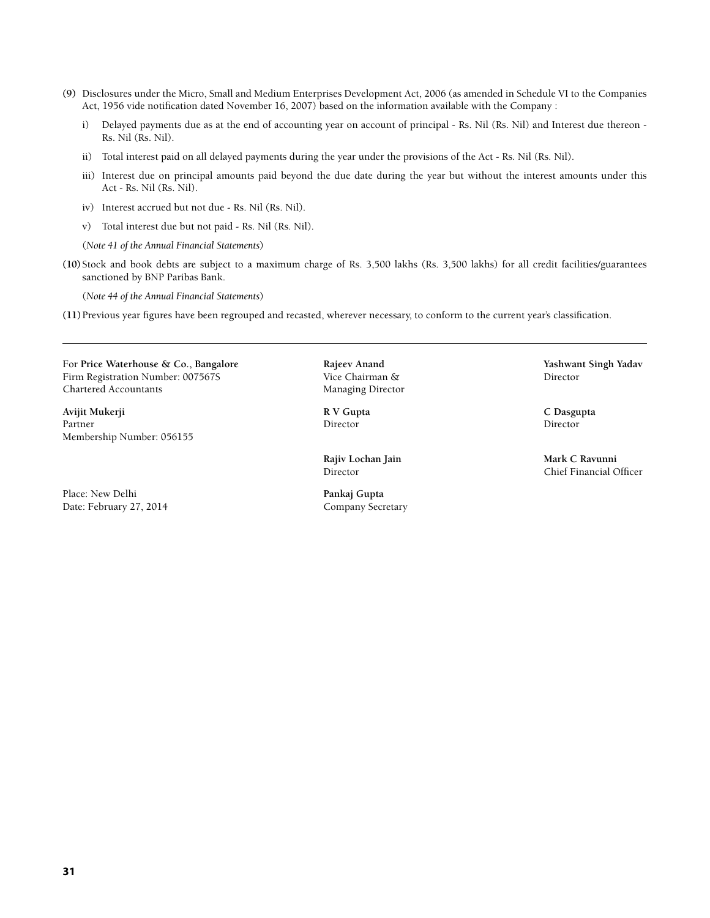**(9)** Disclosures under the Micro, Small and Medium Enterprises Development Act, 2006 (as amended in Schedule VI to the Companies Act, 1956 vide notification dated November 16, 2007) based on the information available with the Company :

i) Delayed payments due as at the end of accounting year on account of principal - Rs. Nil (Rs. Nil) and Interest due thereon - Rs. Nil (Rs. Nil).

ii) Total interest paid on all delayed payments during the year under the provisions of the Act - Rs. Nil (Rs. Nil).

iii) Interest due on principal amounts paid beyond the due date during the year but without the interest amounts under this Act - Rs. Nil (Rs. Nil).

iv) Interest accrued but not due - Rs. Nil (Rs. Nil).

v) Total interest due but not paid - Rs. Nil (Rs. Nil).

(*Note 41 of the Annual Financial Statements*)

**(10)** Stock and book debts are subject to a maximum charge of Rs. 3,500 lakhs (Rs. 3,500 lakhs) for all credit facilities/guarantees sanctioned by BNP Paribas Bank.

(*Note 44 of the Annual Financial Statements*)

**(11)** Previous year figures have been regrouped and recasted, wherever necessary, to conform to the current year's classification.

---

For **Price Waterhouse & Co., Bangalore**
Firm Registration Number: 007567S
Chartered Accountants

**Avijit Mukerji**
Partner
Membership Number: 056155

Place: New Delhi
Date: February 27, 2014

**Rajeev Anand**
Vice Chairman &
Managing Director

**R V Gupta**
Director

**Rajiv Lochan Jain**
Director

**Pankaj Gupta**
Company Secretary

**Yashwant Singh Yadav**
Director

**C Dasgupta**
Director

**Mark C Ravunni**
Chief Financial Officer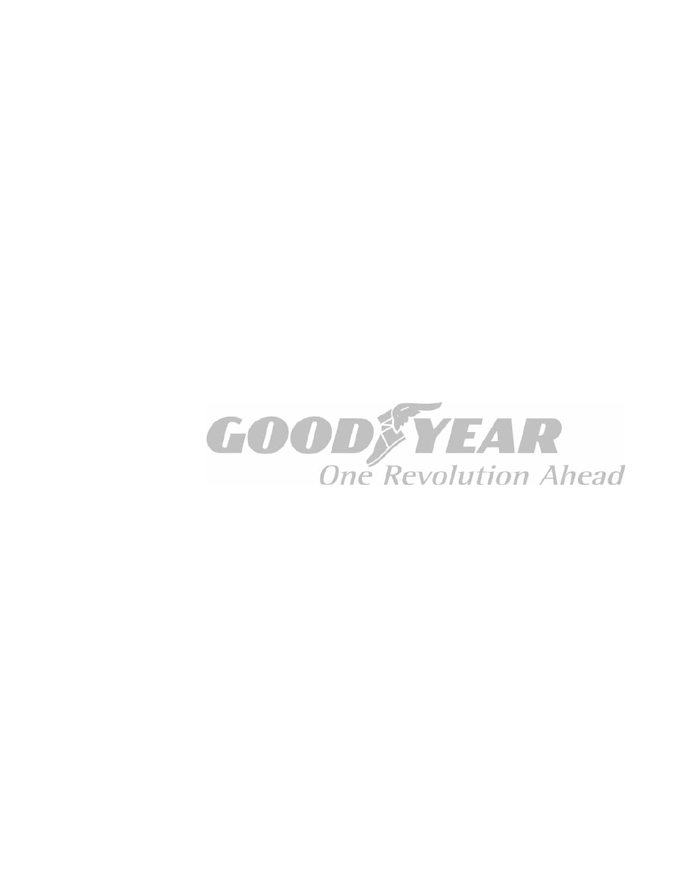GOODYEAR

One Revolution Ahead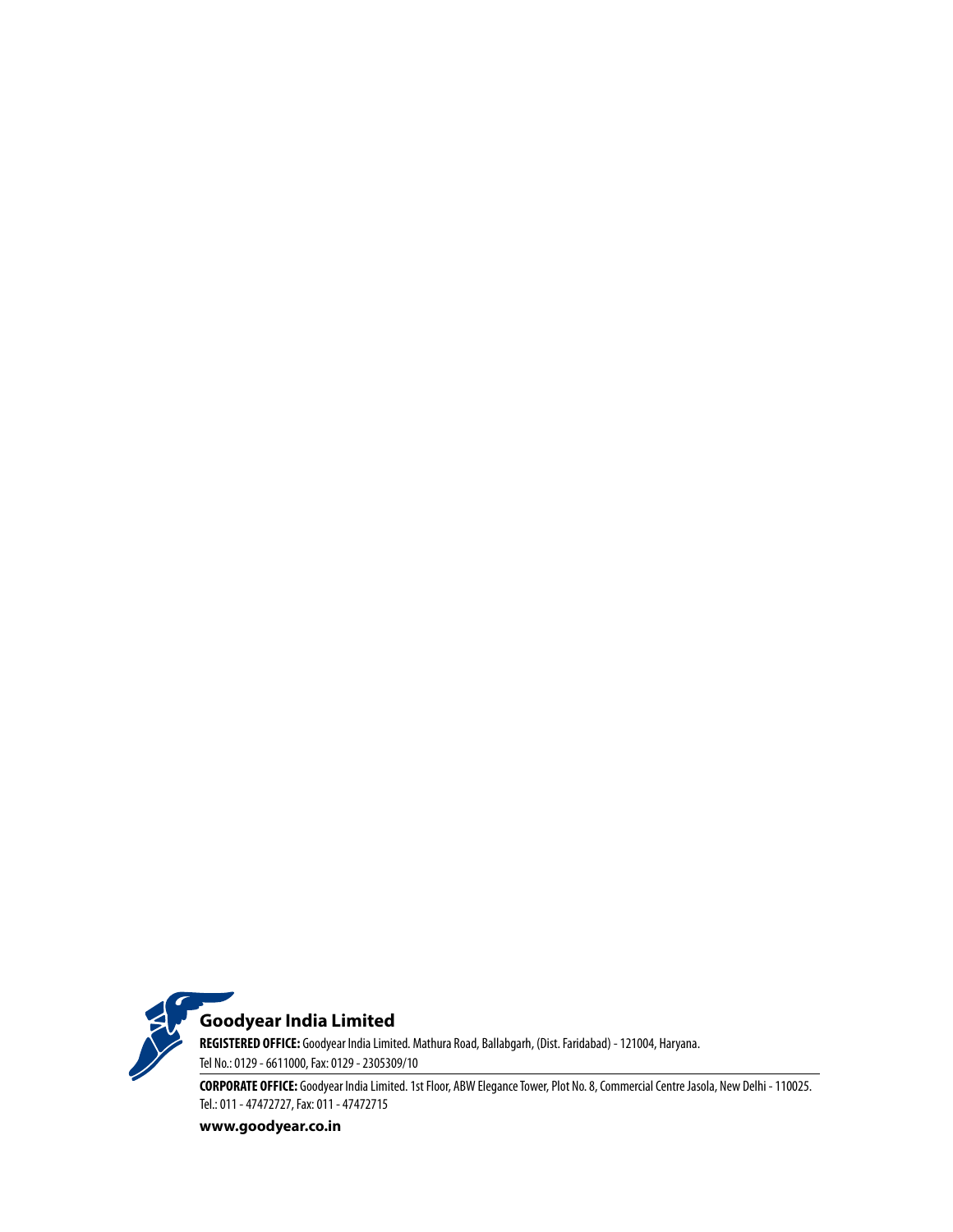**Goodyear India Limited**

**REGISTERED OFFICE:** Goodyear India Limited. Mathura Road, Ballabgarh, (Dist. Faridabad) - 121004, Haryana.
Tel No.: 0129 - 6611000, Fax: 0129 - 2305309/10

**CORPORATE OFFICE:** Goodyear India Limited. 1st Floor, ABW Elegance Tower, Plot No. 8, Commercial Centre Jasola, New Delhi - 110025.
Tel.: 011 - 47472727, Fax: 011 - 47472715

**www.goodyear.co.in**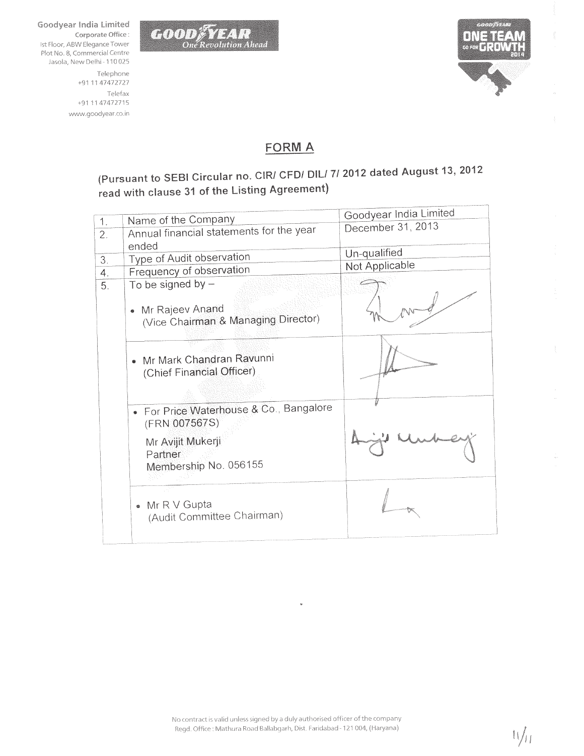Goodyear India Limited
Corporate Office :
Ist Floor, ABW Elegance Tower
Plot No. 8, Commercial Centre
Jasola, New Delhi - 110 025

Telephone
+91 11 47472727
Telefax
+91 11 47472715
www.goodyear.co.in

GOODYEAR
One Revolution Ahead

GOODYEAR ONE TEAM GO FOR GROWTH 2014

## FORM A

**(Pursuant to SEBI Circular no. CIR/ CFD/ DIL/ 7/ 2012 dated August 13, 2012 read with clause 31 of the Listing Agreement)**

| | | |
|---|---|---|
| 1. | Name of the Company | Goodyear India Limited |
| 2. | Annual financial statements for the year ended | December 31, 2013 |
| 3. | Type of Audit observation | Un-qualified |
| 4. | Frequency of observation | Not Applicable |
| 5. | To be signed by –<br>• Mr Rajeev Anand<br>(Vice Chairman & Managing Director) | |
| | • Mr Mark Chandran Ravunni<br>(Chief Financial Officer) | |
| | • For Price Waterhouse & Co., Bangalore<br>(FRN 007567S)<br>Mr Avijit Mukerji<br>Partner<br>Membership No. 056155 | |
| | • Mr R V Gupta<br>(Audit Committee Chairman) | |

No contract is valid unless signed by a duly authorised officer of the company
Regd. Office : Mathura Road Ballabgarh, Dist. Faridabad - 121 004, (Haryana)